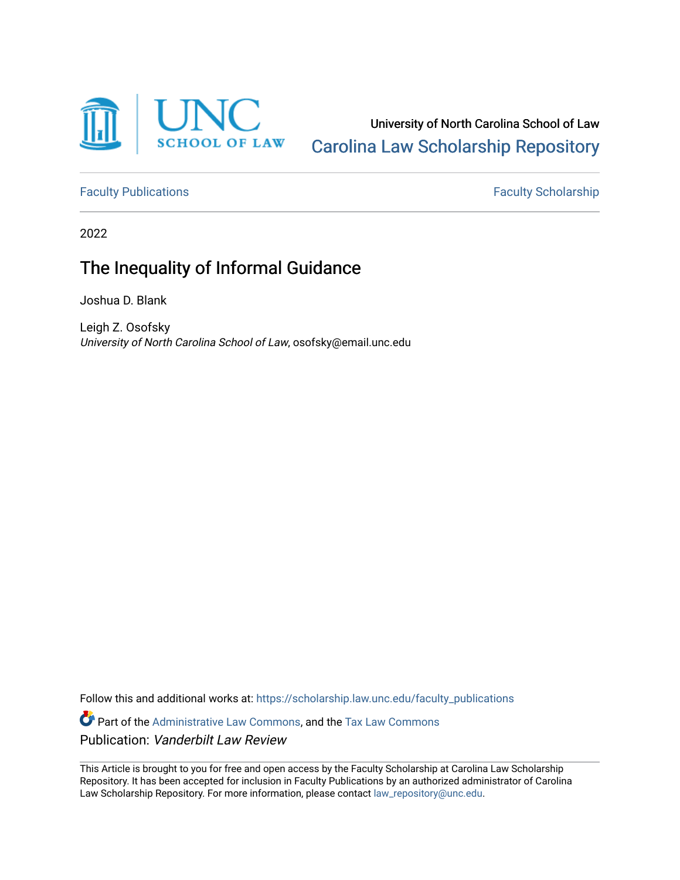University of North Carolina School of Law

Carolina Law Scholarship Repository

Faculty Publications

Faculty Scholarship

2022

# The Inequality of Informal Guidance

Joshua D. Blank

Leigh Z. Osofsky
*University of North Carolina School of Law*, osofsky@email.unc.edu

Follow this and additional works at: https://scholarship.law.unc.edu/faculty_publications

Part of the Administrative Law Commons, and the Tax Law Commons

Publication: *Vanderbilt Law Review*

This Article is brought to you for free and open access by the Faculty Scholarship at Carolina Law Scholarship Repository. It has been accepted for inclusion in Faculty Publications by an authorized administrator of Carolina Law Scholarship Repository. For more information, please contact law_repository@unc.edu.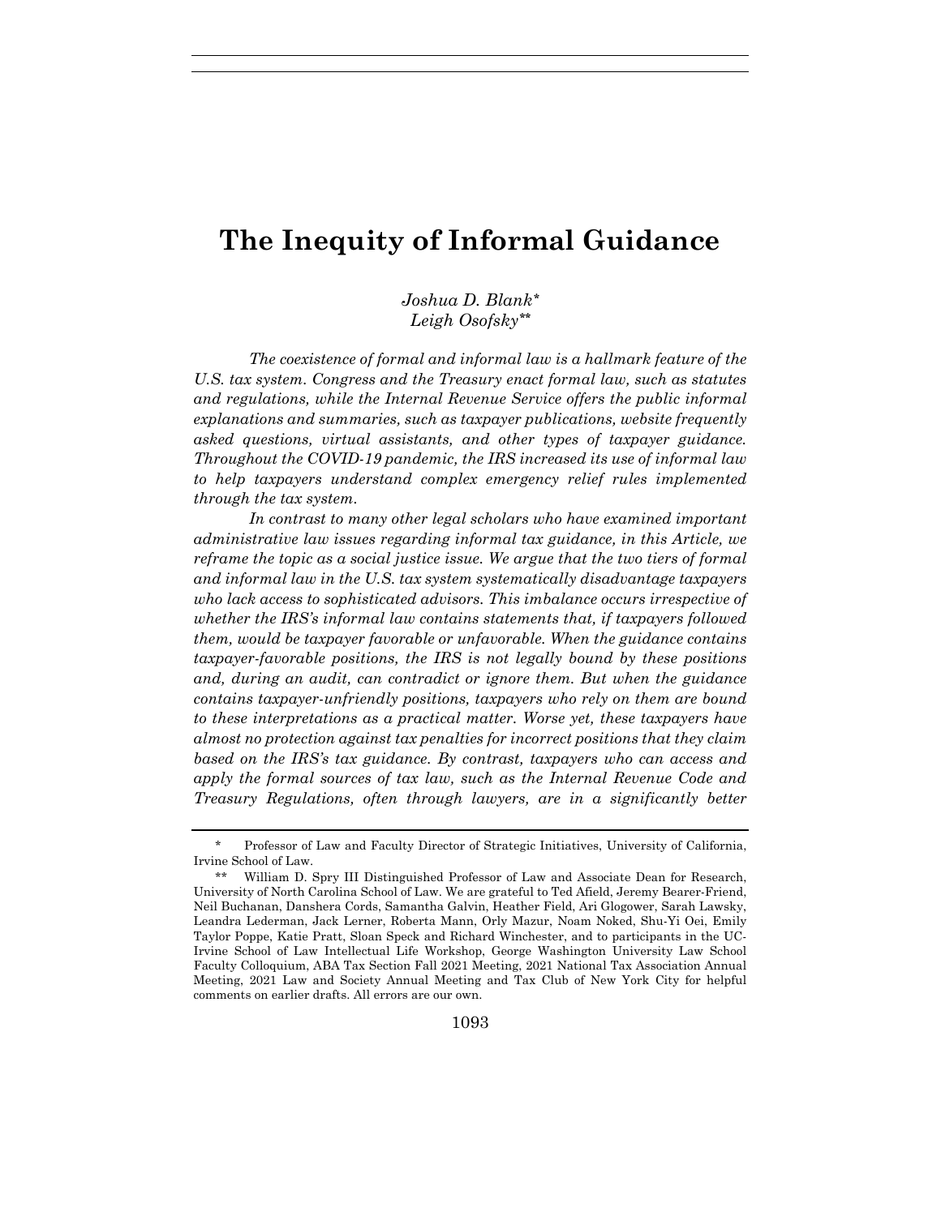# The Inequity of Informal Guidance

*Joshua D. Blank\**
*Leigh Osofsky\*\**

*The coexistence of formal and informal law is a hallmark feature of the U.S. tax system. Congress and the Treasury enact formal law, such as statutes and regulations, while the Internal Revenue Service offers the public informal explanations and summaries, such as taxpayer publications, website frequently asked questions, virtual assistants, and other types of taxpayer guidance. Throughout the COVID-19 pandemic, the IRS increased its use of informal law to help taxpayers understand complex emergency relief rules implemented through the tax system.*

*In contrast to many other legal scholars who have examined important administrative law issues regarding informal tax guidance, in this Article, we reframe the topic as a social justice issue. We argue that the two tiers of formal and informal law in the U.S. tax system systematically disadvantage taxpayers who lack access to sophisticated advisors. This imbalance occurs irrespective of whether the IRS's informal law contains statements that, if taxpayers followed them, would be taxpayer favorable or unfavorable. When the guidance contains taxpayer-favorable positions, the IRS is not legally bound by these positions and, during an audit, can contradict or ignore them. But when the guidance contains taxpayer-unfriendly positions, taxpayers who rely on them are bound to these interpretations as a practical matter. Worse yet, these taxpayers have almost no protection against tax penalties for incorrect positions that they claim based on the IRS's tax guidance. By contrast, taxpayers who can access and apply the formal sources of tax law, such as the Internal Revenue Code and Treasury Regulations, often through lawyers, are in a significantly better*

---

\* Professor of Law and Faculty Director of Strategic Initiatives, University of California, Irvine School of Law.

\*\* William D. Spry III Distinguished Professor of Law and Associate Dean for Research, University of North Carolina School of Law. We are grateful to Ted Afield, Jeremy Bearer-Friend, Neil Buchanan, Danshera Cords, Samantha Galvin, Heather Field, Ari Glogower, Sarah Lawsky, Leandra Lederman, Jack Lerner, Roberta Mann, Orly Mazur, Noam Noked, Shu-Yi Oei, Emily Taylor Poppe, Katie Pratt, Sloan Speck and Richard Winchester, and to participants in the UC-Irvine School of Law Intellectual Life Workshop, George Washington University Law School Faculty Colloquium, ABA Tax Section Fall 2021 Meeting, 2021 National Tax Association Annual Meeting, 2021 Law and Society Annual Meeting and Tax Club of New York City for helpful comments on earlier drafts. All errors are our own.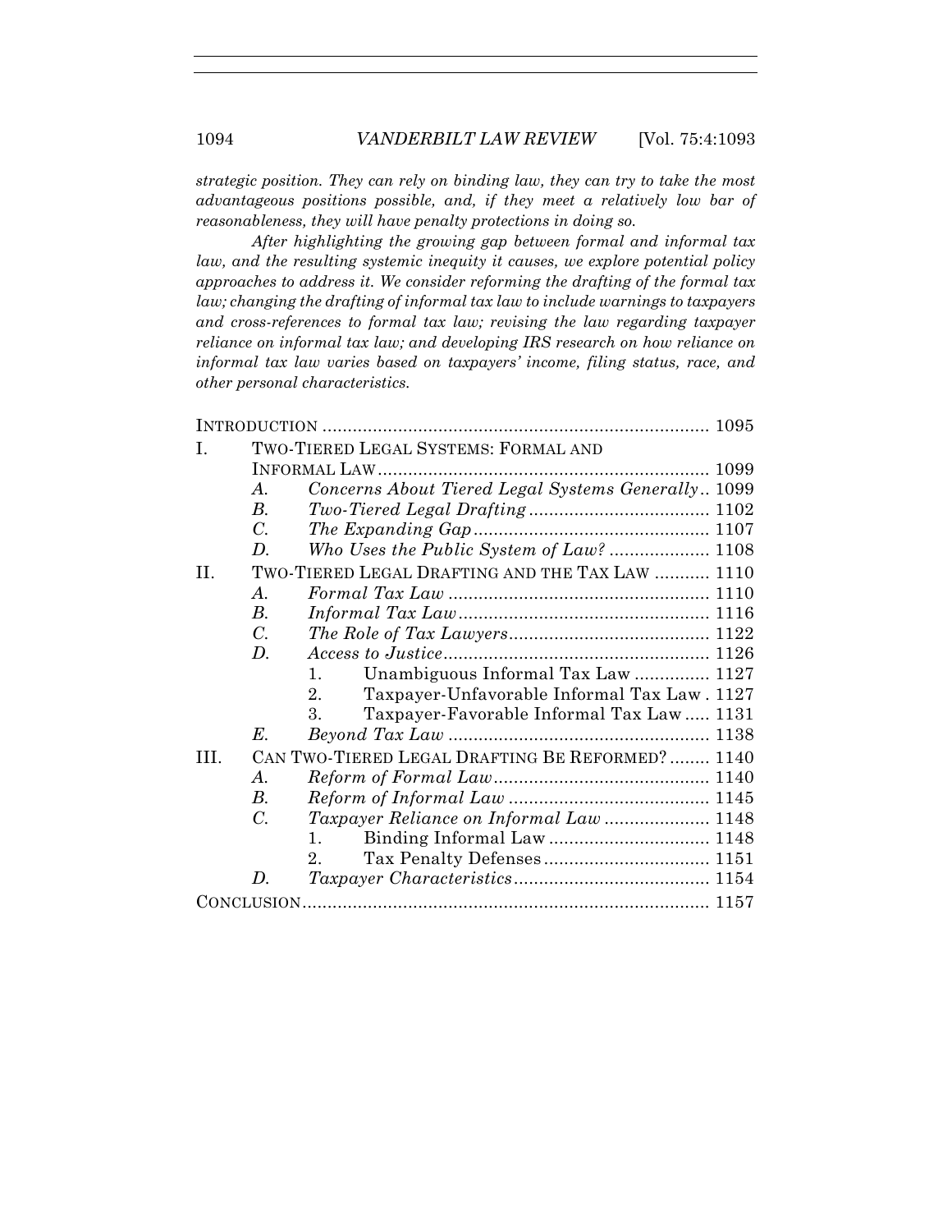*strategic position. They can rely on binding law, they can try to take the most advantageous positions possible, and, if they meet a relatively low bar of reasonableness, they will have penalty protections in doing so.*

*After highlighting the growing gap between formal and informal tax law, and the resulting systemic inequity it causes, we explore potential policy approaches to address it. We consider reforming the drafting of the formal tax law; changing the drafting of informal tax law to include warnings to taxpayers and cross-references to formal tax law; revising the law regarding taxpayer reliance on informal tax law; and developing IRS research on how reliance on informal tax law varies based on taxpayers' income, filing status, race, and other personal characteristics.*

INTRODUCTION ............................................................................ 1095

I. TWO-TIERED LEGAL SYSTEMS: FORMAL AND INFORMAL LAW .................................................................. 1099
   - A. *Concerns About Tiered Legal Systems Generally* .. 1099
   - B. *Two-Tiered Legal Drafting* .................................... 1102
   - C. *The Expanding Gap* ............................................... 1107
   - D. *Who Uses the Public System of Law?* .................... 1108

II. TWO-TIERED LEGAL DRAFTING AND THE TAX LAW ........... 1110
   - A. *Formal Tax Law* .................................................... 1110
   - B. *Informal Tax Law* .................................................. 1116
   - C. *The Role of Tax Lawyers* ........................................ 1122
   - D. *Access to Justice* ..................................................... 1126
     1. Unambiguous Informal Tax Law ............... 1127
     2. Taxpayer-Unfavorable Informal Tax Law . 1127
     3. Taxpayer-Favorable Informal Tax Law ..... 1131
   - E. *Beyond Tax Law* .................................................... 1138

III. CAN TWO-TIERED LEGAL DRAFTING BE REFORMED? ........ 1140
   - A. *Reform of Formal Law* ........................................... 1140
   - B. *Reform of Informal Law* ........................................ 1145
   - C. *Taxpayer Reliance on Informal Law* ..................... 1148
     1. Binding Informal Law ................................ 1148
     2. Tax Penalty Defenses ................................. 1151
   - D. *Taxpayer Characteristics* ....................................... 1154

CONCLUSION ................................................................................ 1157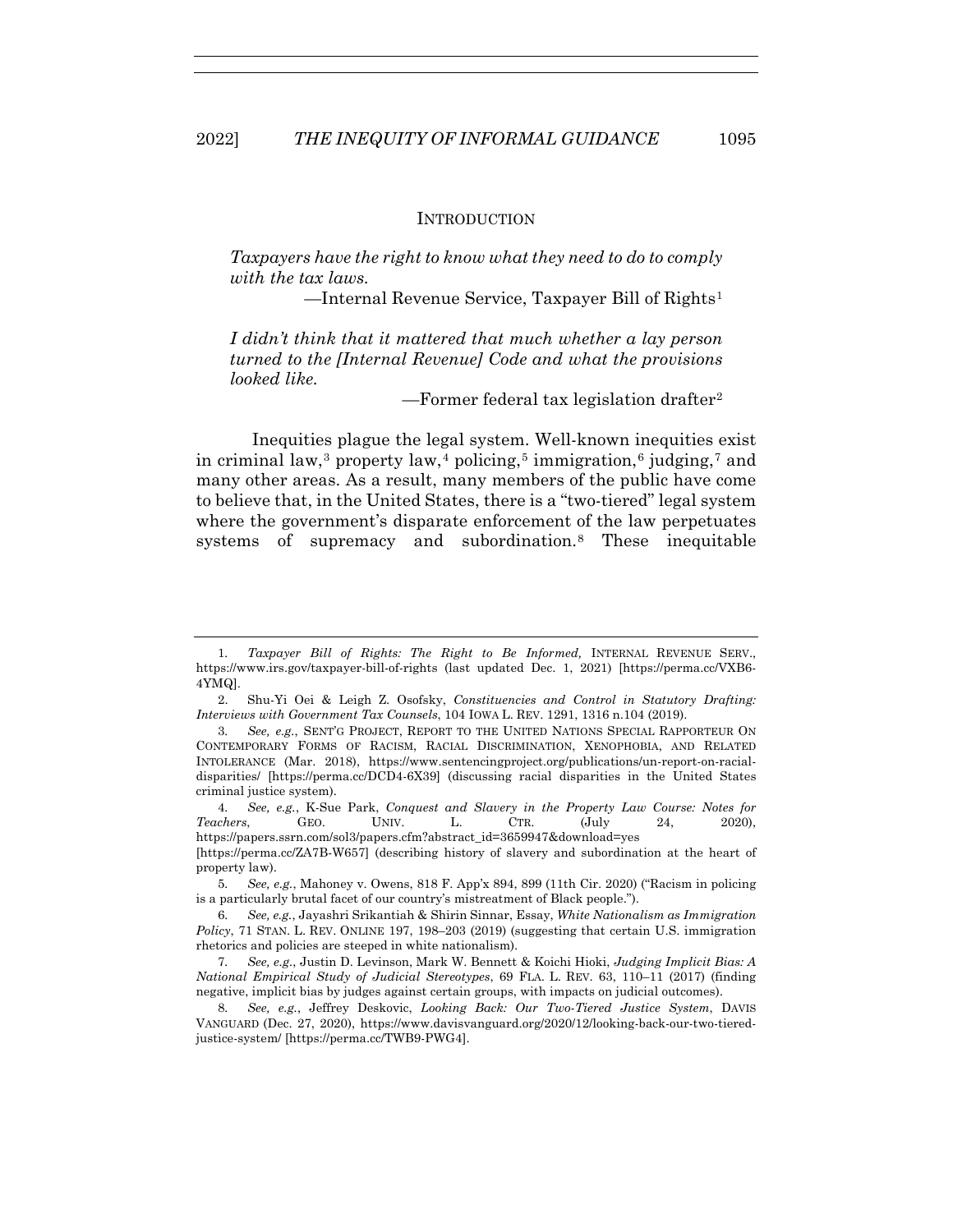## INTRODUCTION

> *Taxpayers have the right to know what they need to do to comply with the tax laws.*
>
> —Internal Revenue Service, Taxpayer Bill of Rights[1]

> *I didn't think that it mattered that much whether a lay person turned to the [Internal Revenue] Code and what the provisions looked like.*
>
> —Former federal tax legislation drafter[2]

Inequities plague the legal system. Well-known inequities exist in criminal law,[3] property law,[4] policing,[5] immigration,[6] judging,[7] and many other areas. As a result, many members of the public have come to believe that, in the United States, there is a "two-tiered" legal system where the government's disparate enforcement of the law perpetuates systems of supremacy and subordination.[8] These inequitable

---

1. *Taxpayer Bill of Rights: The Right to Be Informed,* INTERNAL REVENUE SERV., https://www.irs.gov/taxpayer-bill-of-rights (last updated Dec. 1, 2021) [https://perma.cc/VXB6-4YMQ].

2. Shu-Yi Oei & Leigh Z. Osofsky, *Constituencies and Control in Statutory Drafting: Interviews with Government Tax Counsels*, 104 IOWA L. REV. 1291, 1316 n.104 (2019).

3. *See, e.g.*, SENT'G PROJECT, REPORT TO THE UNITED NATIONS SPECIAL RAPPORTEUR ON CONTEMPORARY FORMS OF RACISM, RACIAL DISCRIMINATION, XENOPHOBIA, AND RELATED INTOLERANCE (Mar. 2018), https://www.sentencingproject.org/publications/un-report-on-racial-disparities/ [https://perma.cc/DCD4-6X39] (discussing racial disparities in the United States criminal justice system).

4. *See, e.g.*, K-Sue Park, *Conquest and Slavery in the Property Law Course: Notes for Teachers*, GEO. UNIV. L. CTR. (July 24, 2020), https://papers.ssrn.com/sol3/papers.cfm?abstract_id=3659947&download=yes [https://perma.cc/ZA7B-W657] (describing history of slavery and subordination at the heart of property law).

5. *See, e.g.*, Mahoney v. Owens, 818 F. App'x 894, 899 (11th Cir. 2020) ("Racism in policing is a particularly brutal facet of our country's mistreatment of Black people.").

6. *See, e.g.*, Jayashri Srikantiah & Shirin Sinnar, Essay, *White Nationalism as Immigration Policy*, 71 STAN. L. REV. ONLINE 197, 198–203 (2019) (suggesting that certain U.S. immigration rhetorics and policies are steeped in white nationalism).

7. *See, e.g.*, Justin D. Levinson, Mark W. Bennett & Koichi Hioki, *Judging Implicit Bias: A National Empirical Study of Judicial Stereotypes*, 69 FLA. L. REV. 63, 110–11 (2017) (finding negative, implicit bias by judges against certain groups, with impacts on judicial outcomes).

8. *See, e.g.*, Jeffrey Deskovic, *Looking Back: Our Two-Tiered Justice System*, DAVIS VANGUARD (Dec. 27, 2020), https://www.davisvanguard.org/2020/12/looking-back-our-two-tiered-justice-system/ [https://perma.cc/TWB9-PWG4].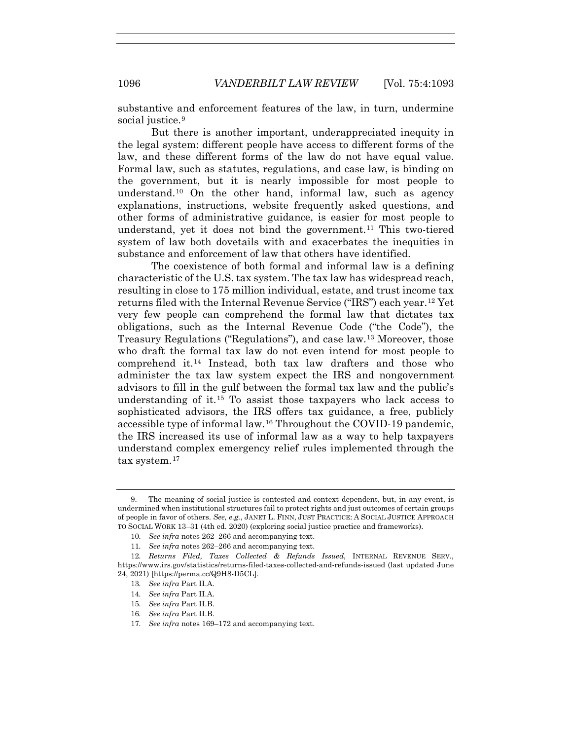substantive and enforcement features of the law, in turn, undermine social justice.[9]

But there is another important, underappreciated inequity in the legal system: different people have access to different forms of the law, and these different forms of the law do not have equal value. Formal law, such as statutes, regulations, and case law, is binding on the government, but it is nearly impossible for most people to understand.[10] On the other hand, informal law, such as agency explanations, instructions, website frequently asked questions, and other forms of administrative guidance, is easier for most people to understand, yet it does not bind the government.[11] This two-tiered system of law both dovetails with and exacerbates the inequities in substance and enforcement of law that others have identified.

The coexistence of both formal and informal law is a defining characteristic of the U.S. tax system. The tax law has widespread reach, resulting in close to 175 million individual, estate, and trust income tax returns filed with the Internal Revenue Service ("IRS") each year.[12] Yet very few people can comprehend the formal law that dictates tax obligations, such as the Internal Revenue Code ("the Code"), the Treasury Regulations ("Regulations"), and case law.[13] Moreover, those who draft the formal tax law do not even intend for most people to comprehend it.[14] Instead, both tax law drafters and those who administer the tax law system expect the IRS and nongovernment advisors to fill in the gulf between the formal tax law and the public's understanding of it.[15] To assist those taxpayers who lack access to sophisticated advisors, the IRS offers tax guidance, a free, publicly accessible type of informal law.[16] Throughout the COVID-19 pandemic, the IRS increased its use of informal law as a way to help taxpayers understand complex emergency relief rules implemented through the tax system.[17]

---

9. The meaning of social justice is contested and context dependent, but, in any event, is undermined when institutional structures fail to protect rights and just outcomes of certain groups of people in favor of others. *See, e.g.*, JANET L. FINN, JUST PRACTICE: A SOCIAL JUSTICE APPROACH TO SOCIAL WORK 13–31 (4th ed. 2020) (exploring social justice practice and frameworks).

10. *See infra* notes 262–266 and accompanying text.

11. *See infra* notes 262–266 and accompanying text.

12. *Returns Filed, Taxes Collected & Refunds Issued*, INTERNAL REVENUE SERV., https://www.irs.gov/statistics/returns-filed-taxes-collected-and-refunds-issued (last updated June 24, 2021) [https://perma.cc/Q9H8-D5CL].

13. *See infra* Part II.A.

14. *See infra* Part II.A.

15. *See infra* Part II.B.

16. *See infra* Part II.B.

17. *See infra* notes 169–172 and accompanying text.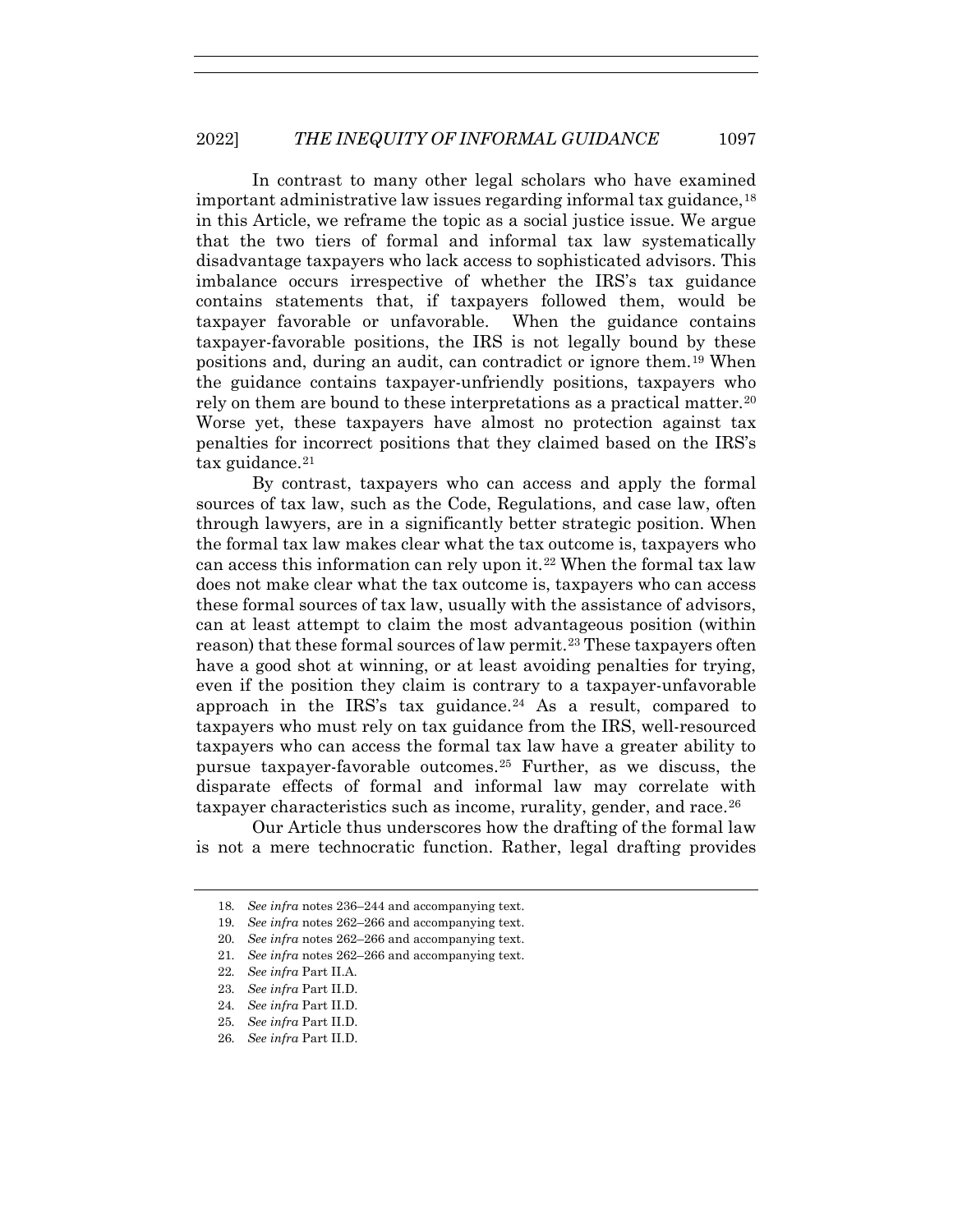In contrast to many other legal scholars who have examined important administrative law issues regarding informal tax guidance,[18] in this Article, we reframe the topic as a social justice issue. We argue that the two tiers of formal and informal tax law systematically disadvantage taxpayers who lack access to sophisticated advisors. This imbalance occurs irrespective of whether the IRS's tax guidance contains statements that, if taxpayers followed them, would be taxpayer favorable or unfavorable. When the guidance contains taxpayer-favorable positions, the IRS is not legally bound by these positions and, during an audit, can contradict or ignore them.[19] When the guidance contains taxpayer-unfriendly positions, taxpayers who rely on them are bound to these interpretations as a practical matter.[20] Worse yet, these taxpayers have almost no protection against tax penalties for incorrect positions that they claimed based on the IRS's tax guidance.[21]

By contrast, taxpayers who can access and apply the formal sources of tax law, such as the Code, Regulations, and case law, often through lawyers, are in a significantly better strategic position. When the formal tax law makes clear what the tax outcome is, taxpayers who can access this information can rely upon it.[22] When the formal tax law does not make clear what the tax outcome is, taxpayers who can access these formal sources of tax law, usually with the assistance of advisors, can at least attempt to claim the most advantageous position (within reason) that these formal sources of law permit.[23] These taxpayers often have a good shot at winning, or at least avoiding penalties for trying, even if the position they claim is contrary to a taxpayer-unfavorable approach in the IRS's tax guidance.[24] As a result, compared to taxpayers who must rely on tax guidance from the IRS, well-resourced taxpayers who can access the formal tax law have a greater ability to pursue taxpayer-favorable outcomes.[25] Further, as we discuss, the disparate effects of formal and informal law may correlate with taxpayer characteristics such as income, rurality, gender, and race.[26]

Our Article thus underscores how the drafting of the formal law is not a mere technocratic function. Rather, legal drafting provides

---

18. *See infra* notes 236–244 and accompanying text.

19. *See infra* notes 262–266 and accompanying text.

20. *See infra* notes 262–266 and accompanying text.

21. *See infra* notes 262–266 and accompanying text.

22. *See infra* Part II.A.

23. *See infra* Part II.D.

24. *See infra* Part II.D.

25. *See infra* Part II.D.

26. *See infra* Part II.D.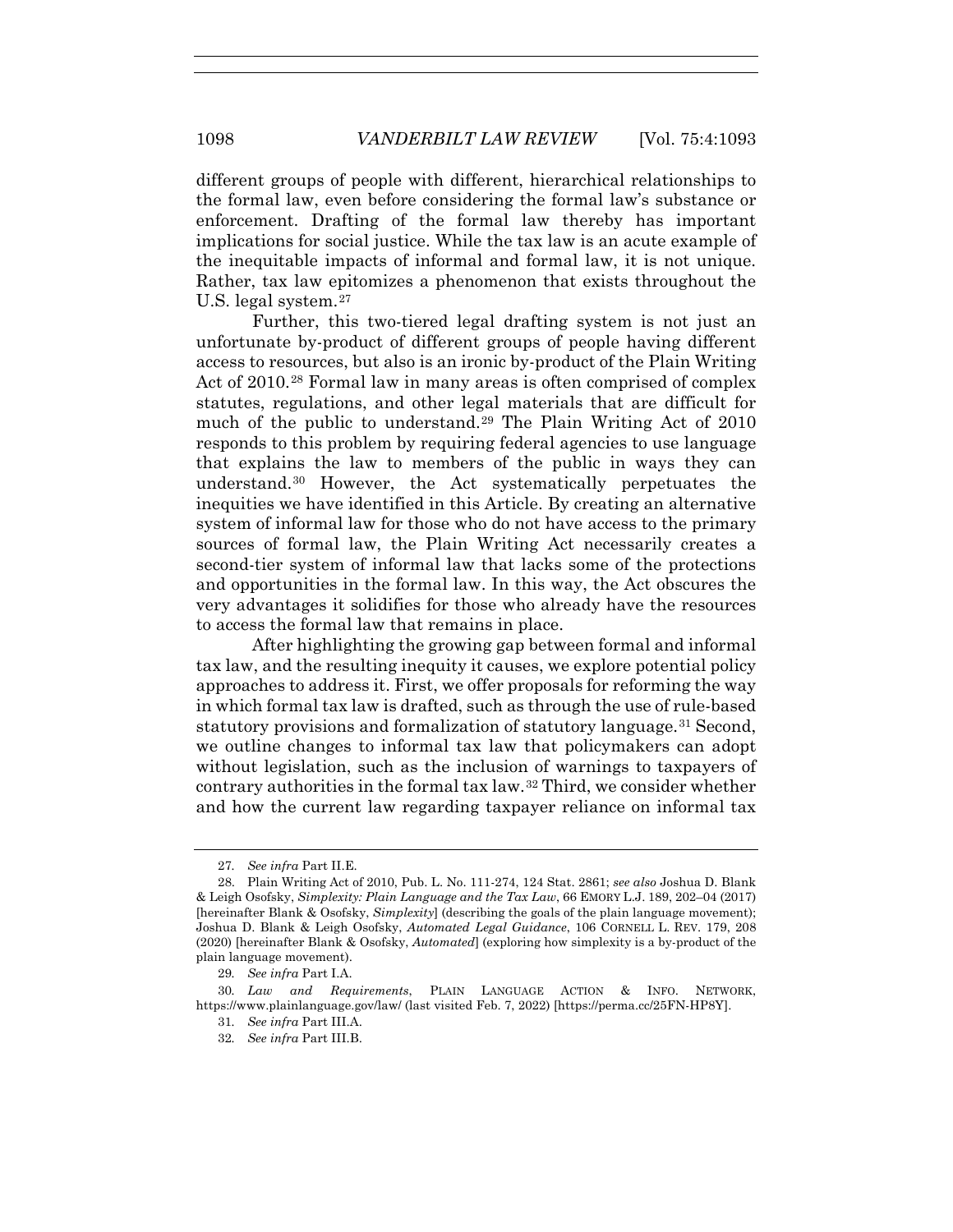different groups of people with different, hierarchical relationships to the formal law, even before considering the formal law's substance or enforcement. Drafting of the formal law thereby has important implications for social justice. While the tax law is an acute example of the inequitable impacts of informal and formal law, it is not unique. Rather, tax law epitomizes a phenomenon that exists throughout the U.S. legal system.[27]

Further, this two-tiered legal drafting system is not just an unfortunate by-product of different groups of people having different access to resources, but also is an ironic by-product of the Plain Writing Act of 2010.[28] Formal law in many areas is often comprised of complex statutes, regulations, and other legal materials that are difficult for much of the public to understand.[29] The Plain Writing Act of 2010 responds to this problem by requiring federal agencies to use language that explains the law to members of the public in ways they can understand.[30] However, the Act systematically perpetuates the inequities we have identified in this Article. By creating an alternative system of informal law for those who do not have access to the primary sources of formal law, the Plain Writing Act necessarily creates a second-tier system of informal law that lacks some of the protections and opportunities in the formal law. In this way, the Act obscures the very advantages it solidifies for those who already have the resources to access the formal law that remains in place.

After highlighting the growing gap between formal and informal tax law, and the resulting inequity it causes, we explore potential policy approaches to address it. First, we offer proposals for reforming the way in which formal tax law is drafted, such as through the use of rule-based statutory provisions and formalization of statutory language.[31] Second, we outline changes to informal tax law that policymakers can adopt without legislation, such as the inclusion of warnings to taxpayers of contrary authorities in the formal tax law.[32] Third, we consider whether and how the current law regarding taxpayer reliance on informal tax

---

27. *See infra* Part II.E.

28. Plain Writing Act of 2010, Pub. L. No. 111-274, 124 Stat. 2861; *see also* Joshua D. Blank & Leigh Osofsky, *Simplexity: Plain Language and the Tax Law*, 66 EMORY L.J. 189, 202–04 (2017) [hereinafter Blank & Osofsky, *Simplexity*] (describing the goals of the plain language movement); Joshua D. Blank & Leigh Osofsky, *Automated Legal Guidance*, 106 CORNELL L. REV. 179, 208 (2020) [hereinafter Blank & Osofsky, *Automated*] (exploring how simplexity is a by-product of the plain language movement).

29. *See infra* Part I.A.

30. *Law and Requirements*, PLAIN LANGUAGE ACTION & INFO. NETWORK, https://www.plainlanguage.gov/law/ (last visited Feb. 7, 2022) [https://perma.cc/25FN-HP8Y].

31. *See infra* Part III.A.

32. *See infra* Part III.B.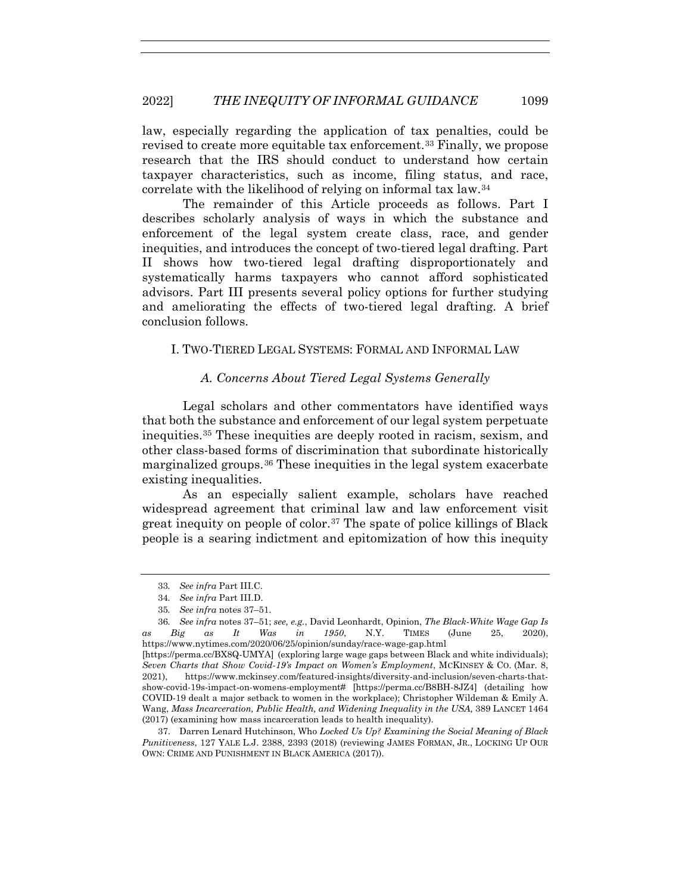law, especially regarding the application of tax penalties, could be revised to create more equitable tax enforcement.[33] Finally, we propose research that the IRS should conduct to understand how certain taxpayer characteristics, such as income, filing status, and race, correlate with the likelihood of relying on informal tax law.[34]

The remainder of this Article proceeds as follows. Part I describes scholarly analysis of ways in which the substance and enforcement of the legal system create class, race, and gender inequities, and introduces the concept of two-tiered legal drafting. Part II shows how two-tiered legal drafting disproportionately and systematically harms taxpayers who cannot afford sophisticated advisors. Part III presents several policy options for further studying and ameliorating the effects of two-tiered legal drafting. A brief conclusion follows.

## I. TWO-TIERED LEGAL SYSTEMS: FORMAL AND INFORMAL LAW

### *A. Concerns About Tiered Legal Systems Generally*

Legal scholars and other commentators have identified ways that both the substance and enforcement of our legal system perpetuate inequities.[35] These inequities are deeply rooted in racism, sexism, and other class-based forms of discrimination that subordinate historically marginalized groups.[36] These inequities in the legal system exacerbate existing inequalities.

As an especially salient example, scholars have reached widespread agreement that criminal law and law enforcement visit great inequity on people of color.[37] The spate of police killings of Black people is a searing indictment and epitomization of how this inequity

---

33. *See infra* Part III.C.

34. *See infra* Part III.D.

35. *See infra* notes 37–51.

36. *See infra* notes 37–51; *see, e.g.*, David Leonhardt, Opinion, *The Black-White Wage Gap Is as Big as It Was in 1950*, N.Y. TIMES (June 25, 2020), https://www.nytimes.com/2020/06/25/opinion/sunday/race-wage-gap.html [https://perma.cc/BX8Q-UMYA] (exploring large wage gaps between Black and white individuals); *Seven Charts that Show Covid-19's Impact on Women's Employment*, MCKINSEY & CO. (Mar. 8, 2021), https://www.mckinsey.com/featured-insights/diversity-and-inclusion/seven-charts-that-show-covid-19s-impact-on-womens-employment# [https://perma.cc/B8BH-8JZ4] (detailing how COVID-19 dealt a major setback to women in the workplace); Christopher Wildeman & Emily A. Wang, *Mass Incarceration, Public Health, and Widening Inequality in the USA,* 389 LANCET 1464 (2017) (examining how mass incarceration leads to health inequality).

37. Darren Lenard Hutchinson, Who *Locked Us Up? Examining the Social Meaning of Black Punitiveness*, 127 YALE L.J. 2388, 2393 (2018) (reviewing JAMES FORMAN, JR., LOCKING UP OUR OWN: CRIME AND PUNISHMENT IN BLACK AMERICA (2017)).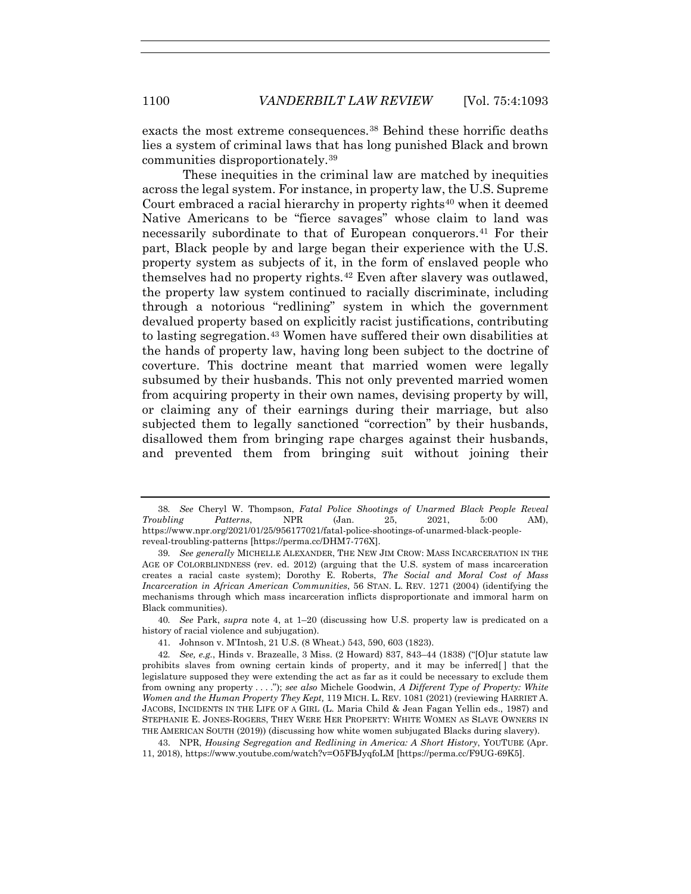exacts the most extreme consequences.[38] Behind these horrific deaths lies a system of criminal laws that has long punished Black and brown communities disproportionately.[39]

These inequities in the criminal law are matched by inequities across the legal system. For instance, in property law, the U.S. Supreme Court embraced a racial hierarchy in property rights[40] when it deemed Native Americans to be "fierce savages" whose claim to land was necessarily subordinate to that of European conquerors.[41] For their part, Black people by and large began their experience with the U.S. property system as subjects of it, in the form of enslaved people who themselves had no property rights.[42] Even after slavery was outlawed, the property law system continued to racially discriminate, including through a notorious "redlining" system in which the government devalued property based on explicitly racist justifications, contributing to lasting segregation.[43] Women have suffered their own disabilities at the hands of property law, having long been subject to the doctrine of coverture. This doctrine meant that married women were legally subsumed by their husbands. This not only prevented married women from acquiring property in their own names, devising property by will, or claiming any of their earnings during their marriage, but also subjected them to legally sanctioned "correction" by their husbands, disallowed them from bringing rape charges against their husbands, and prevented them from bringing suit without joining their

---

38. *See* Cheryl W. Thompson, *Fatal Police Shootings of Unarmed Black People Reveal Troubling Patterns*, NPR (Jan. 25, 2021, 5:00 AM), https://www.npr.org/2021/01/25/956177021/fatal-police-shootings-of-unarmed-black-people-reveal-troubling-patterns [https://perma.cc/DHM7-776X].

39. *See generally* MICHELLE ALEXANDER, THE NEW JIM CROW: MASS INCARCERATION IN THE AGE OF COLORBLINDNESS (rev. ed. 2012) (arguing that the U.S. system of mass incarceration creates a racial caste system); Dorothy E. Roberts, *The Social and Moral Cost of Mass Incarceration in African American Communities*, 56 STAN. L. REV. 1271 (2004) (identifying the mechanisms through which mass incarceration inflicts disproportionate and immoral harm on Black communities).

40. *See* Park, *supra* note 4, at 1–20 (discussing how U.S. property law is predicated on a history of racial violence and subjugation).

41. Johnson v. M'Intosh, 21 U.S. (8 Wheat.) 543, 590, 603 (1823).

42. *See, e.g.*, Hinds v. Brazealle, 3 Miss. (2 Howard) 837, 843–44 (1838) ("[O]ur statute law prohibits slaves from owning certain kinds of property, and it may be inferred[ ] that the legislature supposed they were extending the act as far as it could be necessary to exclude them from owning any property . . . ."); *see also* Michele Goodwin, *A Different Type of Property: White Women and the Human Property They Kept,* 119 MICH. L. REV. 1081 (2021) (reviewing HARRIET A. JACOBS, INCIDENTS IN THE LIFE OF A GIRL (L. Maria Child & Jean Fagan Yellin eds., 1987) and STEPHANIE E. JONES-ROGERS, THEY WERE HER PROPERTY: WHITE WOMEN AS SLAVE OWNERS IN THE AMERICAN SOUTH (2019)) (discussing how white women subjugated Blacks during slavery).

43. NPR, *Housing Segregation and Redlining in America: A Short History*, YOUTUBE (Apr. 11, 2018), https://www.youtube.com/watch?v=O5FBJyqfoLM [https://perma.cc/F9UG-69K5].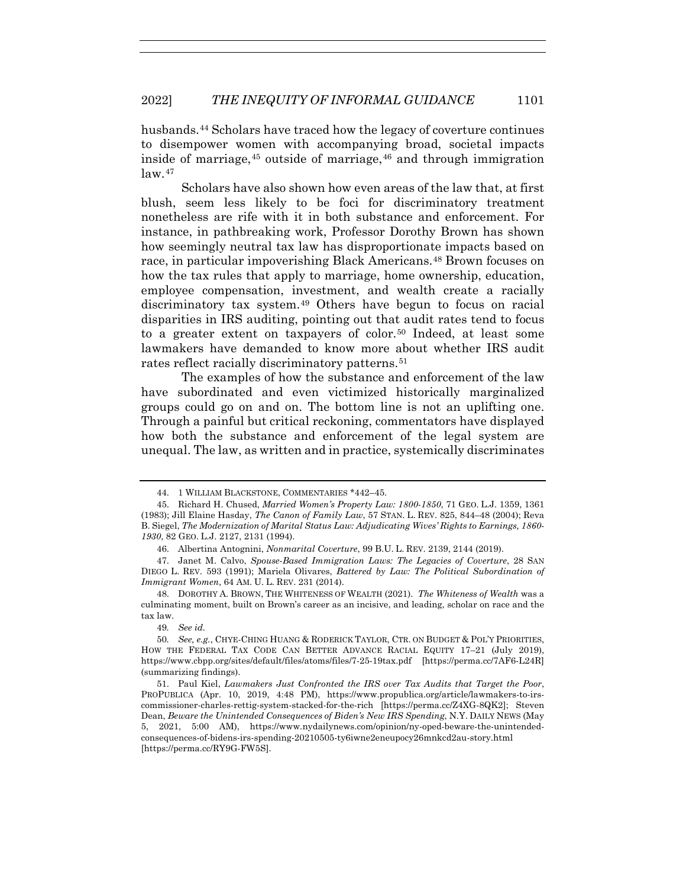husbands.[44] Scholars have traced how the legacy of coverture continues to disempower women with accompanying broad, societal impacts inside of marriage,[45] outside of marriage,[46] and through immigration law.[47]

Scholars have also shown how even areas of the law that, at first blush, seem less likely to be foci for discriminatory treatment nonetheless are rife with it in both substance and enforcement. For instance, in pathbreaking work, Professor Dorothy Brown has shown how seemingly neutral tax law has disproportionate impacts based on race, in particular impoverishing Black Americans.[48] Brown focuses on how the tax rules that apply to marriage, home ownership, education, employee compensation, investment, and wealth create a racially discriminatory tax system.[49] Others have begun to focus on racial disparities in IRS auditing, pointing out that audit rates tend to focus to a greater extent on taxpayers of color.[50] Indeed, at least some lawmakers have demanded to know more about whether IRS audit rates reflect racially discriminatory patterns.[51]

The examples of how the substance and enforcement of the law have subordinated and even victimized historically marginalized groups could go on and on. The bottom line is not an uplifting one. Through a painful but critical reckoning, commentators have displayed how both the substance and enforcement of the legal system are unequal. The law, as written and in practice, systemically discriminates

---

44. 1 WILLIAM BLACKSTONE, COMMENTARIES *442–45.

45. Richard H. Chused, *Married Women's Property Law: 1800-1850*, 71 GEO. L.J. 1359, 1361 (1983); Jill Elaine Hasday, *The Canon of Family Law*, 57 STAN. L. REV. 825, 844–48 (2004); Reva B. Siegel, *The Modernization of Marital Status Law: Adjudicating Wives' Rights to Earnings, 1860-1930*, 82 GEO. L.J. 2127, 2131 (1994).

46. Albertina Antognini, *Nonmarital Coverture*, 99 B.U. L. REV. 2139, 2144 (2019).

47. Janet M. Calvo, *Spouse-Based Immigration Laws: The Legacies of Coverture*, 28 SAN DIEGO L. REV. 593 (1991); Mariela Olivares, *Battered by Law: The Political Subordination of Immigrant Women*, 64 AM. U. L. REV. 231 (2014).

48. DOROTHY A. BROWN, THE WHITENESS OF WEALTH (2021). *The Whiteness of Wealth* was a culminating moment, built on Brown's career as an incisive, and leading, scholar on race and the tax law.

49. *See id.*

50. *See, e.g.*, CHYE-CHING HUANG & RODERICK TAYLOR, CTR. ON BUDGET & POL'Y PRIORITIES, HOW THE FEDERAL TAX CODE CAN BETTER ADVANCE RACIAL EQUITY 17–21 (July 2019), https://www.cbpp.org/sites/default/files/atoms/files/7-25-19tax.pdf [https://perma.cc/7AF6-L24R] (summarizing findings).

51. Paul Kiel, *Lawmakers Just Confronted the IRS over Tax Audits that Target the Poor*, PROPUBLICA (Apr. 10, 2019, 4:48 PM), https://www.propublica.org/article/lawmakers-to-irs-commissioner-charles-rettig-system-stacked-for-the-rich [https://perma.cc/Z4XG-8QK2]; Steven Dean, *Beware the Unintended Consequences of Biden's New IRS Spending*, N.Y. DAILY NEWS (May 5, 2021, 5:00 AM), https://www.nydailynews.com/opinion/ny-oped-beware-the-unintended-consequences-of-bidens-irs-spending-20210505-ty6iwne2eneupocy26mnkcd2au-story.html [https://perma.cc/RY9G-FW5S].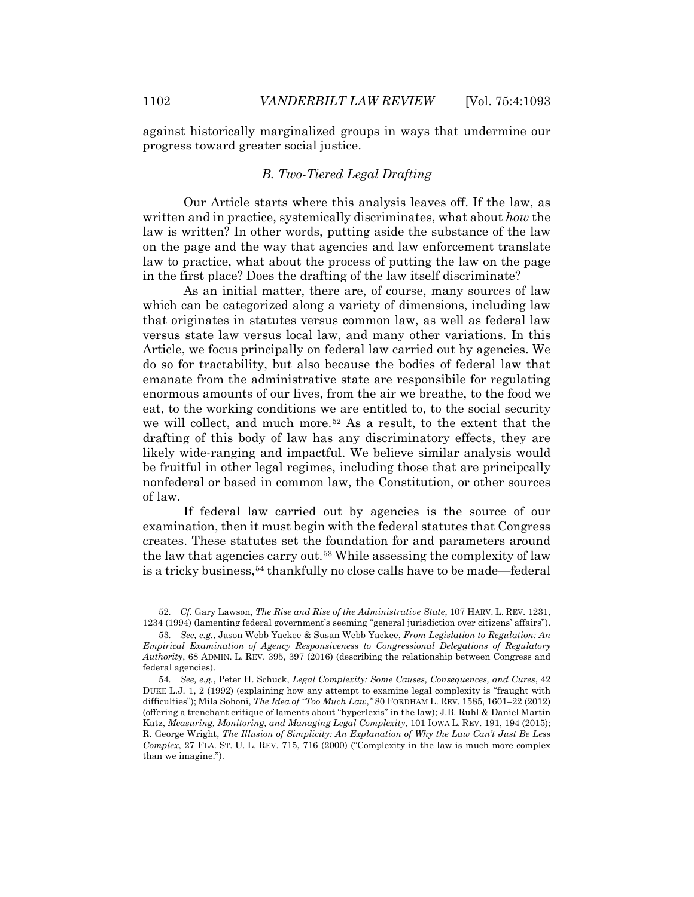against historically marginalized groups in ways that undermine our progress toward greater social justice.

### *B. Two-Tiered Legal Drafting*

Our Article starts where this analysis leaves off. If the law, as written and in practice, systemically discriminates, what about *how* the law is written? In other words, putting aside the substance of the law on the page and the way that agencies and law enforcement translate law to practice, what about the process of putting the law on the page in the first place? Does the drafting of the law itself discriminate?

As an initial matter, there are, of course, many sources of law which can be categorized along a variety of dimensions, including law that originates in statutes versus common law, as well as federal law versus state law versus local law, and many other variations. In this Article, we focus principally on federal law carried out by agencies. We do so for tractability, but also because the bodies of federal law that emanate from the administrative state are responsibile for regulating enormous amounts of our lives, from the air we breathe, to the food we eat, to the working conditions we are entitled to, to the social security we will collect, and much more.[52] As a result, to the extent that the drafting of this body of law has any discriminatory effects, they are likely wide-ranging and impactful. We believe similar analysis would be fruitful in other legal regimes, including those that are principcally nonfederal or based in common law, the Constitution, or other sources of law.

If federal law carried out by agencies is the source of our examination, then it must begin with the federal statutes that Congress creates. These statutes set the foundation for and parameters around the law that agencies carry out.[53] While assessing the complexity of law is a tricky business,[54] thankfully no close calls have to be made—federal

---

52. *Cf.* Gary Lawson, *The Rise and Rise of the Administrative State*, 107 HARV. L. REV. 1231, 1234 (1994) (lamenting federal government's seeming "general jurisdiction over citizens' affairs").

53. *See, e.g.*, Jason Webb Yackee & Susan Webb Yackee, *From Legislation to Regulation: An Empirical Examination of Agency Responsiveness to Congressional Delegations of Regulatory Authority*, 68 ADMIN. L. REV. 395, 397 (2016) (describing the relationship between Congress and federal agencies).

54. *See, e.g.*, Peter H. Schuck, *Legal Complexity: Some Causes, Consequences, and Cures*, 42 DUKE L.J. 1, 2 (1992) (explaining how any attempt to examine legal complexity is "fraught with difficulties"); Mila Sohoni, *The Idea of "Too Much Law*,*"* 80 FORDHAM L. REV. 1585, 1601–22 (2012) (offering a trenchant critique of laments about "hyperlexis" in the law); J.B. Ruhl & Daniel Martin Katz, *Measuring, Monitoring, and Managing Legal Complexity*, 101 IOWA L. REV. 191, 194 (2015); R. George Wright, *The Illusion of Simplicity: An Explanation of Why the Law Can't Just Be Less Complex*, 27 FLA. ST. U. L. REV. 715, 716 (2000) ("Complexity in the law is much more complex than we imagine.").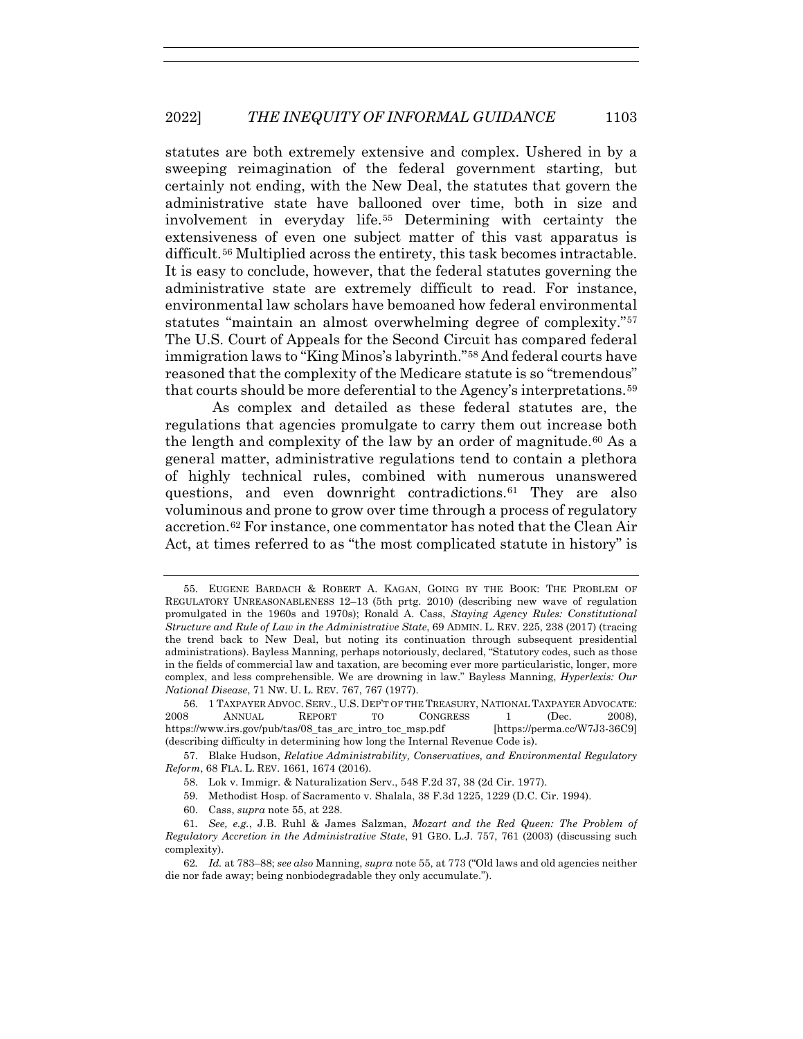statutes are both extremely extensive and complex. Ushered in by a sweeping reimagination of the federal government starting, but certainly not ending, with the New Deal, the statutes that govern the administrative state have ballooned over time, both in size and involvement in everyday life.[55] Determining with certainty the extensiveness of even one subject matter of this vast apparatus is difficult.[56] Multiplied across the entirety, this task becomes intractable. It is easy to conclude, however, that the federal statutes governing the administrative state are extremely difficult to read. For instance, environmental law scholars have bemoaned how federal environmental statutes "maintain an almost overwhelming degree of complexity."[57] The U.S. Court of Appeals for the Second Circuit has compared federal immigration laws to "King Minos's labyrinth."[58] And federal courts have reasoned that the complexity of the Medicare statute is so "tremendous" that courts should be more deferential to the Agency's interpretations.[59]

As complex and detailed as these federal statutes are, the regulations that agencies promulgate to carry them out increase both the length and complexity of the law by an order of magnitude.[60] As a general matter, administrative regulations tend to contain a plethora of highly technical rules, combined with numerous unanswered questions, and even downright contradictions.[61] They are also voluminous and prone to grow over time through a process of regulatory accretion.[62] For instance, one commentator has noted that the Clean Air Act, at times referred to as "the most complicated statute in history" is

---

55. EUGENE BARDACH & ROBERT A. KAGAN, GOING BY THE BOOK: THE PROBLEM OF REGULATORY UNREASONABLENESS 12–13 (5th prtg. 2010) (describing new wave of regulation promulgated in the 1960s and 1970s); Ronald A. Cass, *Staying Agency Rules: Constitutional Structure and Rule of Law in the Administrative State*, 69 ADMIN. L. REV. 225, 238 (2017) (tracing the trend back to New Deal, but noting its continuation through subsequent presidential administrations). Bayless Manning, perhaps notoriously, declared, "Statutory codes, such as those in the fields of commercial law and taxation, are becoming ever more particularistic, longer, more complex, and less comprehensible. We are drowning in law." Bayless Manning, *Hyperlexis: Our National Disease*, 71 NW. U. L. REV. 767, 767 (1977).

56. 1 TAXPAYER ADVOC. SERV., U.S. DEP'T OF THE TREASURY, NATIONAL TAXPAYER ADVOCATE: 2008 ANNUAL REPORT TO CONGRESS 1 (Dec. 2008), https://www.irs.gov/pub/tas/08_tas_arc_intro_toc_msp.pdf [https://perma.cc/W7J3-36C9] (describing difficulty in determining how long the Internal Revenue Code is).

57. Blake Hudson, *Relative Administrability, Conservatives, and Environmental Regulatory Reform*, 68 FLA. L. REV. 1661, 1674 (2016).

58. Lok v. Immigr. & Naturalization Serv., 548 F.2d 37, 38 (2d Cir. 1977).

59. Methodist Hosp. of Sacramento v. Shalala, 38 F.3d 1225, 1229 (D.C. Cir. 1994).

60. Cass, *supra* note 55, at 228.

61. *See, e.g.*, J.B. Ruhl & James Salzman, *Mozart and the Red Queen: The Problem of Regulatory Accretion in the Administrative State*, 91 GEO. L.J. 757, 761 (2003) (discussing such complexity).

62. *Id.* at 783–88; *see also* Manning, *supra* note 55, at 773 ("Old laws and old agencies neither die nor fade away; being nonbiodegradable they only accumulate.").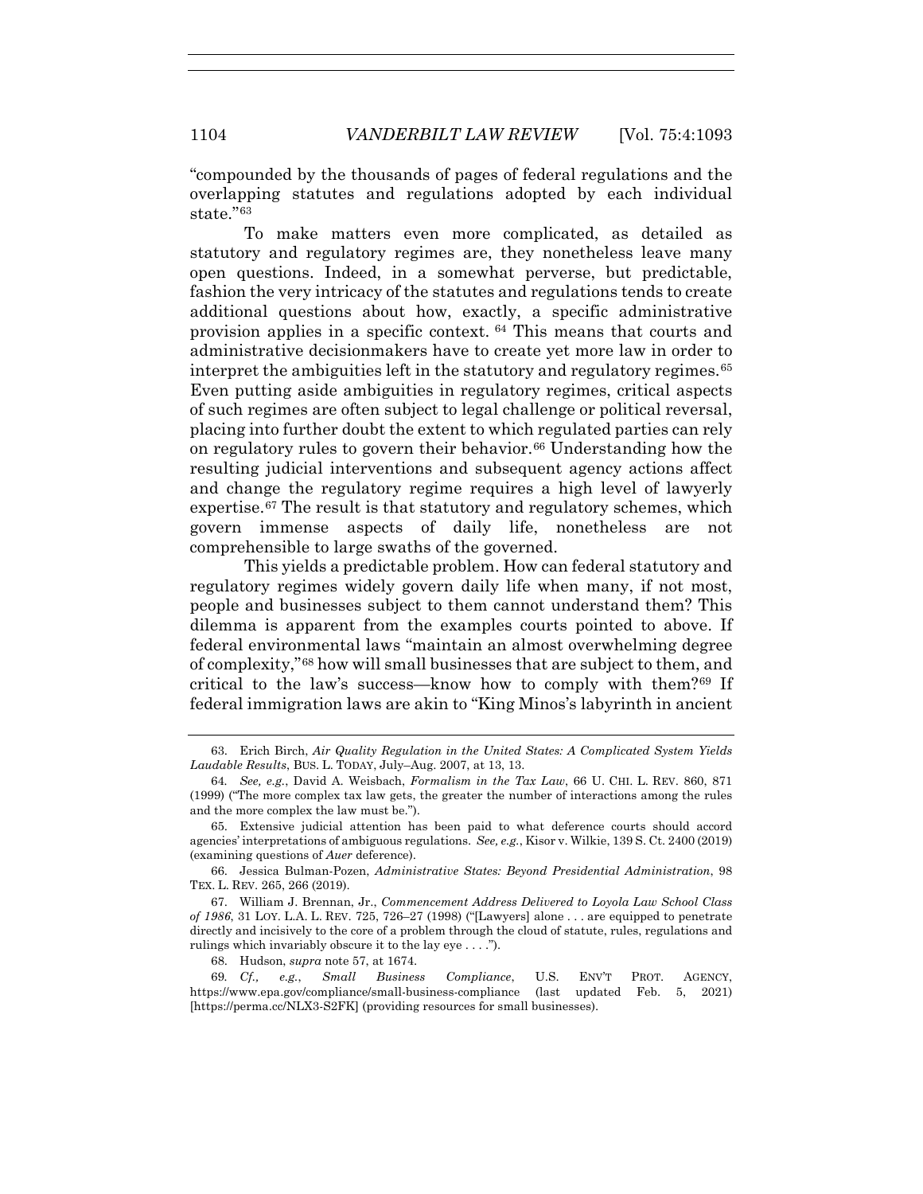"compounded by the thousands of pages of federal regulations and the overlapping statutes and regulations adopted by each individual state."[63]

To make matters even more complicated, as detailed as statutory and regulatory regimes are, they nonetheless leave many open questions. Indeed, in a somewhat perverse, but predictable, fashion the very intricacy of the statutes and regulations tends to create additional questions about how, exactly, a specific administrative provision applies in a specific context. [64] This means that courts and administrative decisionmakers have to create yet more law in order to interpret the ambiguities left in the statutory and regulatory regimes.[65] Even putting aside ambiguities in regulatory regimes, critical aspects of such regimes are often subject to legal challenge or political reversal, placing into further doubt the extent to which regulated parties can rely on regulatory rules to govern their behavior.[66] Understanding how the resulting judicial interventions and subsequent agency actions affect and change the regulatory regime requires a high level of lawyerly expertise.[67] The result is that statutory and regulatory schemes, which govern immense aspects of daily life, nonetheless are not comprehensible to large swaths of the governed.

This yields a predictable problem. How can federal statutory and regulatory regimes widely govern daily life when many, if not most, people and businesses subject to them cannot understand them? This dilemma is apparent from the examples courts pointed to above. If federal environmental laws "maintain an almost overwhelming degree of complexity,"[68] how will small businesses that are subject to them, and critical to the law's success—know how to comply with them?[69] If federal immigration laws are akin to "King Minos's labyrinth in ancient

---

63. Erich Birch, *Air Quality Regulation in the United States: A Complicated System Yields Laudable Results*, BUS. L. TODAY, July–Aug. 2007, at 13, 13.

64. *See, e.g.*, David A. Weisbach, *Formalism in the Tax Law*, 66 U. CHI. L. REV. 860, 871 (1999) ("The more complex tax law gets, the greater the number of interactions among the rules and the more complex the law must be.").

65. Extensive judicial attention has been paid to what deference courts should accord agencies' interpretations of ambiguous regulations. *See, e.g.*, Kisor v. Wilkie, 139 S. Ct. 2400 (2019) (examining questions of *Auer* deference).

66. Jessica Bulman-Pozen, *Administrative States: Beyond Presidential Administration*, 98 TEX. L. REV. 265, 266 (2019).

67. William J. Brennan, Jr., *Commencement Address Delivered to Loyola Law School Class of 1986*, 31 LOY. L.A. L. REV. 725, 726–27 (1998) ("[Lawyers] alone . . . are equipped to penetrate directly and incisively to the core of a problem through the cloud of statute, rules, regulations and rulings which invariably obscure it to the lay eye . . . .").

68. Hudson, *supra* note 57, at 1674.

69. *Cf., e.g.*, *Small Business Compliance*, U.S. ENV'T PROT. AGENCY, https://www.epa.gov/compliance/small-business-compliance (last updated Feb. 5, 2021) [https://perma.cc/NLX3-S2FK] (providing resources for small businesses).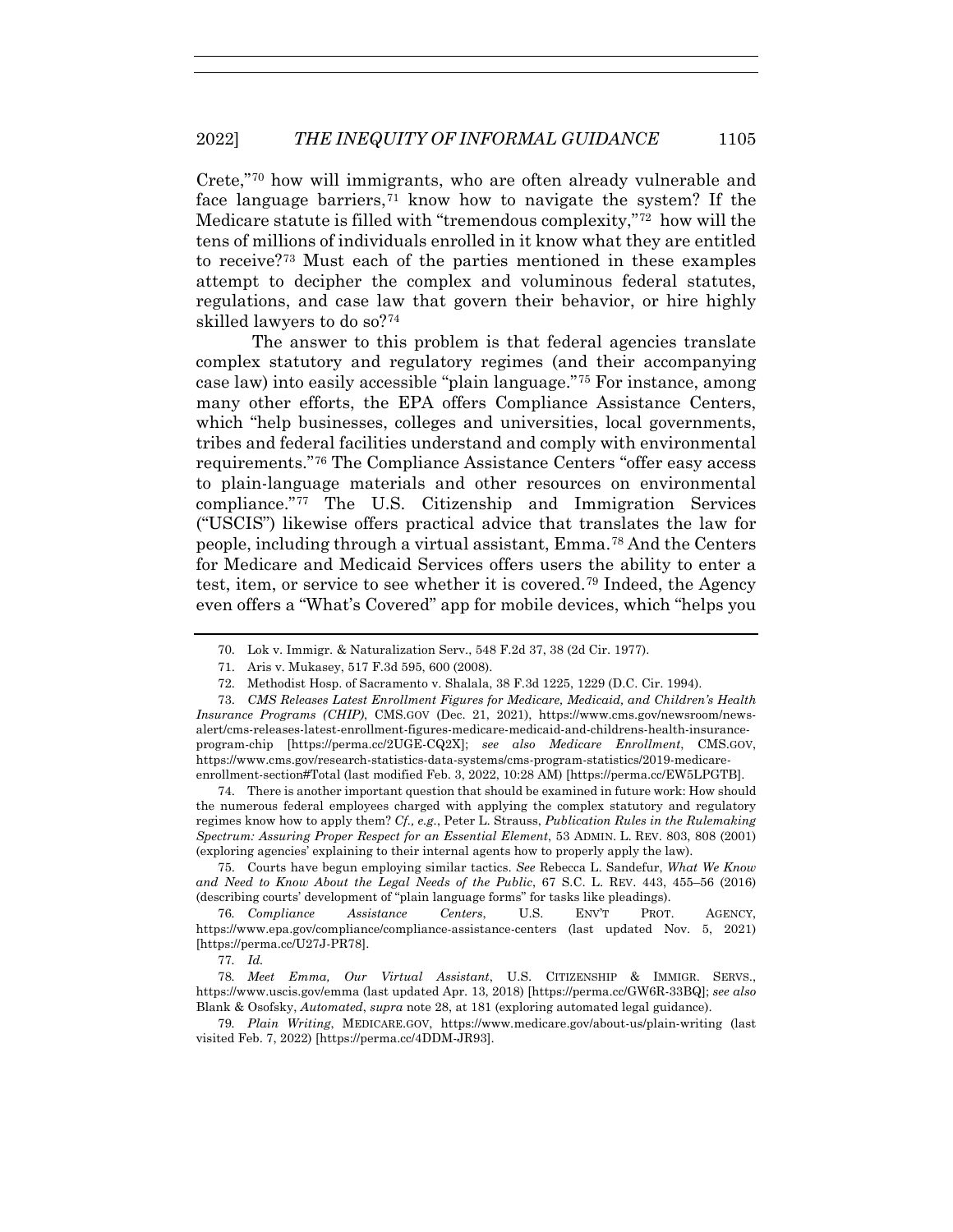Crete,"[70] how will immigrants, who are often already vulnerable and face language barriers,[71] know how to navigate the system? If the Medicare statute is filled with "tremendous complexity,"[72] how will the tens of millions of individuals enrolled in it know what they are entitled to receive?[73] Must each of the parties mentioned in these examples attempt to decipher the complex and voluminous federal statutes, regulations, and case law that govern their behavior, or hire highly skilled lawyers to do so?[74]

The answer to this problem is that federal agencies translate complex statutory and regulatory regimes (and their accompanying case law) into easily accessible "plain language."[75] For instance, among many other efforts, the EPA offers Compliance Assistance Centers, which "help businesses, colleges and universities, local governments, tribes and federal facilities understand and comply with environmental requirements."[76] The Compliance Assistance Centers "offer easy access to plain-language materials and other resources on environmental compliance."[77] The U.S. Citizenship and Immigration Services ("USCIS") likewise offers practical advice that translates the law for people, including through a virtual assistant, Emma.[78] And the Centers for Medicare and Medicaid Services offers users the ability to enter a test, item, or service to see whether it is covered.[79] Indeed, the Agency even offers a "What's Covered" app for mobile devices, which "helps you

---

70. Lok v. Immigr. & Naturalization Serv., 548 F.2d 37, 38 (2d Cir. 1977).

71. Aris v. Mukasey, 517 F.3d 595, 600 (2008).

72. Methodist Hosp. of Sacramento v. Shalala, 38 F.3d 1225, 1229 (D.C. Cir. 1994).

73. *CMS Releases Latest Enrollment Figures for Medicare, Medicaid, and Children's Health Insurance Programs (CHIP)*, CMS.GOV (Dec. 21, 2021), https://www.cms.gov/newsroom/news-alert/cms-releases-latest-enrollment-figures-medicare-medicaid-and-childrens-health-insurance-program-chip [https://perma.cc/2UGE-CQ2X]; *see also Medicare Enrollment*, CMS.GOV, https://www.cms.gov/research-statistics-data-systems/cms-program-statistics/2019-medicare-enrollment-section#Total (last modified Feb. 3, 2022, 10:28 AM) [https://perma.cc/EW5LPGTB].

74. There is another important question that should be examined in future work: How should the numerous federal employees charged with applying the complex statutory and regulatory regimes know how to apply them? *Cf., e.g.*, Peter L. Strauss, *Publication Rules in the Rulemaking Spectrum: Assuring Proper Respect for an Essential Element*, 53 ADMIN. L. REV. 803, 808 (2001) (exploring agencies' explaining to their internal agents how to properly apply the law).

75. Courts have begun employing similar tactics. *See* Rebecca L. Sandefur, *What We Know and Need to Know About the Legal Needs of the Public*, 67 S.C. L. REV. 443, 455–56 (2016) (describing courts' development of "plain language forms" for tasks like pleadings).

76. *Compliance Assistance Centers*, U.S. ENV'T PROT. AGENCY, https://www.epa.gov/compliance/compliance-assistance-centers (last updated Nov. 5, 2021) [https://perma.cc/U27J-PR78].

77. *Id.*

78. *Meet Emma, Our Virtual Assistant*, U.S. CITIZENSHIP & IMMIGR. SERVS., https://www.uscis.gov/emma (last updated Apr. 13, 2018) [https://perma.cc/GW6R-33BQ]; *see also* Blank & Osofsky, *Automated*, *supra* note 28, at 181 (exploring automated legal guidance).

79. *Plain Writing*, MEDICARE.GOV, https://www.medicare.gov/about-us/plain-writing (last visited Feb. 7, 2022) [https://perma.cc/4DDM-JR93].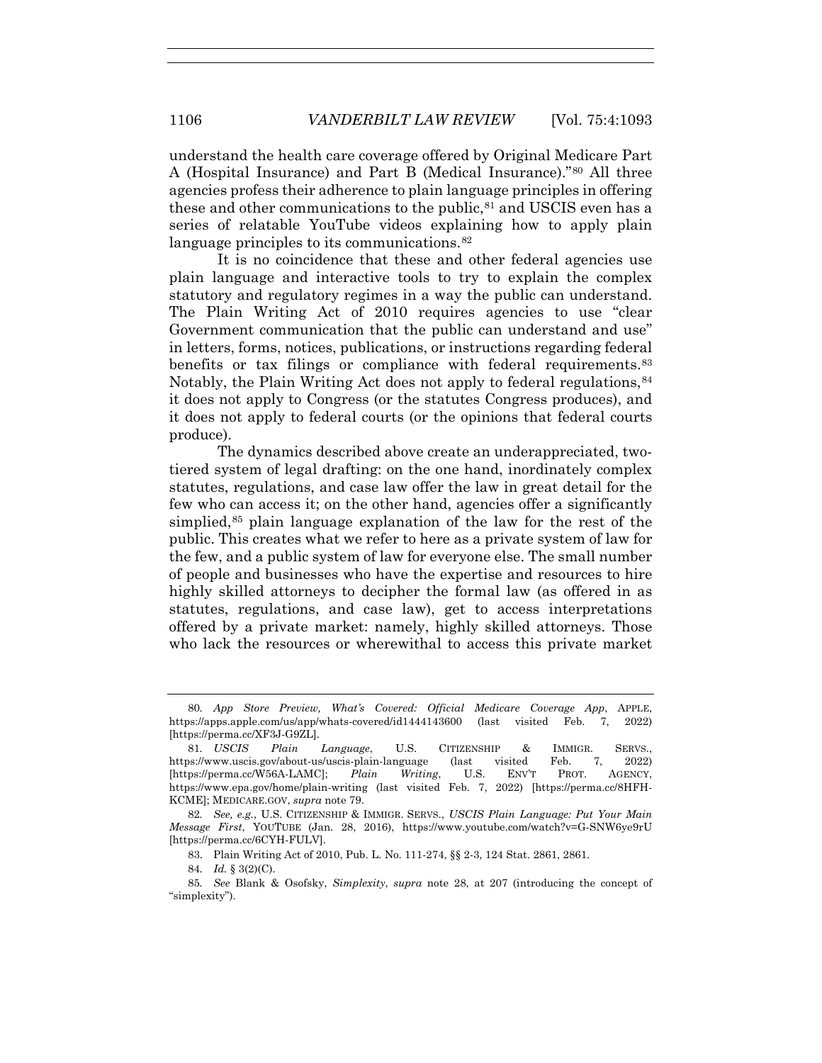understand the health care coverage offered by Original Medicare Part A (Hospital Insurance) and Part B (Medical Insurance)."[80] All three agencies profess their adherence to plain language principles in offering these and other communications to the public,[81] and USCIS even has a series of relatable YouTube videos explaining how to apply plain language principles to its communications.[82]

It is no coincidence that these and other federal agencies use plain language and interactive tools to try to explain the complex statutory and regulatory regimes in a way the public can understand. The Plain Writing Act of 2010 requires agencies to use "clear Government communication that the public can understand and use" in letters, forms, notices, publications, or instructions regarding federal benefits or tax filings or compliance with federal requirements.[83] Notably, the Plain Writing Act does not apply to federal regulations,[84] it does not apply to Congress (or the statutes Congress produces), and it does not apply to federal courts (or the opinions that federal courts produce).

The dynamics described above create an underappreciated, two-tiered system of legal drafting: on the one hand, inordinately complex statutes, regulations, and case law offer the law in great detail for the few who can access it; on the other hand, agencies offer a significantly simplied,[85] plain language explanation of the law for the rest of the public. This creates what we refer to here as a private system of law for the few, and a public system of law for everyone else. The small number of people and businesses who have the expertise and resources to hire highly skilled attorneys to decipher the formal law (as offered in as statutes, regulations, and case law), get to access interpretations offered by a private market: namely, highly skilled attorneys. Those who lack the resources or wherewithal to access this private market

---

80. *App Store Preview, What's Covered: Official Medicare Coverage App*, APPLE, https://apps.apple.com/us/app/whats-covered/id1444143600 (last visited Feb. 7, 2022) [https://perma.cc/XF3J-G9ZL].

81. *USCIS Plain Language*, U.S. CITIZENSHIP & IMMIGR. SERVS., https://www.uscis.gov/about-us/uscis-plain-language (last visited Feb. 7, 2022) [https://perma.cc/W56A-LAMC]; *Plain Writing*, U.S. ENV'T PROT. AGENCY, https://www.epa.gov/home/plain-writing (last visited Feb. 7, 2022) [https://perma.cc/8HFH-KCME]; MEDICARE.GOV, *supra* note 79.

82. *See, e.g.*, U.S. CITIZENSHIP & IMMIGR. SERVS., *USCIS Plain Language: Put Your Main Message First*, YOUTUBE (Jan. 28, 2016), https://www.youtube.com/watch?v=G-SNW6ye9rU [https://perma.cc/6CYH-FULV].

83. Plain Writing Act of 2010, Pub. L. No. 111-274, §§ 2-3, 124 Stat. 2861, 2861.

84. *Id.* § 3(2)(C).

85. *See* Blank & Osofsky, *Simplexity*, *supra* note 28, at 207 (introducing the concept of "simplexity").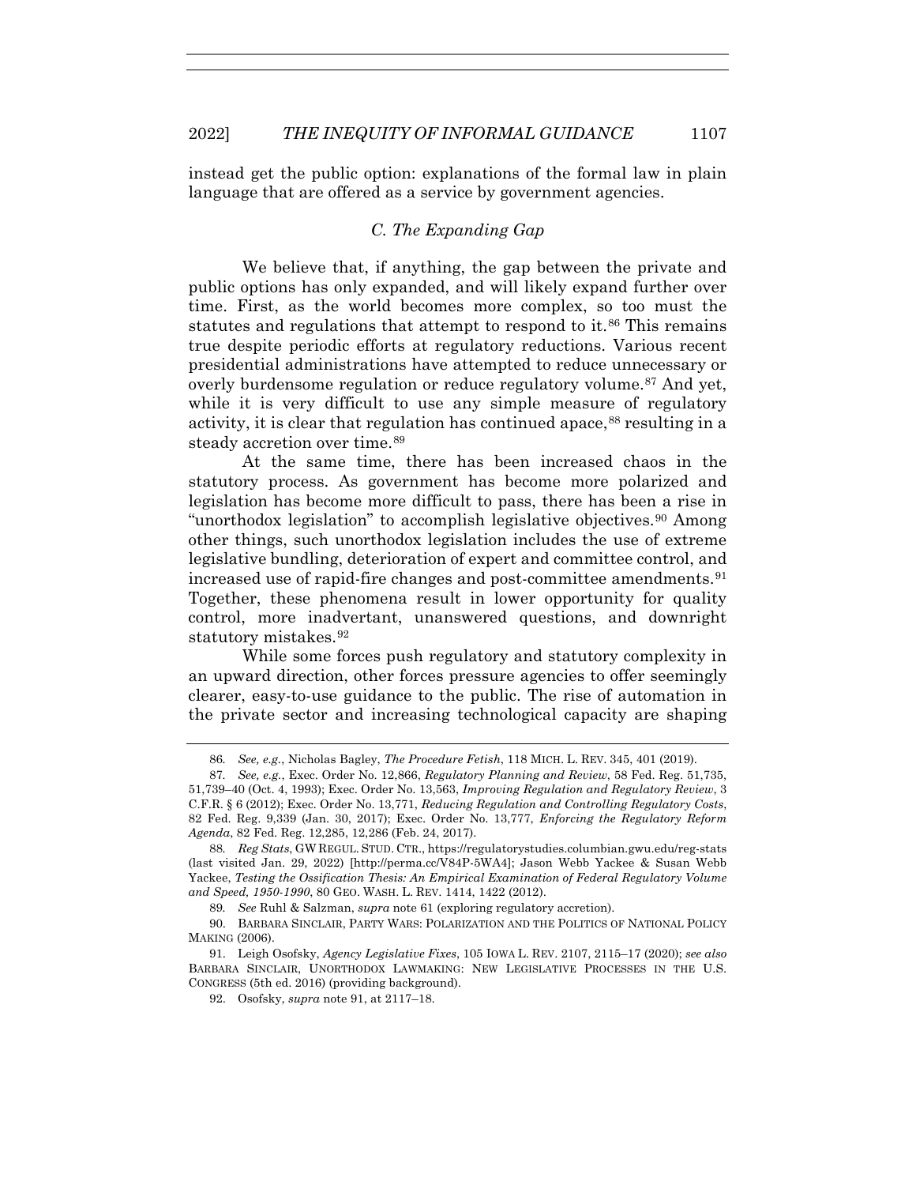instead get the public option: explanations of the formal law in plain language that are offered as a service by government agencies.

### *C. The Expanding Gap*

We believe that, if anything, the gap between the private and public options has only expanded, and will likely expand further over time. First, as the world becomes more complex, so too must the statutes and regulations that attempt to respond to it.[86] This remains true despite periodic efforts at regulatory reductions. Various recent presidential administrations have attempted to reduce unnecessary or overly burdensome regulation or reduce regulatory volume.[87] And yet, while it is very difficult to use any simple measure of regulatory activity, it is clear that regulation has continued apace,[88] resulting in a steady accretion over time.[89]

At the same time, there has been increased chaos in the statutory process. As government has become more polarized and legislation has become more difficult to pass, there has been a rise in "unorthodox legislation" to accomplish legislative objectives.[90] Among other things, such unorthodox legislation includes the use of extreme legislative bundling, deterioration of expert and committee control, and increased use of rapid-fire changes and post-committee amendments.[91] Together, these phenomena result in lower opportunity for quality control, more inadvertant, unanswered questions, and downright statutory mistakes.[92]

While some forces push regulatory and statutory complexity in an upward direction, other forces pressure agencies to offer seemingly clearer, easy-to-use guidance to the public. The rise of automation in the private sector and increasing technological capacity are shaping

---

86. *See, e.g.*, Nicholas Bagley, *The Procedure Fetish*, 118 MICH. L. REV. 345, 401 (2019).

87. *See, e.g.*, Exec. Order No. 12,866, *Regulatory Planning and Review*, 58 Fed. Reg. 51,735, 51,739–40 (Oct. 4, 1993); Exec. Order No. 13,563, *Improving Regulation and Regulatory Review*, 3 C.F.R. § 6 (2012); Exec. Order No. 13,771, *Reducing Regulation and Controlling Regulatory Costs*, 82 Fed. Reg. 9,339 (Jan. 30, 2017); Exec. Order No. 13,777, *Enforcing the Regulatory Reform Agenda*, 82 Fed. Reg. 12,285, 12,286 (Feb. 24, 2017).

88. *Reg Stats*, GW REGUL. STUD. CTR., https://regulatorystudies.columbian.gwu.edu/reg-stats (last visited Jan. 29, 2022) [http://perma.cc/V84P-5WA4]; Jason Webb Yackee & Susan Webb Yackee, *Testing the Ossification Thesis: An Empirical Examination of Federal Regulatory Volume and Speed, 1950-1990*, 80 GEO. WASH. L. REV. 1414, 1422 (2012).

89. *See* Ruhl & Salzman, *supra* note 61 (exploring regulatory accretion).

90. BARBARA SINCLAIR, PARTY WARS: POLARIZATION AND THE POLITICS OF NATIONAL POLICY MAKING (2006).

91. Leigh Osofsky, *Agency Legislative Fixes*, 105 IOWA L. REV. 2107, 2115–17 (2020); *see also* BARBARA SINCLAIR, UNORTHODOX LAWMAKING: NEW LEGISLATIVE PROCESSES IN THE U.S. CONGRESS (5th ed. 2016) (providing background).

92. Osofsky, *supra* note 91, at 2117–18.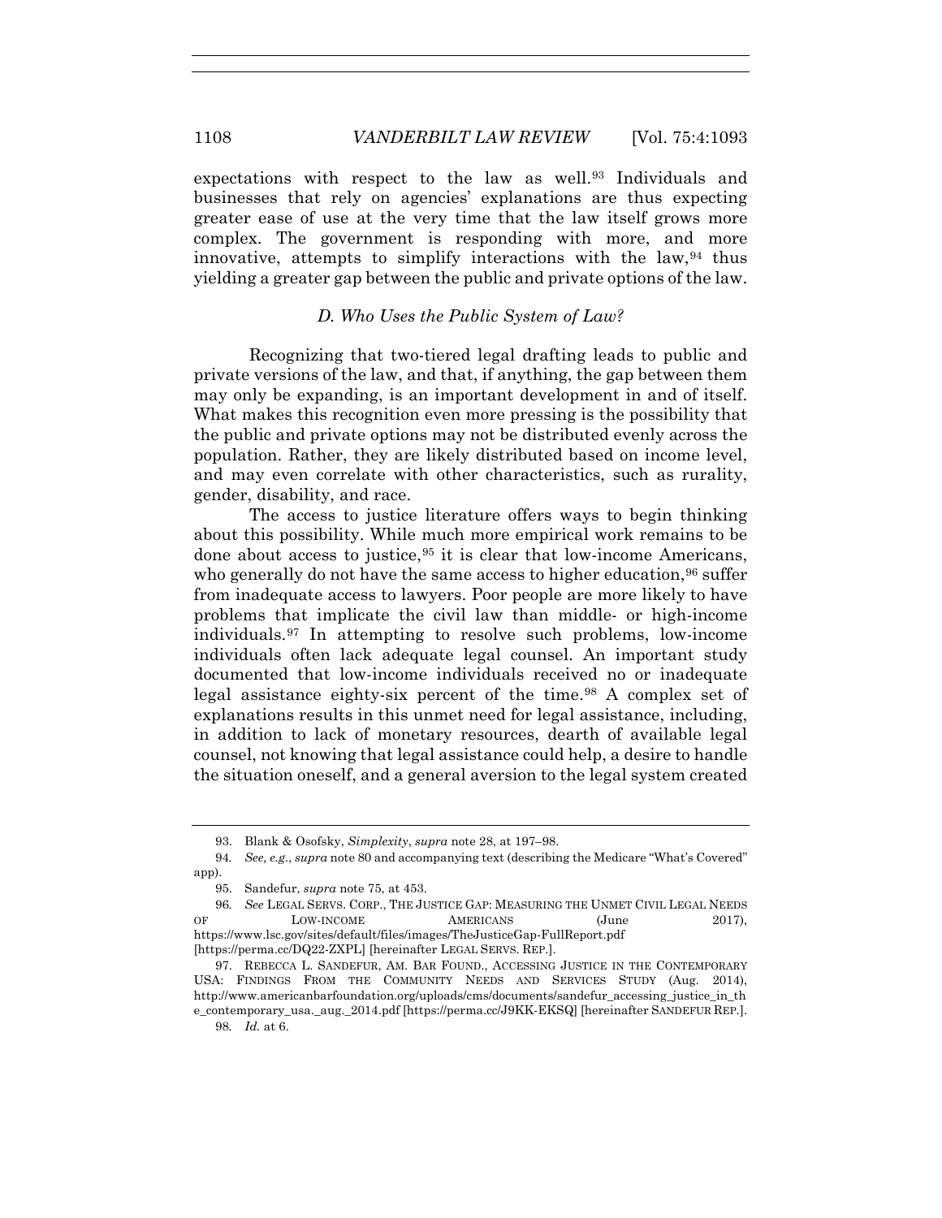expectations with respect to the law as well.[93] Individuals and businesses that rely on agencies' explanations are thus expecting greater ease of use at the very time that the law itself grows more complex. The government is responding with more, and more innovative, attempts to simplify interactions with the law,[94] thus yielding a greater gap between the public and private options of the law.

### *D. Who Uses the Public System of Law?*

Recognizing that two-tiered legal drafting leads to public and private versions of the law, and that, if anything, the gap between them may only be expanding, is an important development in and of itself. What makes this recognition even more pressing is the possibility that the public and private options may not be distributed evenly across the population. Rather, they are likely distributed based on income level, and may even correlate with other characteristics, such as rurality, gender, disability, and race.

The access to justice literature offers ways to begin thinking about this possibility. While much more empirical work remains to be done about access to justice,[95] it is clear that low-income Americans, who generally do not have the same access to higher education,[96] suffer from inadequate access to lawyers. Poor people are more likely to have problems that implicate the civil law than middle- or high-income individuals.[97] In attempting to resolve such problems, low-income individuals often lack adequate legal counsel. An important study documented that low-income individuals received no or inadequate legal assistance eighty-six percent of the time.[98] A complex set of explanations results in this unmet need for legal assistance, including, in addition to lack of monetary resources, dearth of available legal counsel, not knowing that legal assistance could help, a desire to handle the situation oneself, and a general aversion to the legal system created

---

93. Blank & Osofsky, *Simplexity*, *supra* note 28, at 197–98.

94. *See, e.g.*, *supra* note 80 and accompanying text (describing the Medicare "What's Covered" app).

95. Sandefur, *supra* note 75, at 453.

96. *See* LEGAL SERVS. CORP., THE JUSTICE GAP: MEASURING THE UNMET CIVIL LEGAL NEEDS OF LOW-INCOME AMERICANS (June 2017), https://www.lsc.gov/sites/default/files/images/TheJusticeGap-FullReport.pdf [https://perma.cc/DQ22-ZXPL] [hereinafter LEGAL SERVS. REP.].

97. REBECCA L. SANDEFUR, AM. BAR FOUND., ACCESSING JUSTICE IN THE CONTEMPORARY USA: FINDINGS FROM THE COMMUNITY NEEDS AND SERVICES STUDY (Aug. 2014), http://www.americanbarfoundation.org/uploads/cms/documents/sandefur_accessing_justice_in_the_contemporary_usa._aug._2014.pdf [https://perma.cc/J9KK-EKSQ] [hereinafter SANDEFUR REP.].

98. *Id.* at 6.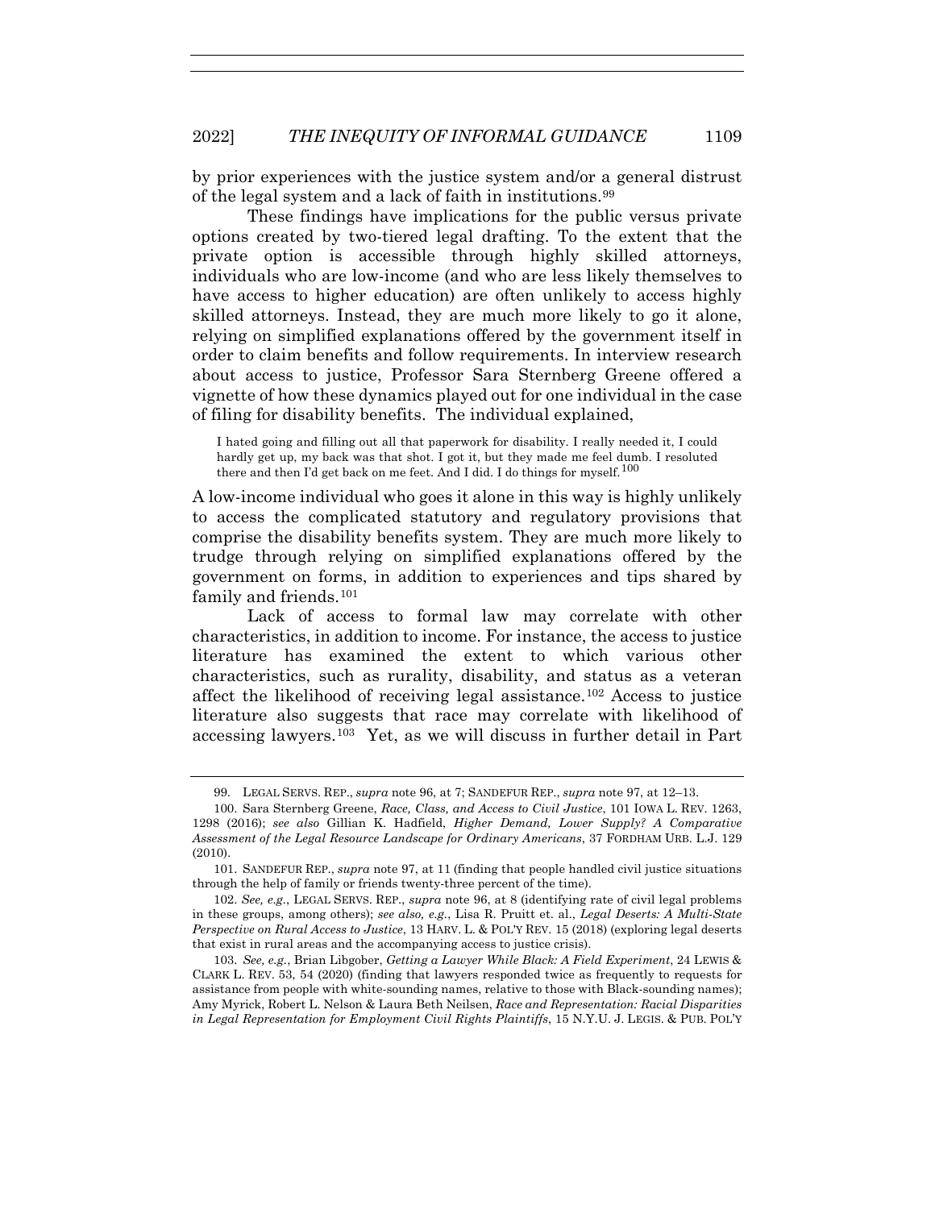by prior experiences with the justice system and/or a general distrust of the legal system and a lack of faith in institutions.[99]

These findings have implications for the public versus private options created by two-tiered legal drafting. To the extent that the private option is accessible through highly skilled attorneys, individuals who are low-income (and who are less likely themselves to have access to higher education) are often unlikely to access highly skilled attorneys. Instead, they are much more likely to go it alone, relying on simplified explanations offered by the government itself in order to claim benefits and follow requirements. In interview research about access to justice, Professor Sara Sternberg Greene offered a vignette of how these dynamics played out for one individual in the case of filing for disability benefits. The individual explained,

> I hated going and filling out all that paperwork for disability. I really needed it, I could hardly get up, my back was that shot. I got it, but they made me feel dumb. I resoluted there and then I'd get back on me feet. And I did. I do things for myself.[100]

A low-income individual who goes it alone in this way is highly unlikely to access the complicated statutory and regulatory provisions that comprise the disability benefits system. They are much more likely to trudge through relying on simplified explanations offered by the government on forms, in addition to experiences and tips shared by family and friends.[101]

Lack of access to formal law may correlate with other characteristics, in addition to income. For instance, the access to justice literature has examined the extent to which various other characteristics, such as rurality, disability, and status as a veteran affect the likelihood of receiving legal assistance.[102] Access to justice literature also suggests that race may correlate with likelihood of accessing lawyers.[103] Yet, as we will discuss in further detail in Part

---

99. LEGAL SERVS. REP., *supra* note 96, at 7; SANDEFUR REP., *supra* note 97, at 12–13.

100. Sara Sternberg Greene, *Race, Class, and Access to Civil Justice*, 101 IOWA L. REV. 1263, 1298 (2016); *see also* Gillian K. Hadfield, *Higher Demand, Lower Supply? A Comparative Assessment of the Legal Resource Landscape for Ordinary Americans*, 37 FORDHAM URB. L.J. 129 (2010).

101. SANDEFUR REP., *supra* note 97, at 11 (finding that people handled civil justice situations through the help of family or friends twenty-three percent of the time).

102. *See, e.g.*, LEGAL SERVS. REP., *supra* note 96, at 8 (identifying rate of civil legal problems in these groups, among others); *see also, e.g.*, Lisa R. Pruitt et. al., *Legal Deserts: A Multi-State Perspective on Rural Access to Justice*, 13 HARV. L. & POL'Y REV. 15 (2018) (exploring legal deserts that exist in rural areas and the accompanying access to justice crisis).

103. *See, e.g.*, Brian Libgober, *Getting a Lawyer While Black: A Field Experiment*, 24 LEWIS & CLARK L. REV. 53, 54 (2020) (finding that lawyers responded twice as frequently to requests for assistance from people with white-sounding names, relative to those with Black-sounding names); Amy Myrick, Robert L. Nelson & Laura Beth Neilsen, *Race and Representation: Racial Disparities in Legal Representation for Employment Civil Rights Plaintiffs*, 15 N.Y.U. J. LEGIS. & PUB. POL'Y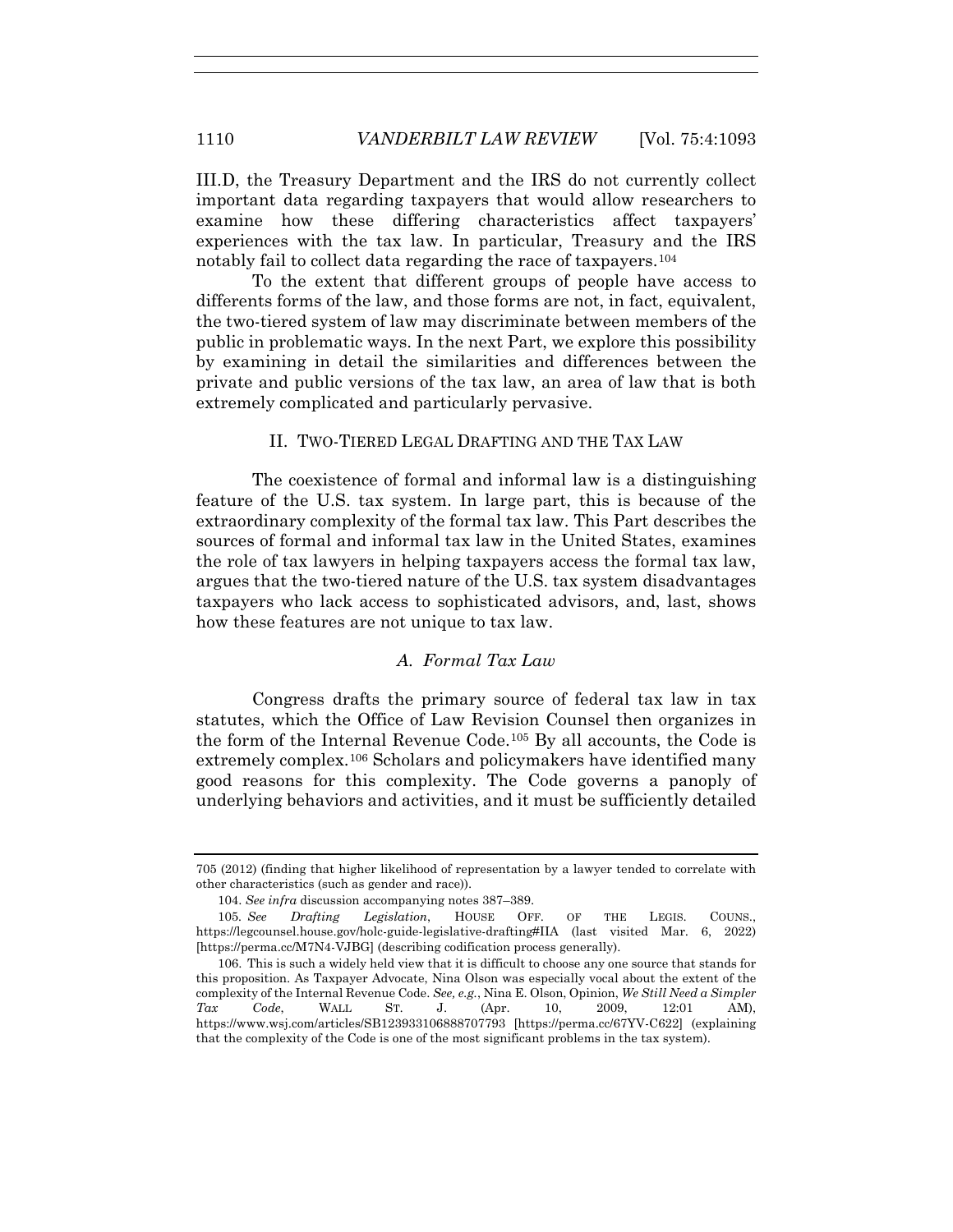III.D, the Treasury Department and the IRS do not currently collect important data regarding taxpayers that would allow researchers to examine how these differing characteristics affect taxpayers' experiences with the tax law. In particular, Treasury and the IRS notably fail to collect data regarding the race of taxpayers.[104]

To the extent that different groups of people have access to differents forms of the law, and those forms are not, in fact, equivalent, the two-tiered system of law may discriminate between members of the public in problematic ways. In the next Part, we explore this possibility by examining in detail the similarities and differences between the private and public versions of the tax law, an area of law that is both extremely complicated and particularly pervasive.

## II. TWO-TIERED LEGAL DRAFTING AND THE TAX LAW

The coexistence of formal and informal law is a distinguishing feature of the U.S. tax system. In large part, this is because of the extraordinary complexity of the formal tax law. This Part describes the sources of formal and informal tax law in the United States, examines the role of tax lawyers in helping taxpayers access the formal tax law, argues that the two-tiered nature of the U.S. tax system disadvantages taxpayers who lack access to sophisticated advisors, and, last, shows how these features are not unique to tax law.

### *A. Formal Tax Law*

Congress drafts the primary source of federal tax law in tax statutes, which the Office of Law Revision Counsel then organizes in the form of the Internal Revenue Code.[105] By all accounts, the Code is extremely complex.[106] Scholars and policymakers have identified many good reasons for this complexity. The Code governs a panoply of underlying behaviors and activities, and it must be sufficiently detailed

---

705 (2012) (finding that higher likelihood of representation by a lawyer tended to correlate with other characteristics (such as gender and race)).

104. *See infra* discussion accompanying notes 387–389.

105. *See* *Drafting Legislation*, HOUSE OFF. OF THE LEGIS. COUNS., https://legcounsel.house.gov/holc-guide-legislative-drafting#IIA (last visited Mar. 6, 2022) [https://perma.cc/M7N4-VJBG] (describing codification process generally).

106. This is such a widely held view that it is difficult to choose any one source that stands for this proposition. As Taxpayer Advocate, Nina Olson was especially vocal about the extent of the complexity of the Internal Revenue Code. *See, e.g.*, Nina E. Olson, Opinion, *We Still Need a Simpler Tax Code*, WALL ST. J. (Apr. 10, 2009, 12:01 AM), https://www.wsj.com/articles/SB123933106888707793 [https://perma.cc/67YV-C622] (explaining that the complexity of the Code is one of the most significant problems in the tax system).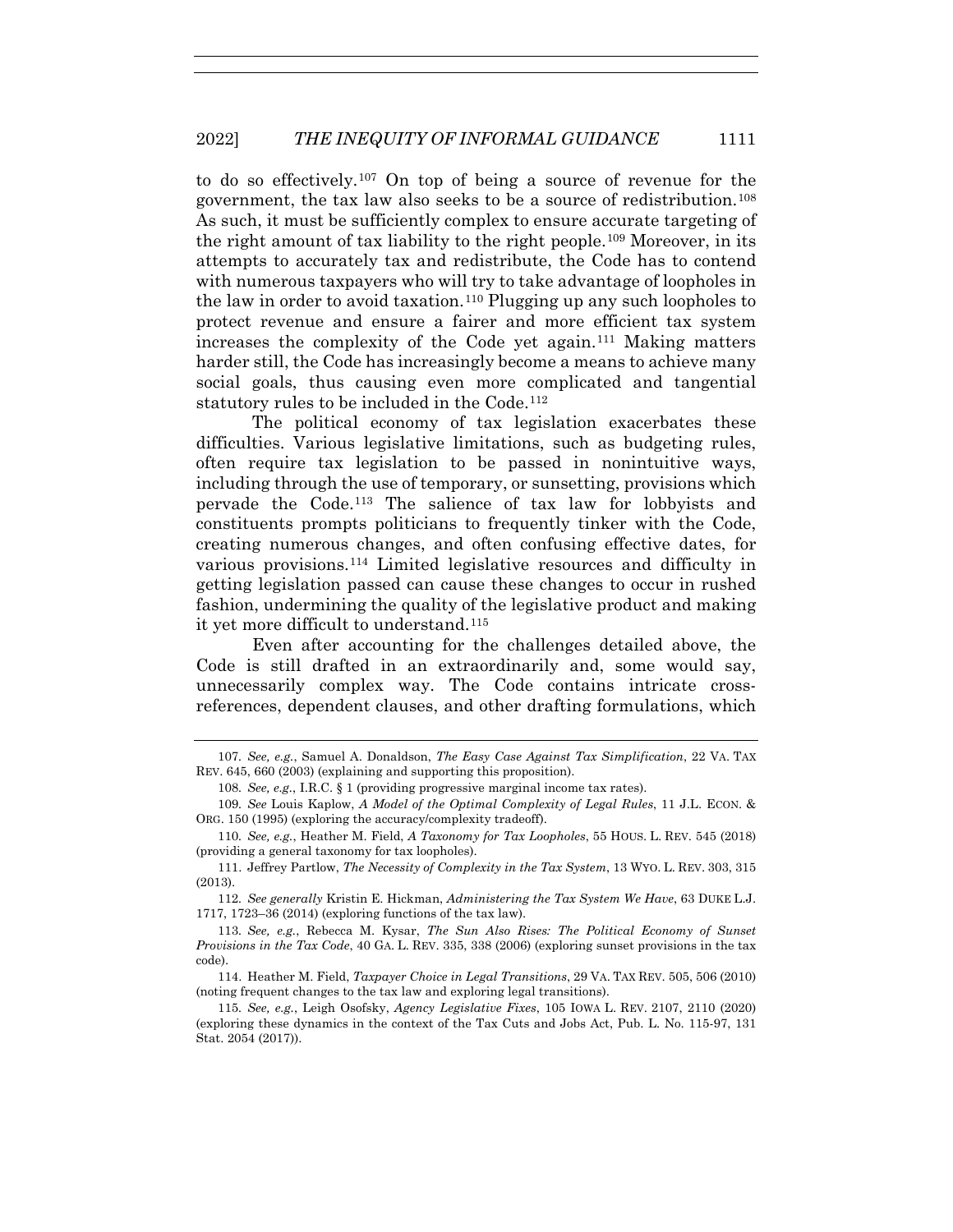to do so effectively.[107] On top of being a source of revenue for the government, the tax law also seeks to be a source of redistribution.[108] As such, it must be sufficiently complex to ensure accurate targeting of the right amount of tax liability to the right people.[109] Moreover, in its attempts to accurately tax and redistribute, the Code has to contend with numerous taxpayers who will try to take advantage of loopholes in the law in order to avoid taxation.[110] Plugging up any such loopholes to protect revenue and ensure a fairer and more efficient tax system increases the complexity of the Code yet again.[111] Making matters harder still, the Code has increasingly become a means to achieve many social goals, thus causing even more complicated and tangential statutory rules to be included in the Code.[112]

The political economy of tax legislation exacerbates these difficulties. Various legislative limitations, such as budgeting rules, often require tax legislation to be passed in nonintuitive ways, including through the use of temporary, or sunsetting, provisions which pervade the Code.[113] The salience of tax law for lobbyists and constituents prompts politicians to frequently tinker with the Code, creating numerous changes, and often confusing effective dates, for various provisions.[114] Limited legislative resources and difficulty in getting legislation passed can cause these changes to occur in rushed fashion, undermining the quality of the legislative product and making it yet more difficult to understand.[115]

Even after accounting for the challenges detailed above, the Code is still drafted in an extraordinarily and, some would say, unnecessarily complex way. The Code contains intricate cross-references, dependent clauses, and other drafting formulations, which

---

107. *See, e.g.*, Samuel A. Donaldson, *The Easy Case Against Tax Simplification*, 22 VA. TAX REV. 645, 660 (2003) (explaining and supporting this proposition).

108. *See, e.g.*, I.R.C. § 1 (providing progressive marginal income tax rates).

109. *See* Louis Kaplow, *A Model of the Optimal Complexity of Legal Rules*, 11 J.L. ECON. & ORG. 150 (1995) (exploring the accuracy/complexity tradeoff).

110. *See, e.g.*, Heather M. Field, *A Taxonomy for Tax Loopholes*, 55 HOUS. L. REV. 545 (2018) (providing a general taxonomy for tax loopholes).

111. Jeffrey Partlow, *The Necessity of Complexity in the Tax System*, 13 WYO. L. REV. 303, 315 (2013).

112. *See generally* Kristin E. Hickman, *Administering the Tax System We Have*, 63 DUKE L.J. 1717, 1723–36 (2014) (exploring functions of the tax law).

113. *See, e.g.*, Rebecca M. Kysar, *The Sun Also Rises: The Political Economy of Sunset Provisions in the Tax Code*, 40 GA. L. REV. 335, 338 (2006) (exploring sunset provisions in the tax code).

114. Heather M. Field, *Taxpayer Choice in Legal Transitions*, 29 VA. TAX REV. 505, 506 (2010) (noting frequent changes to the tax law and exploring legal transitions).

115. *See, e.g.*, Leigh Osofsky, *Agency Legislative Fixes*, 105 IOWA L. REV. 2107, 2110 (2020) (exploring these dynamics in the context of the Tax Cuts and Jobs Act, Pub. L. No. 115-97, 131 Stat. 2054 (2017)).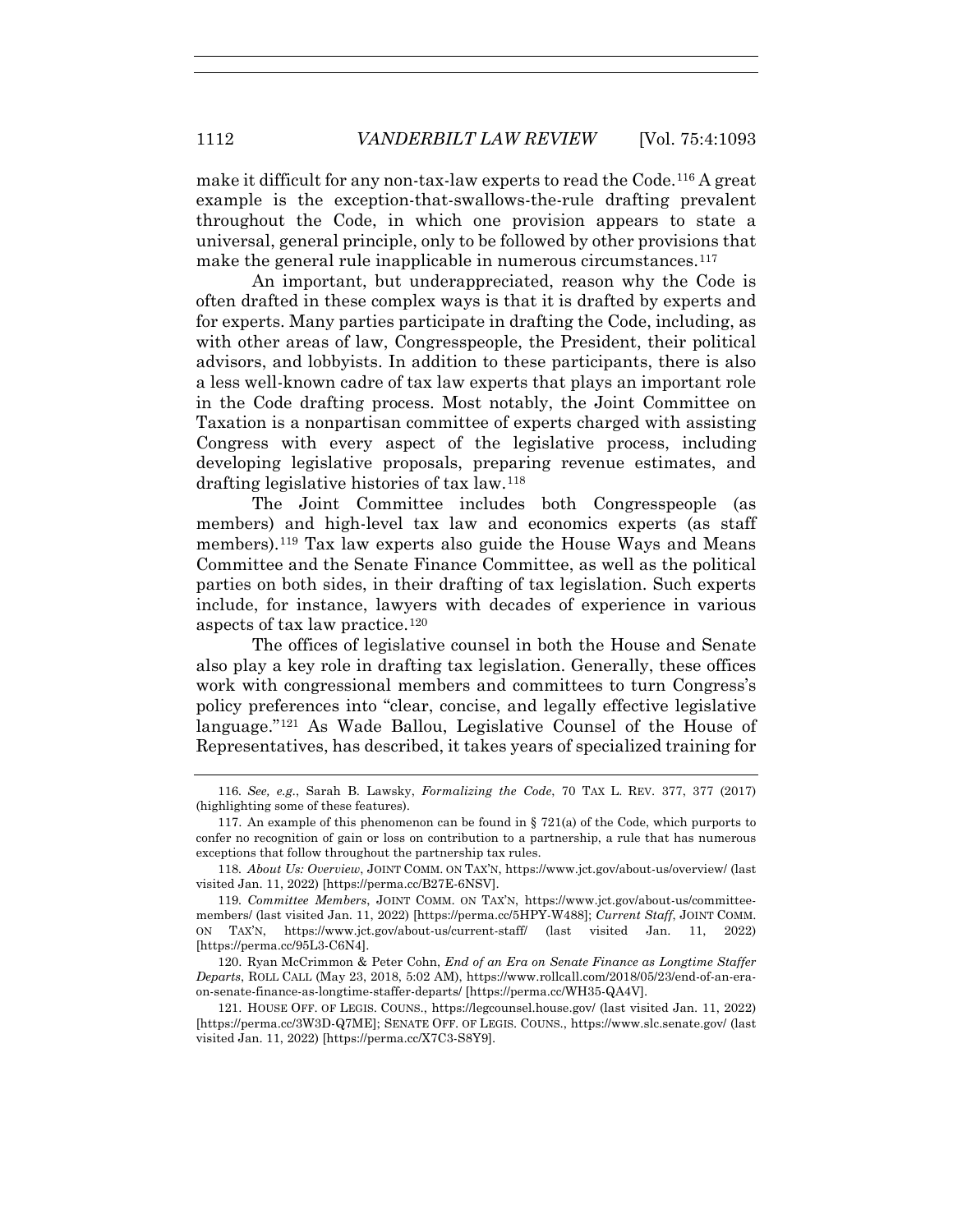make it difficult for any non-tax-law experts to read the Code.[116] A great example is the exception-that-swallows-the-rule drafting prevalent throughout the Code, in which one provision appears to state a universal, general principle, only to be followed by other provisions that make the general rule inapplicable in numerous circumstances.[117]

An important, but underappreciated, reason why the Code is often drafted in these complex ways is that it is drafted by experts and for experts. Many parties participate in drafting the Code, including, as with other areas of law, Congresspeople, the President, their political advisors, and lobbyists. In addition to these participants, there is also a less well-known cadre of tax law experts that plays an important role in the Code drafting process. Most notably, the Joint Committee on Taxation is a nonpartisan committee of experts charged with assisting Congress with every aspect of the legislative process, including developing legislative proposals, preparing revenue estimates, and drafting legislative histories of tax law.[118]

The Joint Committee includes both Congresspeople (as members) and high-level tax law and economics experts (as staff members).[119] Tax law experts also guide the House Ways and Means Committee and the Senate Finance Committee, as well as the political parties on both sides, in their drafting of tax legislation. Such experts include, for instance, lawyers with decades of experience in various aspects of tax law practice.[120]

The offices of legislative counsel in both the House and Senate also play a key role in drafting tax legislation. Generally, these offices work with congressional members and committees to turn Congress's policy preferences into "clear, concise, and legally effective legislative language."[121] As Wade Ballou, Legislative Counsel of the House of Representatives, has described, it takes years of specialized training for

---

116. *See, e.g.*, Sarah B. Lawsky, *Formalizing the Code*, 70 TAX L. REV. 377, 377 (2017) (highlighting some of these features).

117. An example of this phenomenon can be found in § 721(a) of the Code, which purports to confer no recognition of gain or loss on contribution to a partnership, a rule that has numerous exceptions that follow throughout the partnership tax rules.

118. *About Us: Overview*, JOINT COMM. ON TAX'N, https://www.jct.gov/about-us/overview/ (last visited Jan. 11, 2022) [https://perma.cc/B27E-6NSV].

119. *Committee Members*, JOINT COMM. ON TAX'N, https://www.jct.gov/about-us/committee-members/ (last visited Jan. 11, 2022) [https://perma.cc/5HPY-W488]; *Current Staff*, JOINT COMM. ON TAX'N, https://www.jct.gov/about-us/current-staff/ (last visited Jan. 11, 2022) [https://perma.cc/95L3-C6N4].

120. Ryan McCrimmon & Peter Cohn, *End of an Era on Senate Finance as Longtime Staffer Departs*, ROLL CALL (May 23, 2018, 5:02 AM), https://www.rollcall.com/2018/05/23/end-of-an-era-on-senate-finance-as-longtime-staffer-departs/ [https://perma.cc/WH35-QA4V].

121. HOUSE OFF. OF LEGIS. COUNS., https://legcounsel.house.gov/ (last visited Jan. 11, 2022) [https://perma.cc/3W3D-Q7ME]; SENATE OFF. OF LEGIS. COUNS., https://www.slc.senate.gov/ (last visited Jan. 11, 2022) [https://perma.cc/X7C3-S8Y9].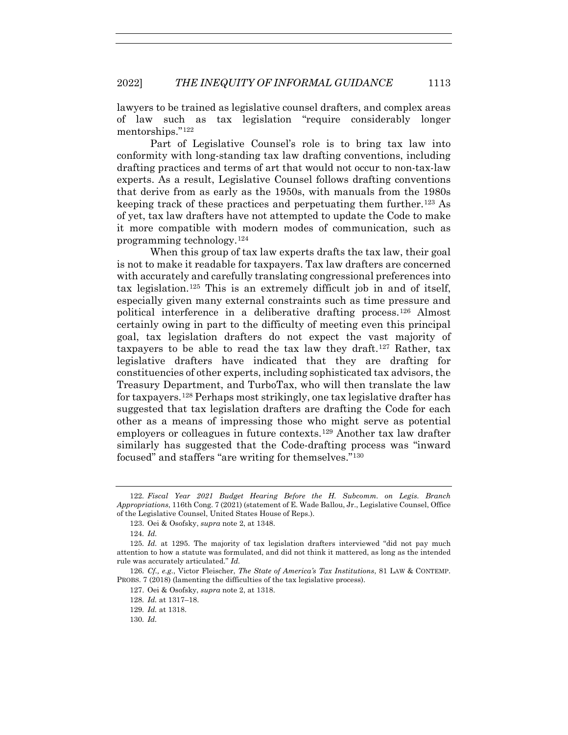lawyers to be trained as legislative counsel drafters, and complex areas of law such as tax legislation "require considerably longer mentorships."[122]

Part of Legislative Counsel's role is to bring tax law into conformity with long-standing tax law drafting conventions, including drafting practices and terms of art that would not occur to non-tax-law experts. As a result, Legislative Counsel follows drafting conventions that derive from as early as the 1950s, with manuals from the 1980s keeping track of these practices and perpetuating them further.[123] As of yet, tax law drafters have not attempted to update the Code to make it more compatible with modern modes of communication, such as programming technology.[124]

When this group of tax law experts drafts the tax law, their goal is not to make it readable for taxpayers. Tax law drafters are concerned with accurately and carefully translating congressional preferences into tax legislation.[125] This is an extremely difficult job in and of itself, especially given many external constraints such as time pressure and political interference in a deliberative drafting process.[126] Almost certainly owing in part to the difficulty of meeting even this principal goal, tax legislation drafters do not expect the vast majority of taxpayers to be able to read the tax law they draft.[127] Rather, tax legislative drafters have indicated that they are drafting for constituencies of other experts, including sophisticated tax advisors, the Treasury Department, and TurboTax, who will then translate the law for taxpayers.[128] Perhaps most strikingly, one tax legislative drafter has suggested that tax legislation drafters are drafting the Code for each other as a means of impressing those who might serve as potential employers or colleagues in future contexts.[129] Another tax law drafter similarly has suggested that the Code-drafting process was "inward focused" and staffers "are writing for themselves."[130]

---

122. *Fiscal Year 2021 Budget Hearing Before the H. Subcomm. on Legis. Branch Appropriations*, 116th Cong. 7 (2021) (statement of E. Wade Ballou, Jr., Legislative Counsel, Office of the Legislative Counsel, United States House of Reps.).

123. Oei & Osofsky, *supra* note 2, at 1348.

124. *Id.*

125. *Id.* at 1295. The majority of tax legislation drafters interviewed "did not pay much attention to how a statute was formulated, and did not think it mattered, as long as the intended rule was accurately articulated." *Id.*

126. *Cf., e.g.*, Victor Fleischer, *The State of America's Tax Institutions*, 81 LAW & CONTEMP. PROBS. 7 (2018) (lamenting the difficulties of the tax legislative process).

127. Oei & Osofsky, *supra* note 2, at 1318.

128. *Id.* at 1317–18.

129. *Id.* at 1318.

130. *Id.*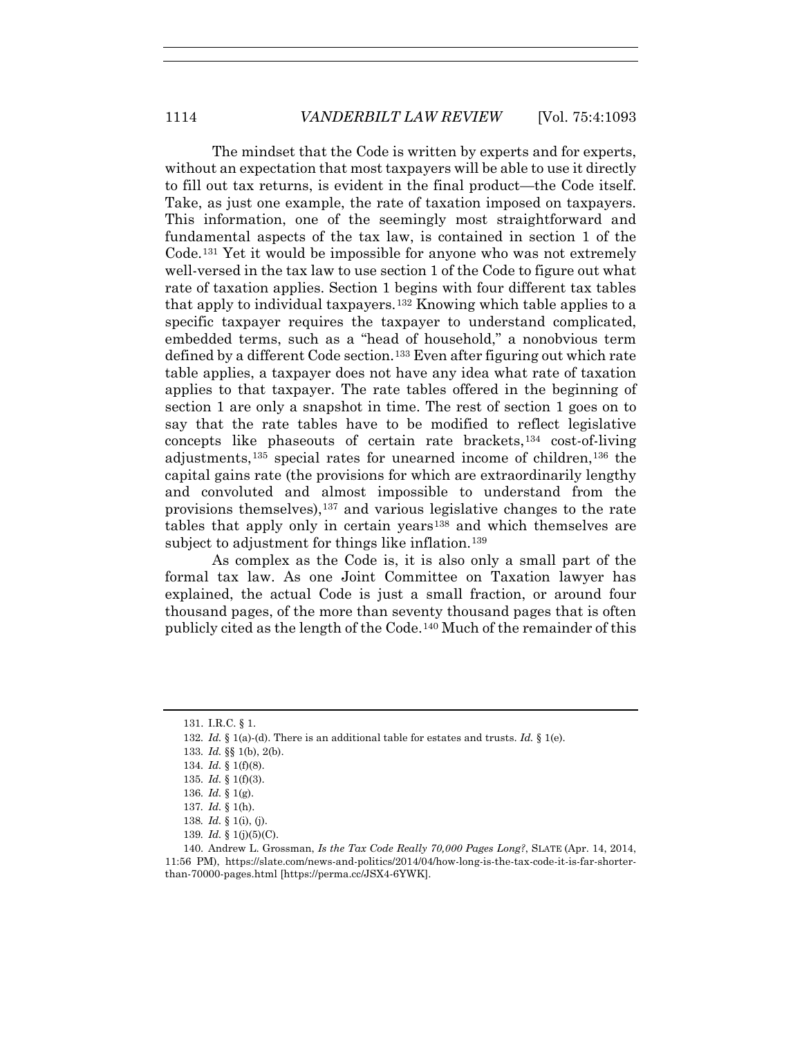The mindset that the Code is written by experts and for experts, without an expectation that most taxpayers will be able to use it directly to fill out tax returns, is evident in the final product—the Code itself. Take, as just one example, the rate of taxation imposed on taxpayers. This information, one of the seemingly most straightforward and fundamental aspects of the tax law, is contained in section 1 of the Code.[131] Yet it would be impossible for anyone who was not extremely well-versed in the tax law to use section 1 of the Code to figure out what rate of taxation applies. Section 1 begins with four different tax tables that apply to individual taxpayers.[132] Knowing which table applies to a specific taxpayer requires the taxpayer to understand complicated, embedded terms, such as a "head of household," a nonobvious term defined by a different Code section.[133] Even after figuring out which rate table applies, a taxpayer does not have any idea what rate of taxation applies to that taxpayer. The rate tables offered in the beginning of section 1 are only a snapshot in time. The rest of section 1 goes on to say that the rate tables have to be modified to reflect legislative concepts like phaseouts of certain rate brackets,[134] cost-of-living adjustments,[135] special rates for unearned income of children,[136] the capital gains rate (the provisions for which are extraordinarily lengthy and convoluted and almost impossible to understand from the provisions themselves),[137] and various legislative changes to the rate tables that apply only in certain years[138] and which themselves are subject to adjustment for things like inflation.[139]

As complex as the Code is, it is also only a small part of the formal tax law. As one Joint Committee on Taxation lawyer has explained, the actual Code is just a small fraction, or around four thousand pages, of the more than seventy thousand pages that is often publicly cited as the length of the Code.[140] Much of the remainder of this

---

131. I.R.C. § 1.

132. *Id.* § 1(a)-(d). There is an additional table for estates and trusts. *Id.* § 1(e).

133. *Id.* §§ 1(b), 2(b).

134. *Id.* § 1(f)(8).

135. *Id.* § 1(f)(3).

136. *Id.* § 1(g).

137. *Id.* § 1(h).

138. *Id.* § 1(i), (j).

139. *Id.* § 1(j)(5)(C).

140. Andrew L. Grossman, *Is the Tax Code Really 70,000 Pages Long?*, SLATE (Apr. 14, 2014, 11:56 PM), https://slate.com/news-and-politics/2014/04/how-long-is-the-tax-code-it-is-far-shorter-than-70000-pages.html [https://perma.cc/JSX4-6YWK].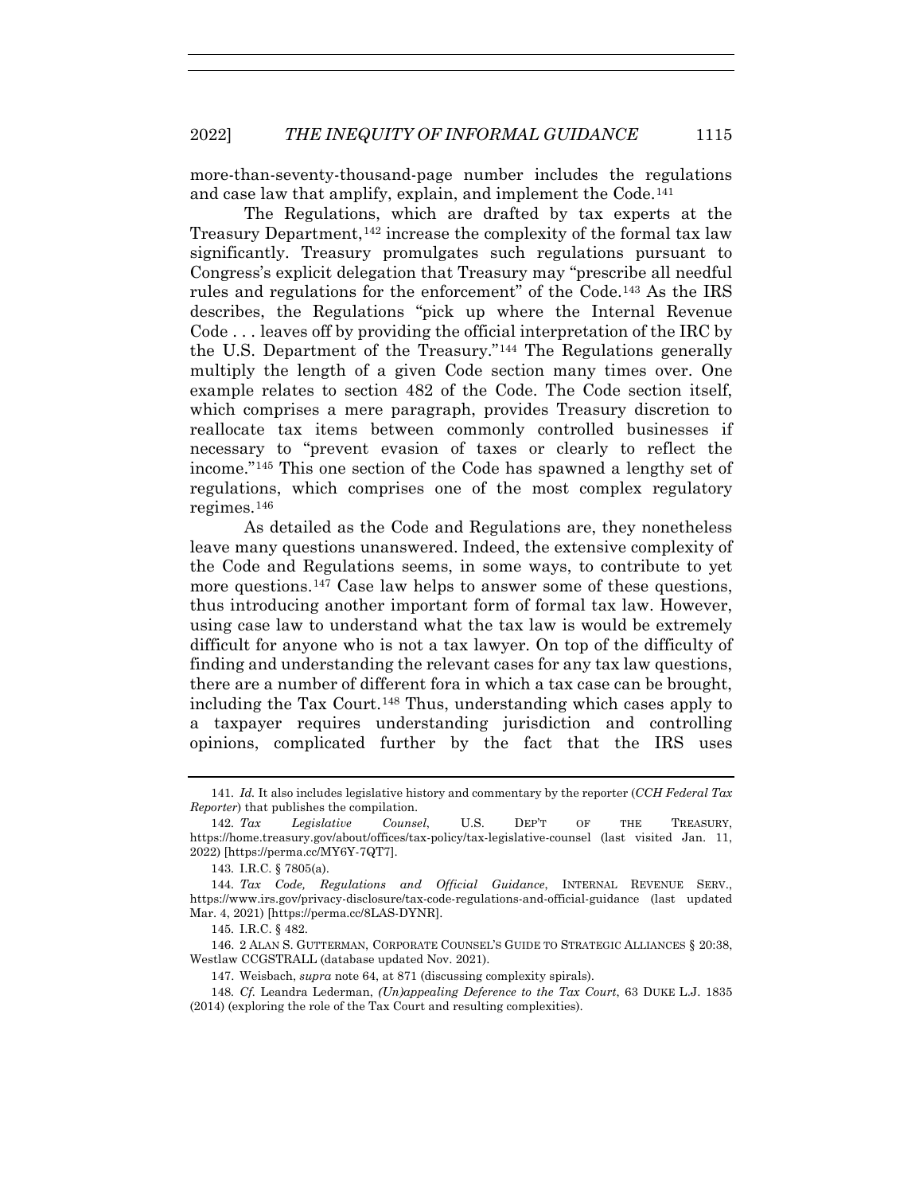more-than-seventy-thousand-page number includes the regulations and case law that amplify, explain, and implement the Code.[141]

The Regulations, which are drafted by tax experts at the Treasury Department,[142] increase the complexity of the formal tax law significantly. Treasury promulgates such regulations pursuant to Congress's explicit delegation that Treasury may "prescribe all needful rules and regulations for the enforcement" of the Code.[143] As the IRS describes, the Regulations "pick up where the Internal Revenue Code . . . leaves off by providing the official interpretation of the IRC by the U.S. Department of the Treasury."[144] The Regulations generally multiply the length of a given Code section many times over. One example relates to section 482 of the Code. The Code section itself, which comprises a mere paragraph, provides Treasury discretion to reallocate tax items between commonly controlled businesses if necessary to "prevent evasion of taxes or clearly to reflect the income."[145] This one section of the Code has spawned a lengthy set of regulations, which comprises one of the most complex regulatory regimes.[146]

As detailed as the Code and Regulations are, they nonetheless leave many questions unanswered. Indeed, the extensive complexity of the Code and Regulations seems, in some ways, to contribute to yet more questions.[147] Case law helps to answer some of these questions, thus introducing another important form of formal tax law. However, using case law to understand what the tax law is would be extremely difficult for anyone who is not a tax lawyer. On top of the difficulty of finding and understanding the relevant cases for any tax law questions, there are a number of different fora in which a tax case can be brought, including the Tax Court.[148] Thus, understanding which cases apply to a taxpayer requires understanding jurisdiction and controlling opinions, complicated further by the fact that the IRS uses

---

141. *Id.* It also includes legislative history and commentary by the reporter (*CCH Federal Tax Reporter*) that publishes the compilation.

142. *Tax Legislative Counsel*, U.S. DEP'T OF THE TREASURY, https://home.treasury.gov/about/offices/tax-policy/tax-legislative-counsel (last visited Jan. 11, 2022) [https://perma.cc/MY6Y-7QT7].

143. I.R.C. § 7805(a).

144. *Tax Code, Regulations and Official Guidance*, INTERNAL REVENUE SERV., https://www.irs.gov/privacy-disclosure/tax-code-regulations-and-official-guidance (last updated Mar. 4, 2021) [https://perma.cc/8LAS-DYNR].

145. I.R.C. § 482.

146. 2 ALAN S. GUTTERMAN, CORPORATE COUNSEL'S GUIDE TO STRATEGIC ALLIANCES § 20:38, Westlaw CCGSTRALL (database updated Nov. 2021).

147. Weisbach, *supra* note 64, at 871 (discussing complexity spirals).

148. *Cf.* Leandra Lederman, *(Un)appealing Deference to the Tax Court*, 63 DUKE L.J. 1835 (2014) (exploring the role of the Tax Court and resulting complexities).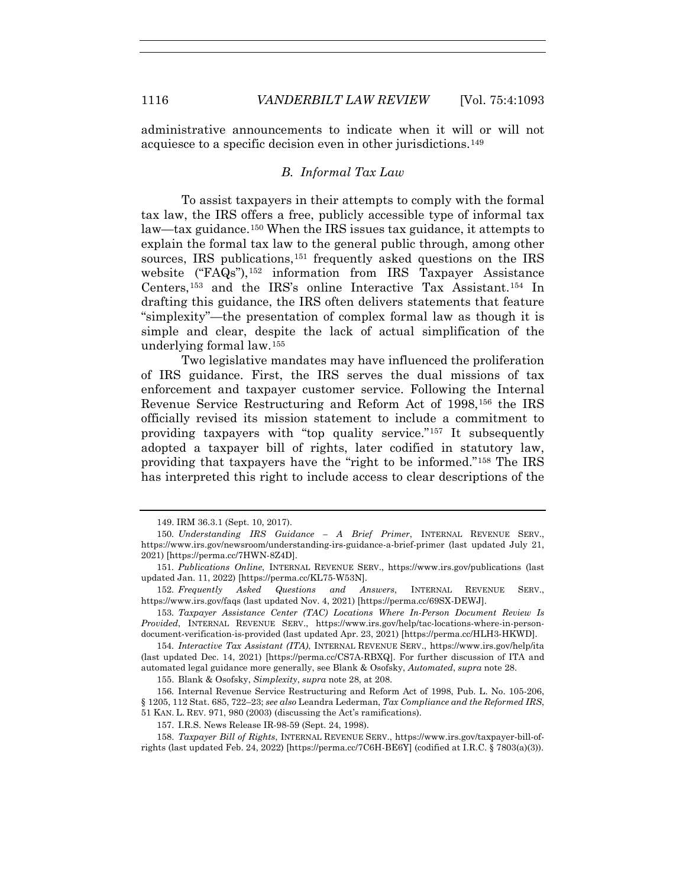administrative announcements to indicate when it will or will not acquiesce to a specific decision even in other jurisdictions.[149]

### *B. Informal Tax Law*

To assist taxpayers in their attempts to comply with the formal tax law, the IRS offers a free, publicly accessible type of informal tax law—tax guidance.[150] When the IRS issues tax guidance, it attempts to explain the formal tax law to the general public through, among other sources, IRS publications,[151] frequently asked questions on the IRS website ("FAQs"),[152] information from IRS Taxpayer Assistance Centers,[153] and the IRS's online Interactive Tax Assistant.[154] In drafting this guidance, the IRS often delivers statements that feature "simplexity"—the presentation of complex formal law as though it is simple and clear, despite the lack of actual simplification of the underlying formal law.[155]

Two legislative mandates may have influenced the proliferation of IRS guidance. First, the IRS serves the dual missions of tax enforcement and taxpayer customer service. Following the Internal Revenue Service Restructuring and Reform Act of 1998,[156] the IRS officially revised its mission statement to include a commitment to providing taxpayers with "top quality service."[157] It subsequently adopted a taxpayer bill of rights, later codified in statutory law, providing that taxpayers have the "right to be informed."[158] The IRS has interpreted this right to include access to clear descriptions of the

149. IRM 36.3.1 (Sept. 10, 2017).

150. *Understanding IRS Guidance – A Brief Primer*, INTERNAL REVENUE SERV., https://www.irs.gov/newsroom/understanding-irs-guidance-a-brief-primer (last updated July 21, 2021) [https://perma.cc/7HWN-8Z4D].

151. *Publications Online*, INTERNAL REVENUE SERV., https://www.irs.gov/publications (last updated Jan. 11, 2022) [https://perma.cc/KL75-W53N].

152. *Frequently Asked Questions and Answers*, INTERNAL REVENUE SERV., https://www.irs.gov/faqs (last updated Nov. 4, 2021) [https://perma.cc/69SX-DEWJ].

153. *Taxpayer Assistance Center (TAC) Locations Where In-Person Document Review Is Provided*, INTERNAL REVENUE SERV., https://www.irs.gov/help/tac-locations-where-in-person-document-verification-is-provided (last updated Apr. 23, 2021) [https://perma.cc/HLH3-HKWD].

154. *Interactive Tax Assistant (ITA)*, INTERNAL REVENUE SERV., https://www.irs.gov/help/ita (last updated Dec. 14, 2021) [https://perma.cc/CS7A-RBXQ]. For further discussion of ITA and automated legal guidance more generally, see Blank & Osofsky, *Automated*, *supra* note 28.

155. Blank & Osofsky, *Simplexity*, *supra* note 28, at 208.

156. Internal Revenue Service Restructuring and Reform Act of 1998, Pub. L. No. 105-206, § 1205, 112 Stat. 685, 722–23; *see also* Leandra Lederman, *Tax Compliance and the Reformed IRS*, 51 KAN. L. REV. 971, 980 (2003) (discussing the Act's ramifications).

157. I.R.S. News Release IR-98-59 (Sept. 24, 1998).

158. *Taxpayer Bill of Rights*, INTERNAL REVENUE SERV., https://www.irs.gov/taxpayer-bill-of-rights (last updated Feb. 24, 2022) [https://perma.cc/7C6H-BE6Y] (codified at I.R.C. § 7803(a)(3)).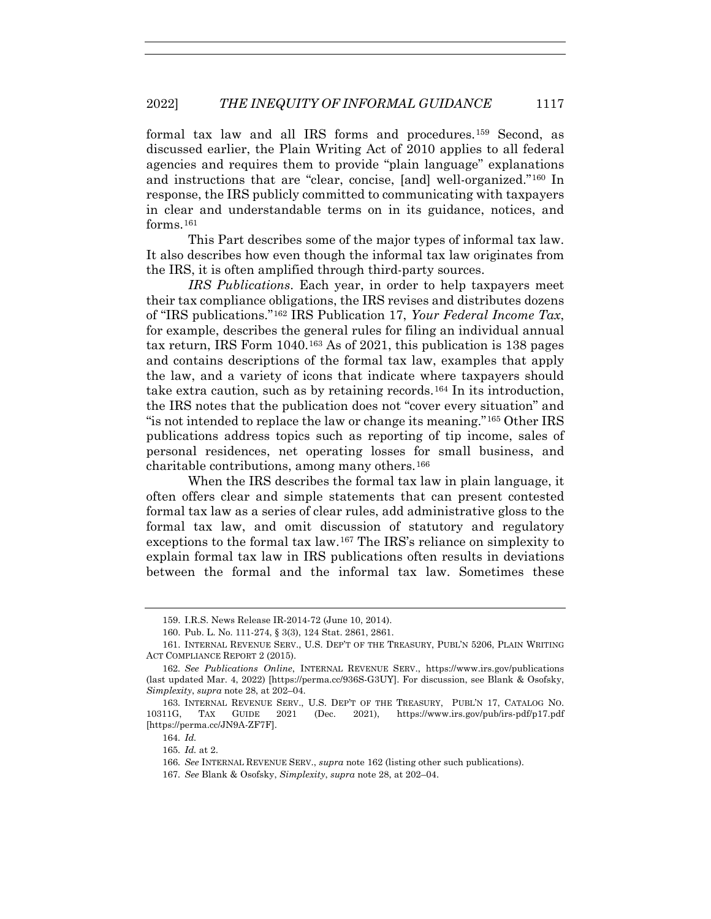formal tax law and all IRS forms and procedures.[159] Second, as discussed earlier, the Plain Writing Act of 2010 applies to all federal agencies and requires them to provide "plain language" explanations and instructions that are "clear, concise, [and] well-organized."[160] In response, the IRS publicly committed to communicating with taxpayers in clear and understandable terms on in its guidance, notices, and forms.[161]

This Part describes some of the major types of informal tax law. It also describes how even though the informal tax law originates from the IRS, it is often amplified through third-party sources.

*IRS Publications.* Each year, in order to help taxpayers meet their tax compliance obligations, the IRS revises and distributes dozens of "IRS publications."[162] IRS Publication 17, *Your Federal Income Tax*, for example, describes the general rules for filing an individual annual tax return, IRS Form 1040.[163] As of 2021, this publication is 138 pages and contains descriptions of the formal tax law, examples that apply the law, and a variety of icons that indicate where taxpayers should take extra caution, such as by retaining records.[164] In its introduction, the IRS notes that the publication does not "cover every situation" and "is not intended to replace the law or change its meaning."[165] Other IRS publications address topics such as reporting of tip income, sales of personal residences, net operating losses for small business, and charitable contributions, among many others.[166]

When the IRS describes the formal tax law in plain language, it often offers clear and simple statements that can present contested formal tax law as a series of clear rules, add administrative gloss to the formal tax law, and omit discussion of statutory and regulatory exceptions to the formal tax law.[167] The IRS's reliance on simplexity to explain formal tax law in IRS publications often results in deviations between the formal and the informal tax law. Sometimes these

---

159. I.R.S. News Release IR-2014-72 (June 10, 2014).

160. Pub. L. No. 111-274, § 3(3), 124 Stat. 2861, 2861.

161. INTERNAL REVENUE SERV., U.S. DEP'T OF THE TREASURY, PUBL'N 5206, PLAIN WRITING ACT COMPLIANCE REPORT 2 (2015).

162. *See Publications Online*, INTERNAL REVENUE SERV., https://www.irs.gov/publications (last updated Mar. 4, 2022) [https://perma.cc/936S-G3UY]. For discussion, see Blank & Osofsky, *Simplexity*, *supra* note 28, at 202–04.

163. INTERNAL REVENUE SERV., U.S. DEP'T OF THE TREASURY, PUBL'N 17, CATALOG NO. 10311G, TAX GUIDE 2021 (Dec. 2021), https://www.irs.gov/pub/irs-pdf/p17.pdf [https://perma.cc/JN9A-ZF7F].

164. *Id.*

165. *Id.* at 2.

166. *See* INTERNAL REVENUE SERV., *supra* note 162 (listing other such publications).

167. *See* Blank & Osofsky, *Simplexity*, *supra* note 28, at 202–04.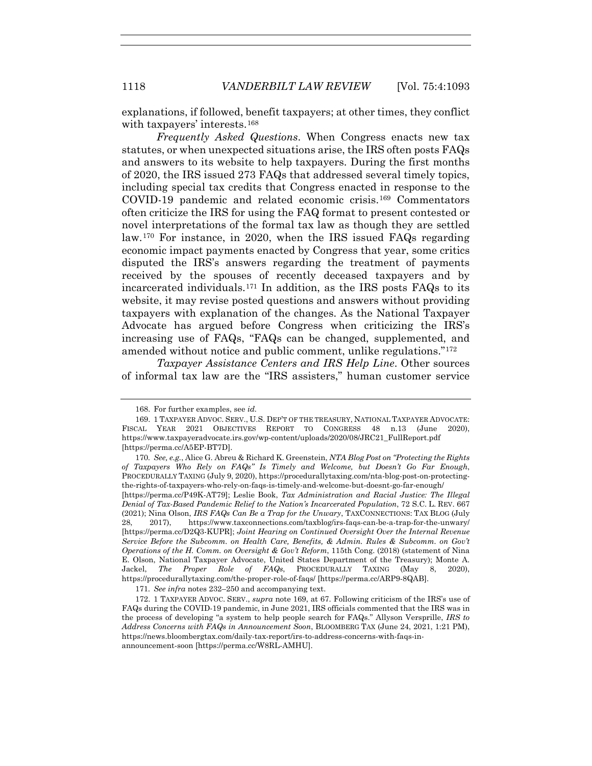explanations, if followed, benefit taxpayers; at other times, they conflict with taxpayers' interests.[168]

*Frequently Asked Questions*. When Congress enacts new tax statutes, or when unexpected situations arise, the IRS often posts FAQs and answers to its website to help taxpayers. During the first months of 2020, the IRS issued 273 FAQs that addressed several timely topics, including special tax credits that Congress enacted in response to the COVID-19 pandemic and related economic crisis.[169] Commentators often criticize the IRS for using the FAQ format to present contested or novel interpretations of the formal tax law as though they are settled law.[170] For instance, in 2020, when the IRS issued FAQs regarding economic impact payments enacted by Congress that year, some critics disputed the IRS's answers regarding the treatment of payments received by the spouses of recently deceased taxpayers and by incarcerated individuals.[171] In addition, as the IRS posts FAQs to its website, it may revise posted questions and answers without providing taxpayers with explanation of the changes. As the National Taxpayer Advocate has argued before Congress when criticizing the IRS's increasing use of FAQs, "FAQs can be changed, supplemented, and amended without notice and public comment, unlike regulations."[172]

*Taxpayer Assistance Centers and IRS Help Line*. Other sources of informal tax law are the "IRS assisters," human customer service

---

168. For further examples, see *id.*

169. 1 TAXPAYER ADVOC. SERV., U.S. DEP'T OF THE TREASURY, NATIONAL TAXPAYER ADVOCATE: FISCAL YEAR 2021 OBJECTIVES REPORT TO CONGRESS 48 n.13 (June 2020), https://www.taxpayeradvocate.irs.gov/wp-content/uploads/2020/08/JRC21_FullReport.pdf [https://perma.cc/A5EP-BT7D].

170. *See, e.g.*, Alice G. Abreu & Richard K. Greenstein, *NTA Blog Post on "Protecting the Rights of Taxpayers Who Rely on FAQs" Is Timely and Welcome, but Doesn't Go Far Enough*, PROCEDURALLY TAXING (July 9, 2020), https://procedurallytaxing.com/nta-blog-post-on-protecting-the-rights-of-taxpayers-who-rely-on-faqs-is-timely-and-welcome-but-doesnt-go-far-enough/ [https://perma.cc/P49K-AT79]; Leslie Book, *Tax Administration and Racial Justice: The Illegal Denial of Tax-Based Pandemic Relief to the Nation's Incarcerated Population*, 72 S.C. L. REV. 667 (2021); Nina Olson, *IRS FAQs Can Be a Trap for the Unwary*, TAXCONNECTIONS: TAX BLOG (July 28, 2017), https://www.taxconnections.com/taxblog/irs-faqs-can-be-a-trap-for-the-unwary/ [https://perma.cc/D2Q3-KUPR]; *Joint Hearing on Continued Oversight Over the Internal Revenue Service Before the Subcomm. on Health Care, Benefits, & Admin. Rules & Subcomm. on Gov't Operations of the H. Comm. on Oversight & Gov't Reform*, 115th Cong. (2018) (statement of Nina E. Olson, National Taxpayer Advocate, United States Department of the Treasury); Monte A. Jackel, *The Proper Role of FAQs*, PROCEDURALLY TAXING (May 8, 2020), https://procedurallytaxing.com/the-proper-role-of-faqs/ [https://perma.cc/ARP9-8QAB].

171. *See infra* notes 232–250 and accompanying text.

172. 1 TAXPAYER ADVOC. SERV., *supra* note 169, at 67. Following criticism of the IRS's use of FAQs during the COVID-19 pandemic, in June 2021, IRS officials commented that the IRS was in the process of developing "a system to help people search for FAQs." Allyson Versprille, *IRS to Address Concerns with FAQs in Announcement Soon*, BLOOMBERG TAX (June 24, 2021, 1:21 PM), https://news.bloombergtax.com/daily-tax-report/irs-to-address-concerns-with-faqs-in-announcement-soon [https://perma.cc/W8RL-AMHU].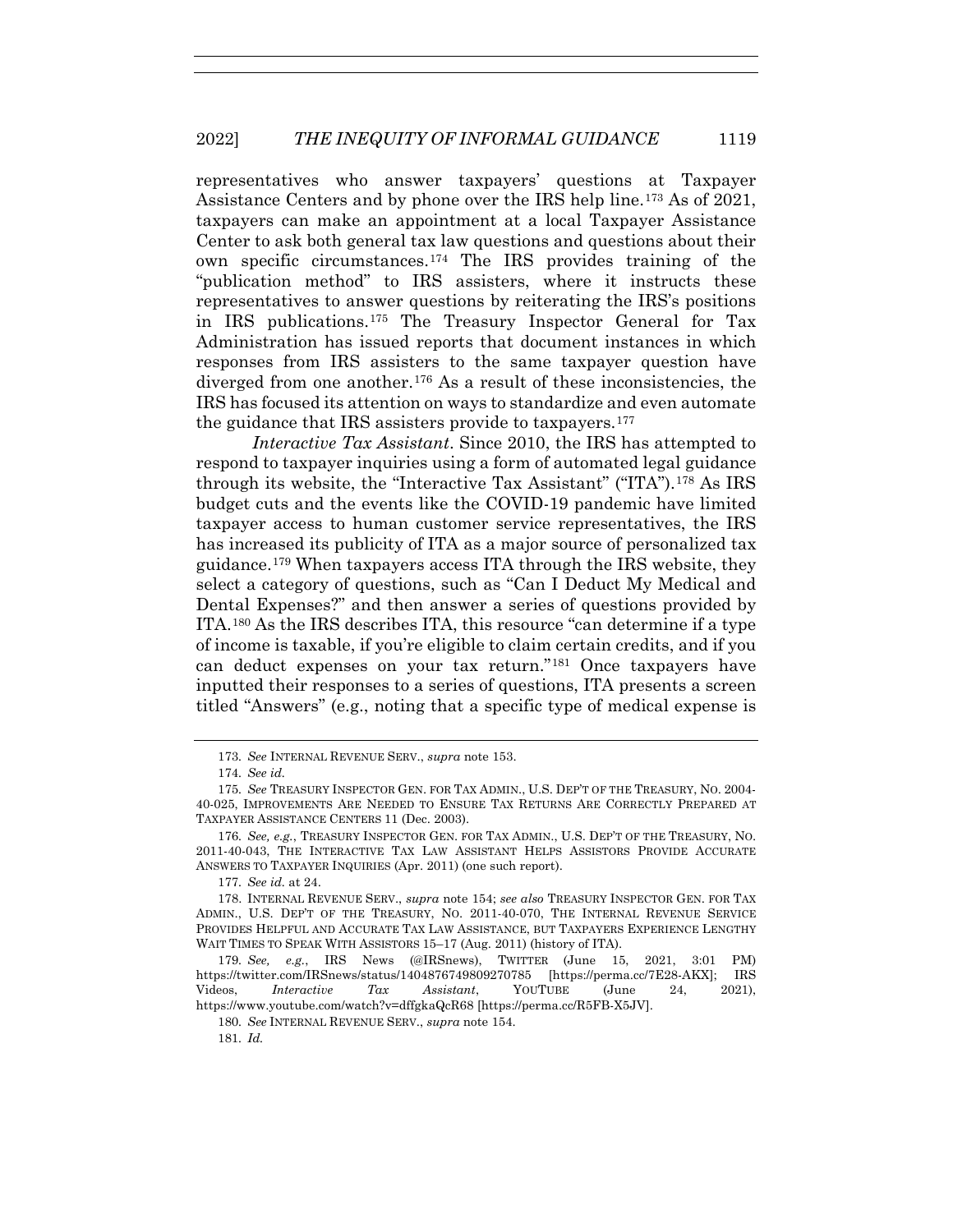representatives who answer taxpayers' questions at Taxpayer Assistance Centers and by phone over the IRS help line.[173] As of 2021, taxpayers can make an appointment at a local Taxpayer Assistance Center to ask both general tax law questions and questions about their own specific circumstances.[174] The IRS provides training of the "publication method" to IRS assisters, where it instructs these representatives to answer questions by reiterating the IRS's positions in IRS publications.[175] The Treasury Inspector General for Tax Administration has issued reports that document instances in which responses from IRS assisters to the same taxpayer question have diverged from one another.[176] As a result of these inconsistencies, the IRS has focused its attention on ways to standardize and even automate the guidance that IRS assisters provide to taxpayers.[177]

*Interactive Tax Assistant*. Since 2010, the IRS has attempted to respond to taxpayer inquiries using a form of automated legal guidance through its website, the "Interactive Tax Assistant" ("ITA").[178] As IRS budget cuts and the events like the COVID-19 pandemic have limited taxpayer access to human customer service representatives, the IRS has increased its publicity of ITA as a major source of personalized tax guidance.[179] When taxpayers access ITA through the IRS website, they select a category of questions, such as "Can I Deduct My Medical and Dental Expenses?" and then answer a series of questions provided by ITA.[180] As the IRS describes ITA, this resource "can determine if a type of income is taxable, if you're eligible to claim certain credits, and if you can deduct expenses on your tax return."[181] Once taxpayers have inputted their responses to a series of questions, ITA presents a screen titled "Answers" (e.g., noting that a specific type of medical expense is

---

173. *See* INTERNAL REVENUE SERV., *supra* note 153.

174. *See id.*

175. *See* TREASURY INSPECTOR GEN. FOR TAX ADMIN., U.S. DEP'T OF THE TREASURY, NO. 2004-40-025, IMPROVEMENTS ARE NEEDED TO ENSURE TAX RETURNS ARE CORRECTLY PREPARED AT TAXPAYER ASSISTANCE CENTERS 11 (Dec. 2003).

176. *See, e.g.*, TREASURY INSPECTOR GEN. FOR TAX ADMIN., U.S. DEP'T OF THE TREASURY, NO. 2011-40-043, THE INTERACTIVE TAX LAW ASSISTANT HELPS ASSISTORS PROVIDE ACCURATE ANSWERS TO TAXPAYER INQUIRIES (Apr. 2011) (one such report).

177. *See id.* at 24.

178. INTERNAL REVENUE SERV., *supra* note 154; *see also* TREASURY INSPECTOR GEN. FOR TAX ADMIN., U.S. DEP'T OF THE TREASURY, NO. 2011-40-070, THE INTERNAL REVENUE SERVICE PROVIDES HELPFUL AND ACCURATE TAX LAW ASSISTANCE, BUT TAXPAYERS EXPERIENCE LENGTHY WAIT TIMES TO SPEAK WITH ASSISTORS 15–17 (Aug. 2011) (history of ITA).

179. *See, e.g.*, IRS News (@IRSnews), TWITTER (June 15, 2021, 3:01 PM) https://twitter.com/IRSnews/status/1404876749809270785 [https://perma.cc/7E28-AKX]; IRS Videos, *Interactive Tax Assistant*, YOUTUBE (June 24, 2021), https://www.youtube.com/watch?v=dffgkaQcR68 [https://perma.cc/R5FB-X5JV].

180. *See* INTERNAL REVENUE SERV., *supra* note 154.

181. *Id.*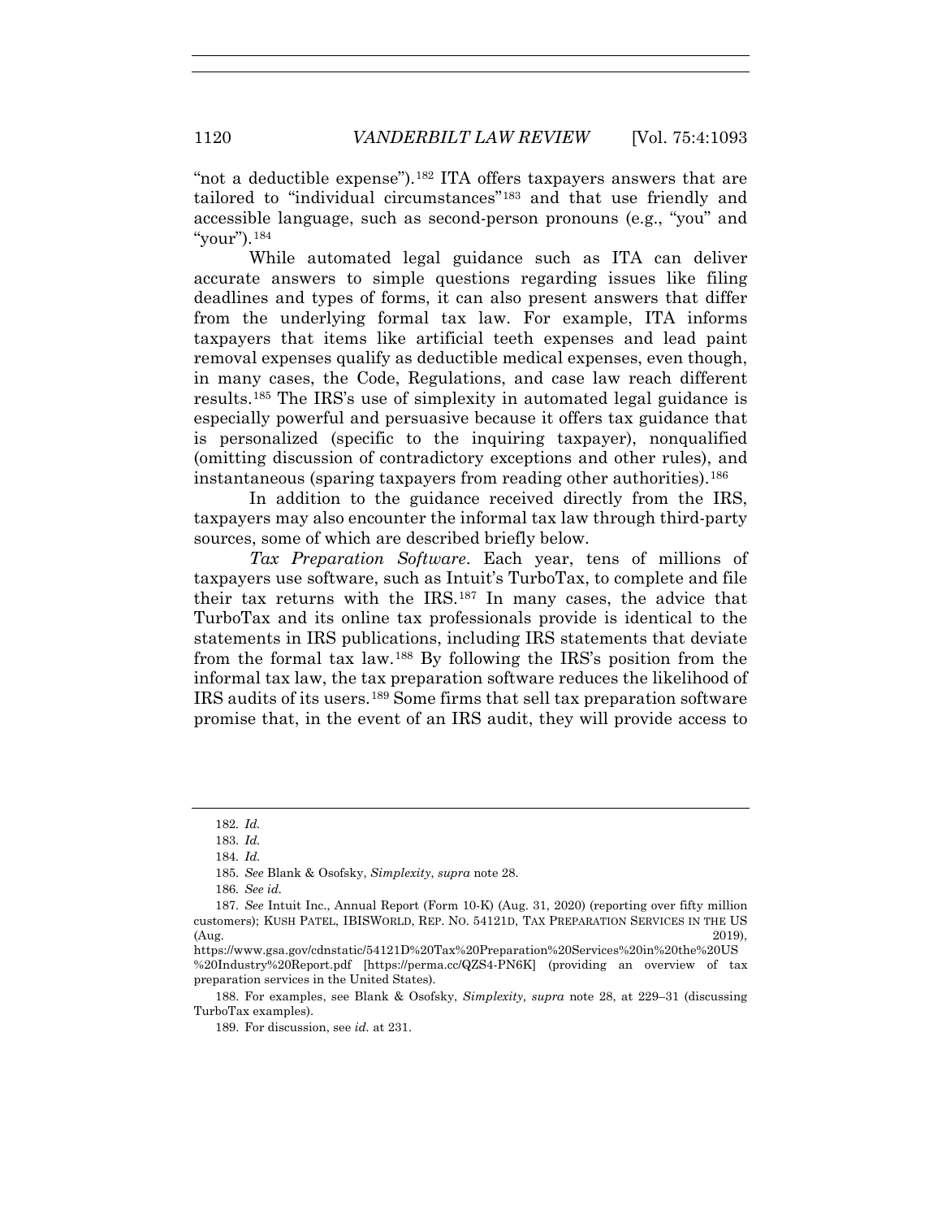"not a deductible expense").[182] ITA offers taxpayers answers that are tailored to "individual circumstances"[183] and that use friendly and accessible language, such as second-person pronouns (e.g., "you" and "your").[184]

While automated legal guidance such as ITA can deliver accurate answers to simple questions regarding issues like filing deadlines and types of forms, it can also present answers that differ from the underlying formal tax law. For example, ITA informs taxpayers that items like artificial teeth expenses and lead paint removal expenses qualify as deductible medical expenses, even though, in many cases, the Code, Regulations, and case law reach different results.[185] The IRS's use of simplexity in automated legal guidance is especially powerful and persuasive because it offers tax guidance that is personalized (specific to the inquiring taxpayer), nonqualified (omitting discussion of contradictory exceptions and other rules), and instantaneous (sparing taxpayers from reading other authorities).[186]

In addition to the guidance received directly from the IRS, taxpayers may also encounter the informal tax law through third-party sources, some of which are described briefly below.

*Tax Preparation Software*. Each year, tens of millions of taxpayers use software, such as Intuit's TurboTax, to complete and file their tax returns with the IRS.[187] In many cases, the advice that TurboTax and its online tax professionals provide is identical to the statements in IRS publications, including IRS statements that deviate from the formal tax law.[188] By following the IRS's position from the informal tax law, the tax preparation software reduces the likelihood of IRS audits of its users.[189] Some firms that sell tax preparation software promise that, in the event of an IRS audit, they will provide access to

---

182. *Id.*

183. *Id.*

184. *Id.*

185. *See* Blank & Osofsky, *Simplexity*, *supra* note 28.

186. *See id.*

187. *See* Intuit Inc., Annual Report (Form 10-K) (Aug. 31, 2020) (reporting over fifty million customers); KUSH PATEL, IBISWORLD, REP. NO. 54121D, TAX PREPARATION SERVICES IN THE US (Aug. 2019), https://www.gsa.gov/cdnstatic/54121D%20Tax%20Preparation%20Services%20in%20the%20US%20Industry%20Report.pdf [https://perma.cc/QZS4-PN6K] (providing an overview of tax preparation services in the United States).

188. For examples, see Blank & Osofsky, *Simplexity, supra* note 28, at 229–31 (discussing TurboTax examples).

189. For discussion, see *id.* at 231.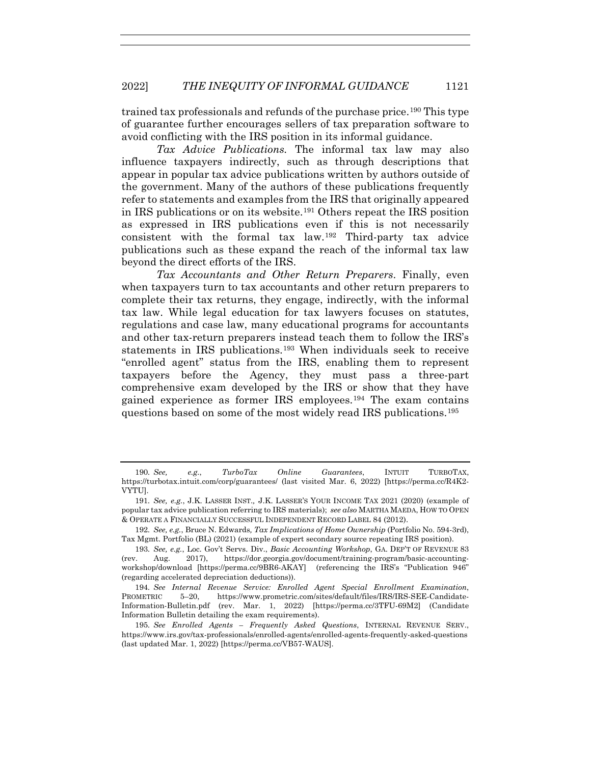trained tax professionals and refunds of the purchase price.[190] This type of guarantee further encourages sellers of tax preparation software to avoid conflicting with the IRS position in its informal guidance.

*Tax Advice Publications.* The informal tax law may also influence taxpayers indirectly, such as through descriptions that appear in popular tax advice publications written by authors outside of the government. Many of the authors of these publications frequently refer to statements and examples from the IRS that originally appeared in IRS publications or on its website.[191] Others repeat the IRS position as expressed in IRS publications even if this is not necessarily consistent with the formal tax law.[192] Third-party tax advice publications such as these expand the reach of the informal tax law beyond the direct efforts of the IRS.

*Tax Accountants and Other Return Preparers.* Finally, even when taxpayers turn to tax accountants and other return preparers to complete their tax returns, they engage, indirectly, with the informal tax law. While legal education for tax lawyers focuses on statutes, regulations and case law, many educational programs for accountants and other tax-return preparers instead teach them to follow the IRS's statements in IRS publications.[193] When individuals seek to receive "enrolled agent" status from the IRS, enabling them to represent taxpayers before the Agency, they must pass a three-part comprehensive exam developed by the IRS or show that they have gained experience as former IRS employees.[194] The exam contains questions based on some of the most widely read IRS publications.[195]

---

190. *See, e.g.*, *TurboTax Online Guarantees*, INTUIT TURBOTAX, https://turbotax.intuit.com/corp/guarantees/ (last visited Mar. 6, 2022) [https://perma.cc/R4K2-VYTU].

191. *See, e.g.*, J.K. LASSER INST., J.K. LASSER'S YOUR INCOME TAX 2021 (2020) (example of popular tax advice publication referring to IRS materials); *see also* MARTHA MAEDA, HOW TO OPEN & OPERATE A FINANCIALLY SUCCESSFUL INDEPENDENT RECORD LABEL 84 (2012).

192. *See, e.g.*, Bruce N. Edwards, *Tax Implications of Home Ownership* (Portfolio No. 594-3rd), Tax Mgmt. Portfolio (BL) (2021) (example of expert secondary source repeating IRS position).

193. *See, e.g.*, Loc. Gov't Servs. Div., *Basic Accounting Workshop*, GA. DEP'T OF REVENUE 83 (rev. Aug. 2017), https://dor.georgia.gov/document/training-program/basic-accounting-workshop/download [https://perma.cc/9BR6-AKAY] (referencing the IRS's "Publication 946" (regarding accelerated depreciation deductions)).

194. *See Internal Revenue Service: Enrolled Agent Special Enrollment Examination*, PROMETRIC 5–20, https://www.prometric.com/sites/default/files/IRS/IRS-SEE-Candidate-Information-Bulletin.pdf (rev. Mar. 1, 2022) [https://perma.cc/3TFU-69M2] (Candidate Information Bulletin detailing the exam requirements).

195. *See Enrolled Agents – Frequently Asked Questions*, INTERNAL REVENUE SERV., https://www.irs.gov/tax-professionals/enrolled-agents/enrolled-agents-frequently-asked-questions (last updated Mar. 1, 2022) [https://perma.cc/VB57-WAUS].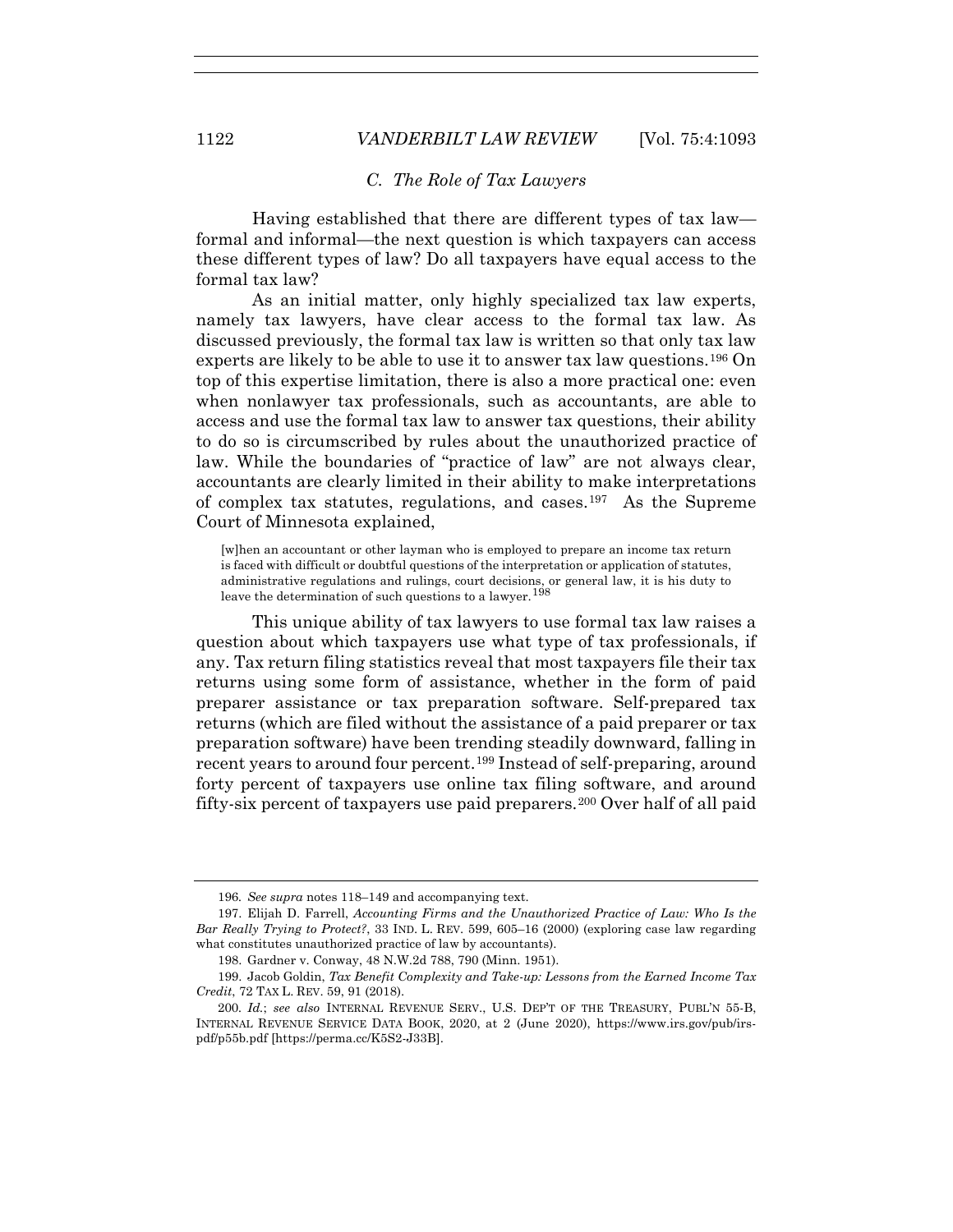### *C. The Role of Tax Lawyers*

Having established that there are different types of tax law—formal and informal—the next question is which taxpayers can access these different types of law? Do all taxpayers have equal access to the formal tax law?

As an initial matter, only highly specialized tax law experts, namely tax lawyers, have clear access to the formal tax law. As discussed previously, the formal tax law is written so that only tax law experts are likely to be able to use it to answer tax law questions.[196] On top of this expertise limitation, there is also a more practical one: even when nonlawyer tax professionals, such as accountants, are able to access and use the formal tax law to answer tax questions, their ability to do so is circumscribed by rules about the unauthorized practice of law. While the boundaries of "practice of law" are not always clear, accountants are clearly limited in their ability to make interpretations of complex tax statutes, regulations, and cases.[197] As the Supreme Court of Minnesota explained,

> [w]hen an accountant or other layman who is employed to prepare an income tax return is faced with difficult or doubtful questions of the interpretation or application of statutes, administrative regulations and rulings, court decisions, or general law, it is his duty to leave the determination of such questions to a lawyer.[198]

This unique ability of tax lawyers to use formal tax law raises a question about which taxpayers use what type of tax professionals, if any. Tax return filing statistics reveal that most taxpayers file their tax returns using some form of assistance, whether in the form of paid preparer assistance or tax preparation software. Self-prepared tax returns (which are filed without the assistance of a paid preparer or tax preparation software) have been trending steadily downward, falling in recent years to around four percent.[199] Instead of self-preparing, around forty percent of taxpayers use online tax filing software, and around fifty-six percent of taxpayers use paid preparers.[200] Over half of all paid

---

196. *See supra* notes 118–149 and accompanying text.

197. Elijah D. Farrell, *Accounting Firms and the Unauthorized Practice of Law: Who Is the Bar Really Trying to Protect?*, 33 IND. L. REV. 599, 605–16 (2000) (exploring case law regarding what constitutes unauthorized practice of law by accountants).

198. Gardner v. Conway, 48 N.W.2d 788, 790 (Minn. 1951).

199. Jacob Goldin, *Tax Benefit Complexity and Take-up: Lessons from the Earned Income Tax Credit*, 72 TAX L. REV. 59, 91 (2018).

200. *Id.*; *see also* INTERNAL REVENUE SERV., U.S. DEP'T OF THE TREASURY, PUBL'N 55-B, INTERNAL REVENUE SERVICE DATA BOOK, 2020, at 2 (June 2020), https://www.irs.gov/pub/irs-pdf/p55b.pdf [https://perma.cc/K5S2-J33B].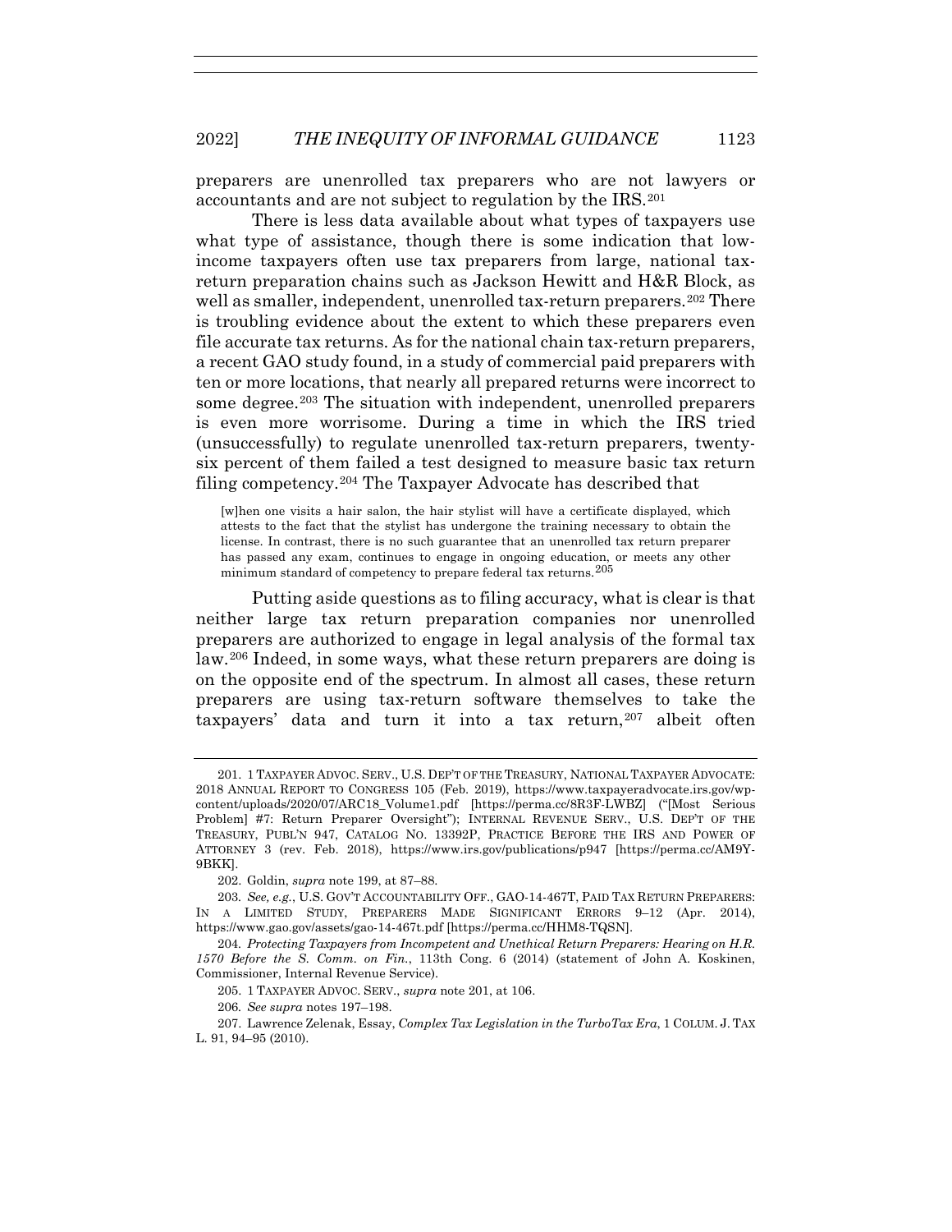preparers are unenrolled tax preparers who are not lawyers or accountants and are not subject to regulation by the IRS.[201]

There is less data available about what types of taxpayers use what type of assistance, though there is some indication that low-income taxpayers often use tax preparers from large, national tax-return preparation chains such as Jackson Hewitt and H&R Block, as well as smaller, independent, unenrolled tax-return preparers.[202] There is troubling evidence about the extent to which these preparers even file accurate tax returns. As for the national chain tax-return preparers, a recent GAO study found, in a study of commercial paid preparers with ten or more locations, that nearly all prepared returns were incorrect to some degree.[203] The situation with independent, unenrolled preparers is even more worrisome. During a time in which the IRS tried (unsuccessfully) to regulate unenrolled tax-return preparers, twenty-six percent of them failed a test designed to measure basic tax return filing competency.[204] The Taxpayer Advocate has described that

> [w]hen one visits a hair salon, the hair stylist will have a certificate displayed, which attests to the fact that the stylist has undergone the training necessary to obtain the license. In contrast, there is no such guarantee that an unenrolled tax return preparer has passed any exam, continues to engage in ongoing education, or meets any other minimum standard of competency to prepare federal tax returns.[205]

Putting aside questions as to filing accuracy, what is clear is that neither large tax return preparation companies nor unenrolled preparers are authorized to engage in legal analysis of the formal tax law.[206] Indeed, in some ways, what these return preparers are doing is on the opposite end of the spectrum. In almost all cases, these return preparers are using tax-return software themselves to take the taxpayers' data and turn it into a tax return,[207] albeit often

---

201. 1 TAXPAYER ADVOC. SERV., U.S. DEP'T OF THE TREASURY, NATIONAL TAXPAYER ADVOCATE: 2018 ANNUAL REPORT TO CONGRESS 105 (Feb. 2019), https://www.taxpayeradvocate.irs.gov/wp-content/uploads/2020/07/ARC18_Volume1.pdf [https://perma.cc/8R3F-LWBZ] ("[Most Serious Problem] #7: Return Preparer Oversight"); INTERNAL REVENUE SERV., U.S. DEP'T OF THE TREASURY, PUBL'N 947, CATALOG NO. 13392P, PRACTICE BEFORE THE IRS AND POWER OF ATTORNEY 3 (rev. Feb. 2018), https://www.irs.gov/publications/p947 [https://perma.cc/AM9Y-9BKK].

202. Goldin, *supra* note 199, at 87–88.

203. *See, e.g.*, U.S. GOV'T ACCOUNTABILITY OFF., GAO-14-467T, PAID TAX RETURN PREPARERS: IN A LIMITED STUDY, PREPARERS MADE SIGNIFICANT ERRORS 9–12 (Apr. 2014), https://www.gao.gov/assets/gao-14-467t.pdf [https://perma.cc/HHM8-TQSN].

204. *Protecting Taxpayers from Incompetent and Unethical Return Preparers: Hearing on H.R. 1570 Before the S. Comm. on Fin.*, 113th Cong. 6 (2014) (statement of John A. Koskinen, Commissioner, Internal Revenue Service).

205. 1 TAXPAYER ADVOC. SERV., *supra* note 201, at 106.

206. *See supra* notes 197–198.

207. Lawrence Zelenak, Essay, *Complex Tax Legislation in the TurboTax Era*, 1 COLUM. J. TAX L. 91, 94–95 (2010).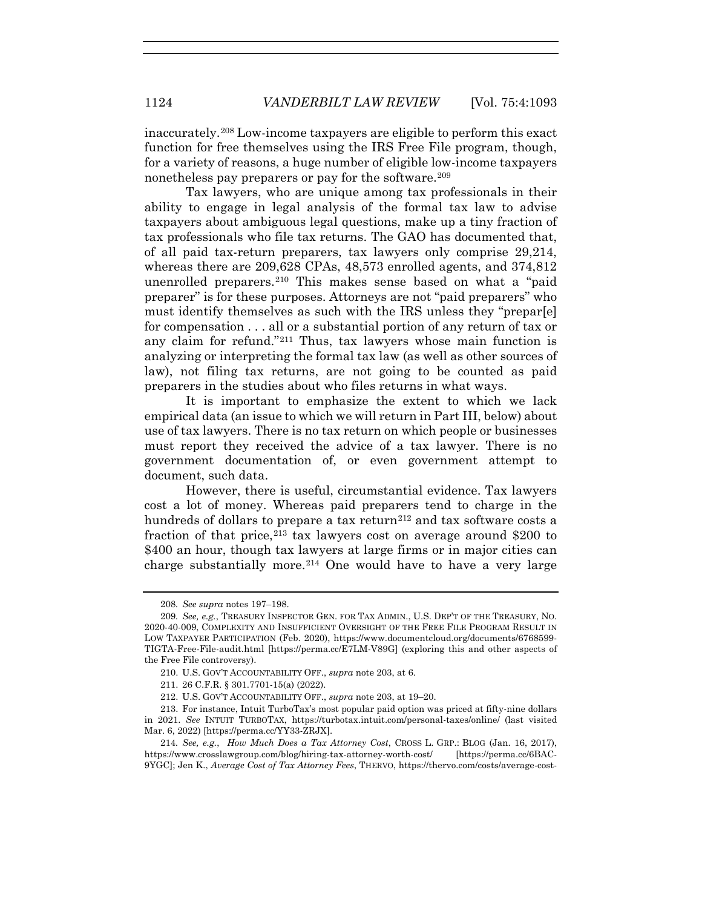inaccurately.[208] Low-income taxpayers are eligible to perform this exact function for free themselves using the IRS Free File program, though, for a variety of reasons, a huge number of eligible low-income taxpayers nonetheless pay preparers or pay for the software.[209]

Tax lawyers, who are unique among tax professionals in their ability to engage in legal analysis of the formal tax law to advise taxpayers about ambiguous legal questions, make up a tiny fraction of tax professionals who file tax returns. The GAO has documented that, of all paid tax-return preparers, tax lawyers only comprise 29,214, whereas there are 209,628 CPAs, 48,573 enrolled agents, and 374,812 unenrolled preparers.[210] This makes sense based on what a "paid preparer" is for these purposes. Attorneys are not "paid preparers" who must identify themselves as such with the IRS unless they "prepar[e] for compensation . . . all or a substantial portion of any return of tax or any claim for refund."[211] Thus, tax lawyers whose main function is analyzing or interpreting the formal tax law (as well as other sources of law), not filing tax returns, are not going to be counted as paid preparers in the studies about who files returns in what ways.

It is important to emphasize the extent to which we lack empirical data (an issue to which we will return in Part III, below) about use of tax lawyers. There is no tax return on which people or businesses must report they received the advice of a tax lawyer. There is no government documentation of, or even government attempt to document, such data.

However, there is useful, circumstantial evidence. Tax lawyers cost a lot of money. Whereas paid preparers tend to charge in the hundreds of dollars to prepare a tax return[212] and tax software costs a fraction of that price,[213] tax lawyers cost on average around $200 to $400 an hour, though tax lawyers at large firms or in major cities can charge substantially more.[214] One would have to have a very large

---

208. *See supra* notes 197–198.

209. *See, e.g.*, TREASURY INSPECTOR GEN. FOR TAX ADMIN., U.S. DEP'T OF THE TREASURY, NO. 2020-40-009, COMPLEXITY AND INSUFFICIENT OVERSIGHT OF THE FREE FILE PROGRAM RESULT IN LOW TAXPAYER PARTICIPATION (Feb. 2020), https://www.documentcloud.org/documents/6768599-TIGTA-Free-File-audit.html [https://perma.cc/E7LM-V89G] (exploring this and other aspects of the Free File controversy).

210. U.S. GOV'T ACCOUNTABILITY OFF., *supra* note 203, at 6.

211. 26 C.F.R. § 301.7701-15(a) (2022).

212. U.S. GOV'T ACCOUNTABILITY OFF., *supra* note 203, at 19–20.

213. For instance, Intuit TurboTax's most popular paid option was priced at fifty-nine dollars in 2021. *See* INTUIT TURBOTAX, https://turbotax.intuit.com/personal-taxes/online/ (last visited Mar. 6, 2022) [https://perma.cc/YY33-ZRJX].

214. *See, e.g.*, *How Much Does a Tax Attorney Cost*, CROSS L. GRP.: BLOG (Jan. 16, 2017), https://www.crosslawgroup.com/blog/hiring-tax-attorney-worth-cost/ [https://perma.cc/6BAC-9YGC]; Jen K., *Average Cost of Tax Attorney Fees*, THERVO, https://thervo.com/costs/average-cost-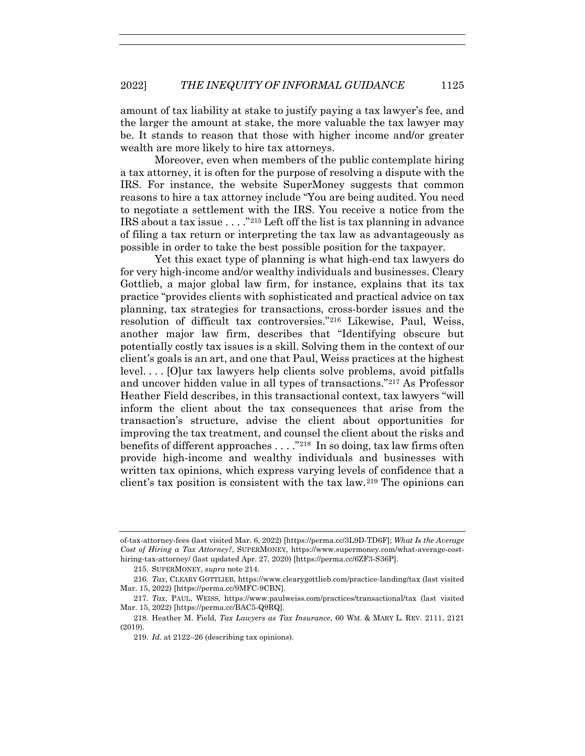amount of tax liability at stake to justify paying a tax lawyer's fee, and the larger the amount at stake, the more valuable the tax lawyer may be. It stands to reason that those with higher income and/or greater wealth are more likely to hire tax attorneys.

Moreover, even when members of the public contemplate hiring a tax attorney, it is often for the purpose of resolving a dispute with the IRS. For instance, the website SuperMoney suggests that common reasons to hire a tax attorney include "You are being audited. You need to negotiate a settlement with the IRS. You receive a notice from the IRS about a tax issue . . . ."[215] Left off the list is tax planning in advance of filing a tax return or interpreting the tax law as advantageously as possible in order to take the best possible position for the taxpayer.

Yet this exact type of planning is what high-end tax lawyers do for very high-income and/or wealthy individuals and businesses. Cleary Gottlieb, a major global law firm, for instance, explains that its tax practice "provides clients with sophisticated and practical advice on tax planning, tax strategies for transactions, cross-border issues and the resolution of difficult tax controversies."[216] Likewise, Paul, Weiss, another major law firm, describes that "Identifying obscure but potentially costly tax issues is a skill. Solving them in the context of our client's goals is an art, and one that Paul, Weiss practices at the highest level. . . . [O]ur tax lawyers help clients solve problems, avoid pitfalls and uncover hidden value in all types of transactions."[217] As Professor Heather Field describes, in this transactional context, tax lawyers "will inform the client about the tax consequences that arise from the transaction's structure, advise the client about opportunities for improving the tax treatment, and counsel the client about the risks and benefits of different approaches . . . ."[218] In so doing, tax law firms often provide high-income and wealthy individuals and businesses with written tax opinions, which express varying levels of confidence that a client's tax position is consistent with the tax law.[219] The opinions can

---

of-tax-attorney-fees (last visited Mar. 6, 2022) [https://perma.cc/3L9D-TD6F]; *What Is the Average Cost of Hiring a Tax Attorney?*, SUPERMONEY, https://www.supermoney.com/what-average-cost-hiring-tax-attorney/ (last updated Apr. 27, 2020) [https://perma.cc/6ZF3-S36P].

215. SUPERMONEY, *supra* note 214.

216. *Tax*, CLEARY GOTTLIEB, https://www.clearygottlieb.com/practice-landing/tax (last visited Mar. 15, 2022) [https://perma.cc/9MFC-9CBN].

217. *Tax*, PAUL, WEISS, https://www.paulweiss.com/practices/transactional/tax (last visited Mar. 15, 2022) [https://perma.cc/BAC5-Q9RQ].

218. Heather M. Field, *Tax Lawyers as Tax Insurance*, 60 WM. & MARY L. REV. 2111, 2121 (2019).

219. *Id.* at 2122–26 (describing tax opinions).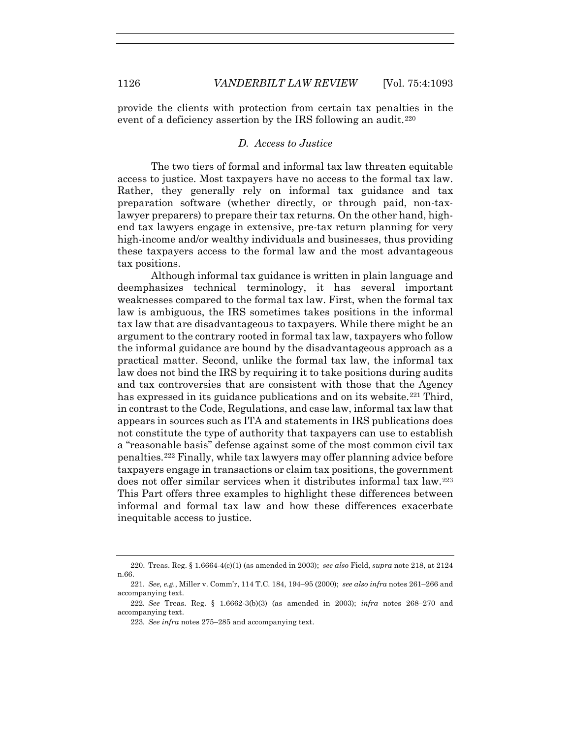provide the clients with protection from certain tax penalties in the event of a deficiency assertion by the IRS following an audit.[220]

### *D. Access to Justice*

The two tiers of formal and informal tax law threaten equitable access to justice. Most taxpayers have no access to the formal tax law. Rather, they generally rely on informal tax guidance and tax preparation software (whether directly, or through paid, non-tax-lawyer preparers) to prepare their tax returns. On the other hand, high-end tax lawyers engage in extensive, pre-tax return planning for very high-income and/or wealthy individuals and businesses, thus providing these taxpayers access to the formal law and the most advantageous tax positions.

Although informal tax guidance is written in plain language and deemphasizes technical terminology, it has several important weaknesses compared to the formal tax law. First, when the formal tax law is ambiguous, the IRS sometimes takes positions in the informal tax law that are disadvantageous to taxpayers. While there might be an argument to the contrary rooted in formal tax law, taxpayers who follow the informal guidance are bound by the disadvantageous approach as a practical matter. Second, unlike the formal tax law, the informal tax law does not bind the IRS by requiring it to take positions during audits and tax controversies that are consistent with those that the Agency has expressed in its guidance publications and on its website.[221] Third, in contrast to the Code, Regulations, and case law, informal tax law that appears in sources such as ITA and statements in IRS publications does not constitute the type of authority that taxpayers can use to establish a "reasonable basis" defense against some of the most common civil tax penalties.[222] Finally, while tax lawyers may offer planning advice before taxpayers engage in transactions or claim tax positions, the government does not offer similar services when it distributes informal tax law.[223] This Part offers three examples to highlight these differences between informal and formal tax law and how these differences exacerbate inequitable access to justice.

---

220. Treas. Reg. § 1.6664-4(c)(1) (as amended in 2003); *see also* Field, *supra* note 218, at 2124 n.66.

221. *See, e.g.*, Miller v. Comm'r, 114 T.C. 184, 194–95 (2000); *see also infra* notes 261–266 and accompanying text.

222. *See* Treas. Reg. § 1.6662-3(b)(3) (as amended in 2003); *infra* notes 268–270 and accompanying text.

223. *See infra* notes 275–285 and accompanying text.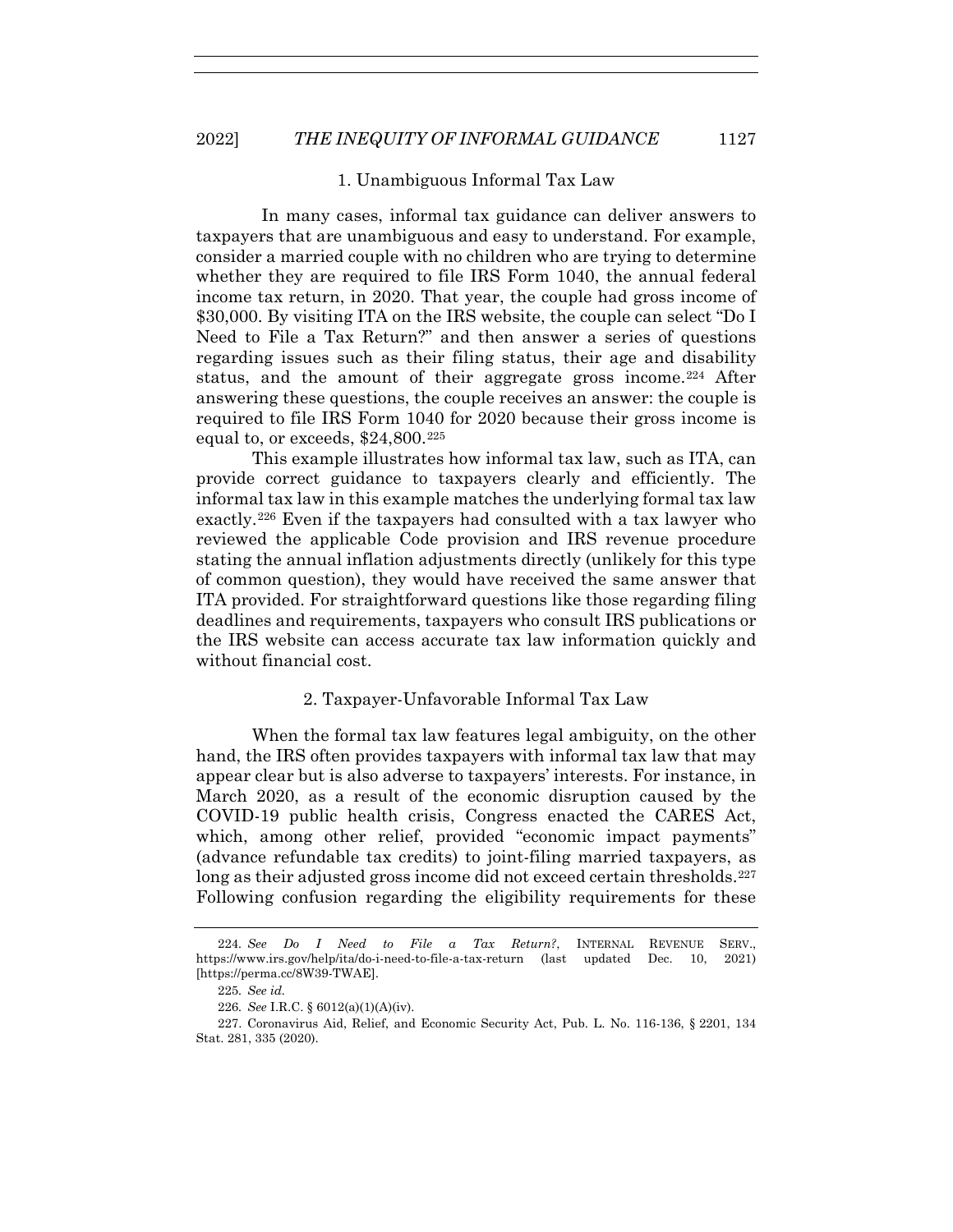### 1. Unambiguous Informal Tax Law

In many cases, informal tax guidance can deliver answers to taxpayers that are unambiguous and easy to understand. For example, consider a married couple with no children who are trying to determine whether they are required to file IRS Form 1040, the annual federal income tax return, in 2020. That year, the couple had gross income of $30,000. By visiting ITA on the IRS website, the couple can select "Do I Need to File a Tax Return?" and then answer a series of questions regarding issues such as their filing status, their age and disability status, and the amount of their aggregate gross income.[224] After answering these questions, the couple receives an answer: the couple is required to file IRS Form 1040 for 2020 because their gross income is equal to, or exceeds, $24,800.[225]

This example illustrates how informal tax law, such as ITA, can provide correct guidance to taxpayers clearly and efficiently. The informal tax law in this example matches the underlying formal tax law exactly.[226] Even if the taxpayers had consulted with a tax lawyer who reviewed the applicable Code provision and IRS revenue procedure stating the annual inflation adjustments directly (unlikely for this type of common question), they would have received the same answer that ITA provided. For straightforward questions like those regarding filing deadlines and requirements, taxpayers who consult IRS publications or the IRS website can access accurate tax law information quickly and without financial cost.

### 2. Taxpayer-Unfavorable Informal Tax Law

When the formal tax law features legal ambiguity, on the other hand, the IRS often provides taxpayers with informal tax law that may appear clear but is also adverse to taxpayers' interests. For instance, in March 2020, as a result of the economic disruption caused by the COVID-19 public health crisis, Congress enacted the CARES Act, which, among other relief, provided "economic impact payments" (advance refundable tax credits) to joint-filing married taxpayers, as long as their adjusted gross income did not exceed certain thresholds.[227] Following confusion regarding the eligibility requirements for these

---

224. *See Do I Need to File a Tax Return?*, INTERNAL REVENUE SERV., https://www.irs.gov/help/ita/do-i-need-to-file-a-tax-return (last updated Dec. 10, 2021) [https://perma.cc/8W39-TWAE].

225. *See id.*

226. *See* I.R.C. § 6012(a)(1)(A)(iv).

227. Coronavirus Aid, Relief, and Economic Security Act, Pub. L. No. 116-136, § 2201, 134 Stat. 281, 335 (2020).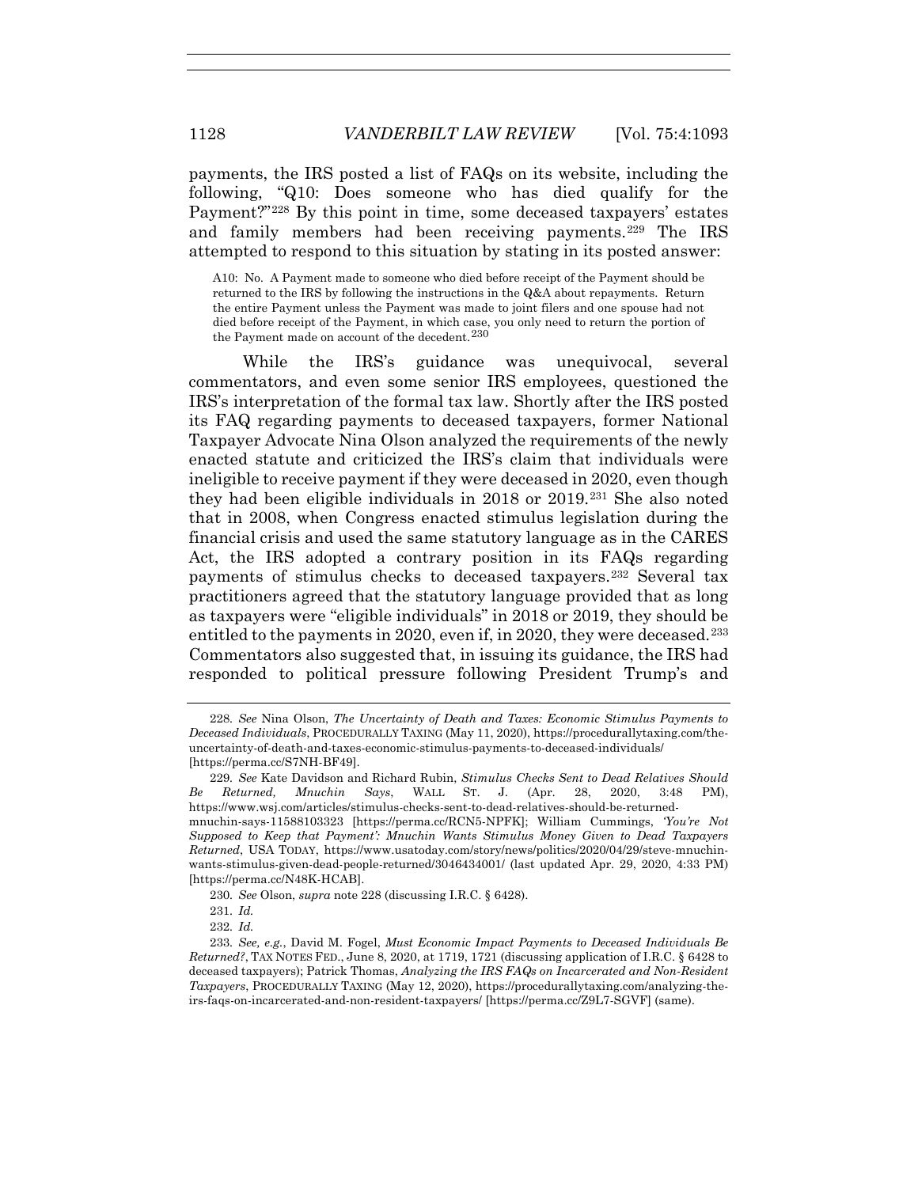payments, the IRS posted a list of FAQs on its website, including the following, "Q10: Does someone who has died qualify for the Payment?"[228] By this point in time, some deceased taxpayers' estates and family members had been receiving payments.[229] The IRS attempted to respond to this situation by stating in its posted answer:

> A10: No. A Payment made to someone who died before receipt of the Payment should be returned to the IRS by following the instructions in the Q&A about repayments. Return the entire Payment unless the Payment was made to joint filers and one spouse had not died before receipt of the Payment, in which case, you only need to return the portion of the Payment made on account of the decedent.[230]

While the IRS's guidance was unequivocal, several commentators, and even some senior IRS employees, questioned the IRS's interpretation of the formal tax law. Shortly after the IRS posted its FAQ regarding payments to deceased taxpayers, former National Taxpayer Advocate Nina Olson analyzed the requirements of the newly enacted statute and criticized the IRS's claim that individuals were ineligible to receive payment if they were deceased in 2020, even though they had been eligible individuals in 2018 or 2019.[231] She also noted that in 2008, when Congress enacted stimulus legislation during the financial crisis and used the same statutory language as in the CARES Act, the IRS adopted a contrary position in its FAQs regarding payments of stimulus checks to deceased taxpayers.[232] Several tax practitioners agreed that the statutory language provided that as long as taxpayers were "eligible individuals" in 2018 or 2019, they should be entitled to the payments in 2020, even if, in 2020, they were deceased.[233] Commentators also suggested that, in issuing its guidance, the IRS had responded to political pressure following President Trump's and

---

228. *See* Nina Olson, *The Uncertainty of Death and Taxes: Economic Stimulus Payments to Deceased Individuals*, PROCEDURALLY TAXING (May 11, 2020), https://procedurallytaxing.com/the-uncertainty-of-death-and-taxes-economic-stimulus-payments-to-deceased-individuals/ [https://perma.cc/S7NH-BF49].

229. *See* Kate Davidson and Richard Rubin, *Stimulus Checks Sent to Dead Relatives Should Be Returned, Mnuchin Says*, WALL ST. J. (Apr. 28, 2020, 3:48 PM), https://www.wsj.com/articles/stimulus-checks-sent-to-dead-relatives-should-be-returned-mnuchin-says-11588103323 [https://perma.cc/RCN5-NPFK]; William Cummings, *'You're Not Supposed to Keep that Payment': Mnuchin Wants Stimulus Money Given to Dead Taxpayers Returned*, USA TODAY, https://www.usatoday.com/story/news/politics/2020/04/29/steve-mnuchin-wants-stimulus-given-dead-people-returned/3046434001/ (last updated Apr. 29, 2020, 4:33 PM) [https://perma.cc/N48K-HCAB].

230. *See* Olson, *supra* note 228 (discussing I.R.C. § 6428).

231. *Id.*

232. *Id.*

233. *See, e.g.*, David M. Fogel, *Must Economic Impact Payments to Deceased Individuals Be Returned?*, TAX NOTES FED., June 8, 2020, at 1719, 1721 (discussing application of I.R.C. § 6428 to deceased taxpayers); Patrick Thomas, *Analyzing the IRS FAQs on Incarcerated and Non-Resident Taxpayers*, PROCEDURALLY TAXING (May 12, 2020), https://procedurallytaxing.com/analyzing-the-irs-faqs-on-incarcerated-and-non-resident-taxpayers/ [https://perma.cc/Z9L7-SGVF] (same).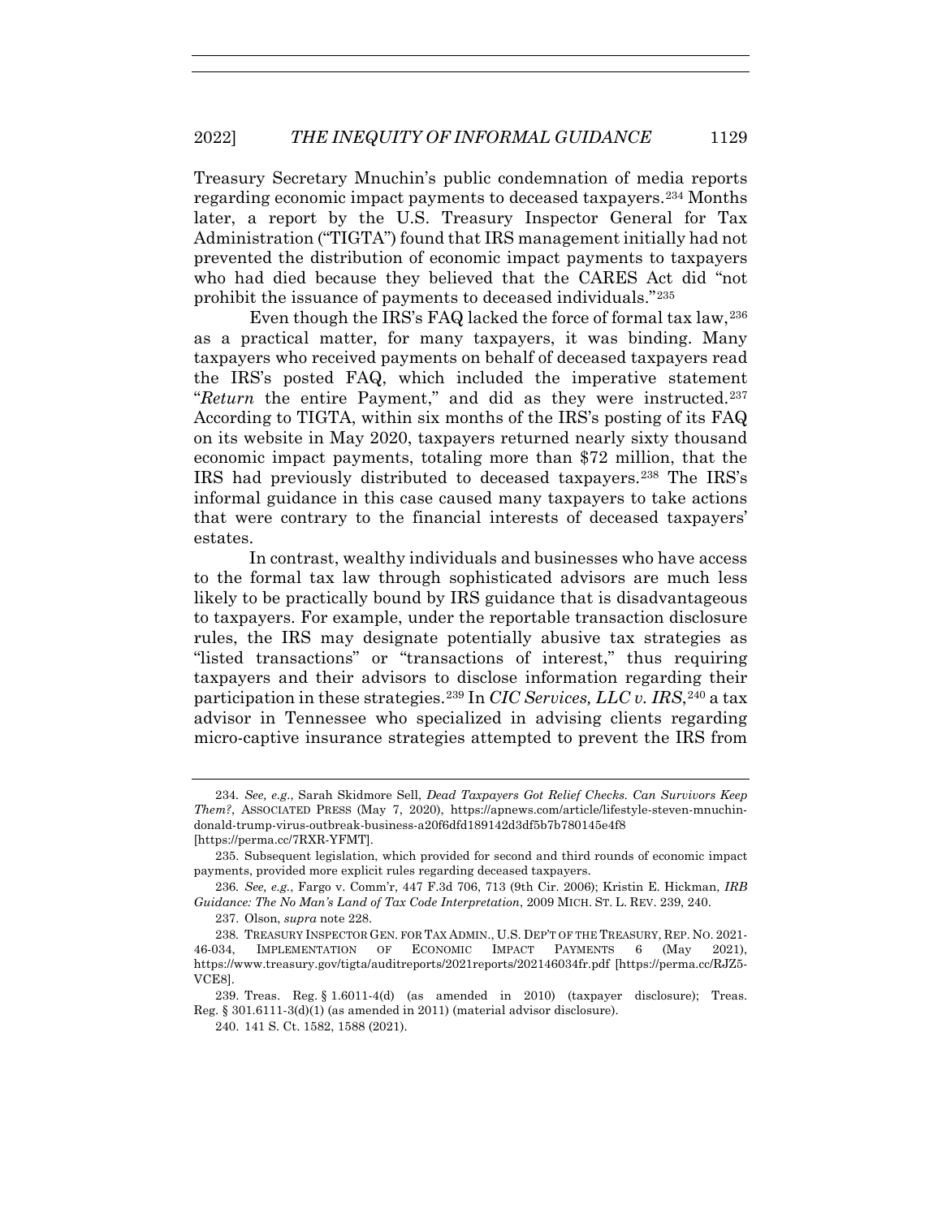Treasury Secretary Mnuchin's public condemnation of media reports regarding economic impact payments to deceased taxpayers.[234] Months later, a report by the U.S. Treasury Inspector General for Tax Administration ("TIGTA") found that IRS management initially had not prevented the distribution of economic impact payments to taxpayers who had died because they believed that the CARES Act did "not prohibit the issuance of payments to deceased individuals."[235]

Even though the IRS's FAQ lacked the force of formal tax law,[236] as a practical matter, for many taxpayers, it was binding. Many taxpayers who received payments on behalf of deceased taxpayers read the IRS's posted FAQ, which included the imperative statement "*Return* the entire Payment," and did as they were instructed.[237] According to TIGTA, within six months of the IRS's posting of its FAQ on its website in May 2020, taxpayers returned nearly sixty thousand economic impact payments, totaling more than $72 million, that the IRS had previously distributed to deceased taxpayers.[238] The IRS's informal guidance in this case caused many taxpayers to take actions that were contrary to the financial interests of deceased taxpayers' estates.

In contrast, wealthy individuals and businesses who have access to the formal tax law through sophisticated advisors are much less likely to be practically bound by IRS guidance that is disadvantageous to taxpayers. For example, under the reportable transaction disclosure rules, the IRS may designate potentially abusive tax strategies as "listed transactions" or "transactions of interest," thus requiring taxpayers and their advisors to disclose information regarding their participation in these strategies.[239] In *CIC Services, LLC v. IRS*,[240] a tax advisor in Tennessee who specialized in advising clients regarding micro-captive insurance strategies attempted to prevent the IRS from

---

234. *See, e.g.*, Sarah Skidmore Sell, *Dead Taxpayers Got Relief Checks. Can Survivors Keep Them?*, ASSOCIATED PRESS (May 7, 2020), https://apnews.com/article/lifestyle-steven-mnuchin-donald-trump-virus-outbreak-business-a20f6dfd189142d3df5b7b780145e4f8 [https://perma.cc/7RXR-YFMT].

235. Subsequent legislation, which provided for second and third rounds of economic impact payments, provided more explicit rules regarding deceased taxpayers.

236. *See, e.g.*, Fargo v. Comm'r, 447 F.3d 706, 713 (9th Cir. 2006); Kristin E. Hickman, *IRB Guidance: The No Man's Land of Tax Code Interpretation*, 2009 MICH. ST. L. REV. 239, 240.

237. Olson, *supra* note 228.

238. TREASURY INSPECTOR GEN. FOR TAX ADMIN., U.S. DEP'T OF THE TREASURY, REP. NO. 2021-46-034, IMPLEMENTATION OF ECONOMIC IMPACT PAYMENTS 6 (May 2021), https://www.treasury.gov/tigta/auditreports/2021reports/202146034fr.pdf [https://perma.cc/RJZ5-VCE8].

239. Treas. Reg. § 1.6011-4(d) (as amended in 2010) (taxpayer disclosure); Treas. Reg. § 301.6111-3(d)(1) (as amended in 2011) (material advisor disclosure).

240. 141 S. Ct. 1582, 1588 (2021).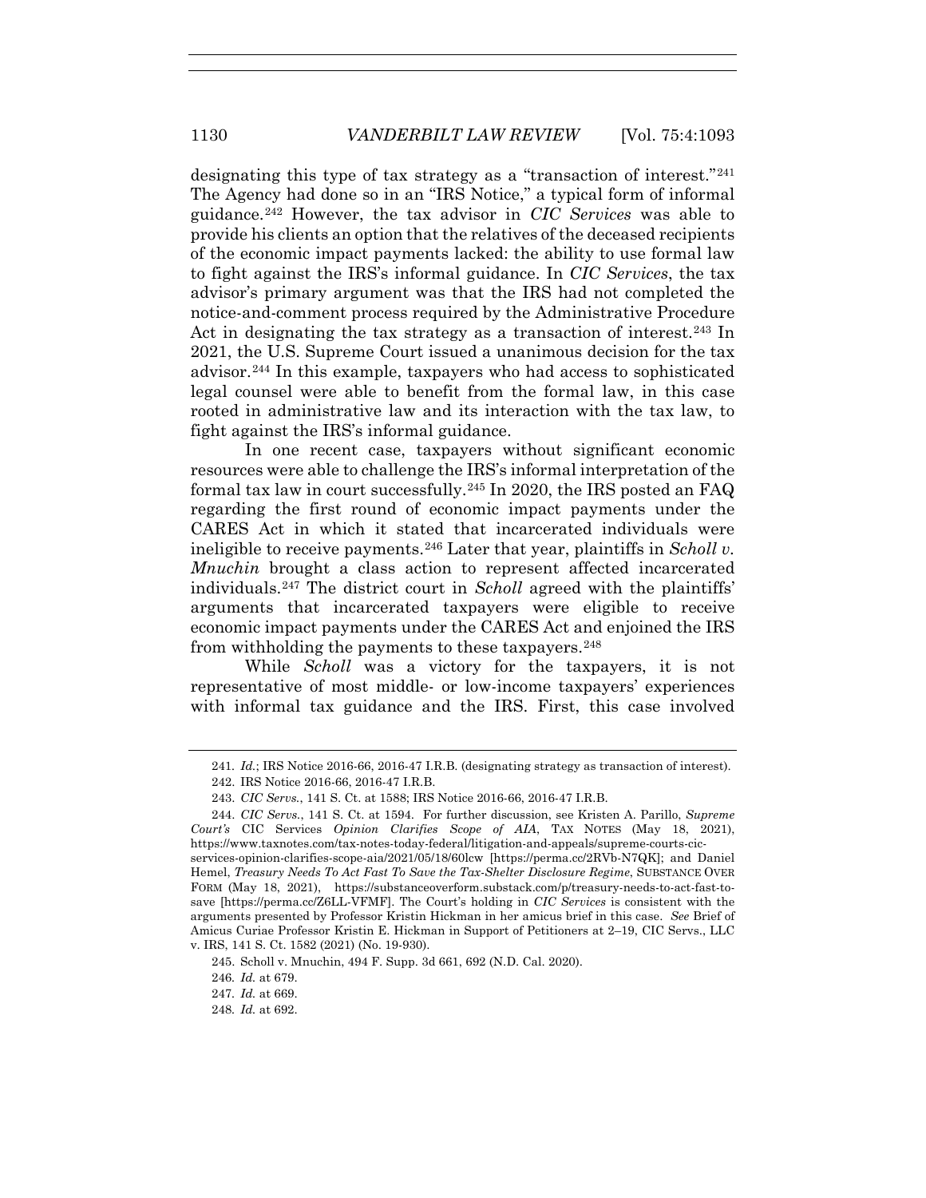designating this type of tax strategy as a "transaction of interest."[241] The Agency had done so in an "IRS Notice," a typical form of informal guidance.[242] However, the tax advisor in *CIC Services* was able to provide his clients an option that the relatives of the deceased recipients of the economic impact payments lacked: the ability to use formal law to fight against the IRS's informal guidance. In *CIC Services*, the tax advisor's primary argument was that the IRS had not completed the notice-and-comment process required by the Administrative Procedure Act in designating the tax strategy as a transaction of interest.[243] In 2021, the U.S. Supreme Court issued a unanimous decision for the tax advisor.[244] In this example, taxpayers who had access to sophisticated legal counsel were able to benefit from the formal law, in this case rooted in administrative law and its interaction with the tax law, to fight against the IRS's informal guidance.

In one recent case, taxpayers without significant economic resources were able to challenge the IRS's informal interpretation of the formal tax law in court successfully.[245] In 2020, the IRS posted an FAQ regarding the first round of economic impact payments under the CARES Act in which it stated that incarcerated individuals were ineligible to receive payments.[246] Later that year, plaintiffs in *Scholl v. Mnuchin* brought a class action to represent affected incarcerated individuals.[247] The district court in *Scholl* agreed with the plaintiffs' arguments that incarcerated taxpayers were eligible to receive economic impact payments under the CARES Act and enjoined the IRS from withholding the payments to these taxpayers.[248]

While *Scholl* was a victory for the taxpayers, it is not representative of most middle- or low-income taxpayers' experiences with informal tax guidance and the IRS. First, this case involved

---

241. *Id.*; IRS Notice 2016-66, 2016-47 I.R.B. (designating strategy as transaction of interest).

242. IRS Notice 2016-66, 2016-47 I.R.B.

243. *CIC Servs.*, 141 S. Ct. at 1588; IRS Notice 2016-66, 2016-47 I.R.B.

244. *CIC Servs.*, 141 S. Ct. at 1594. For further discussion, see Kristen A. Parillo, *Supreme Court's* CIC Services *Opinion Clarifies Scope of AIA*, TAX NOTES (May 18, 2021), https://www.taxnotes.com/tax-notes-today-federal/litigation-and-appeals/supreme-courts-cic-services-opinion-clarifies-scope-aia/2021/05/18/60lcw [https://perma.cc/2RVb-N7QK]; and Daniel Hemel, *Treasury Needs To Act Fast To Save the Tax-Shelter Disclosure Regime*, SUBSTANCE OVER FORM (May 18, 2021), https://substanceoverform.substack.com/p/treasury-needs-to-act-fast-to-save [https://perma.cc/Z6LL-VFMF]. The Court's holding in *CIC Services* is consistent with the arguments presented by Professor Kristin Hickman in her amicus brief in this case. *See* Brief of Amicus Curiae Professor Kristin E. Hickman in Support of Petitioners at 2–19, CIC Servs., LLC v. IRS, 141 S. Ct. 1582 (2021) (No. 19-930).

245. Scholl v. Mnuchin, 494 F. Supp. 3d 661, 692 (N.D. Cal. 2020).

246. *Id.* at 679.

247. *Id.* at 669.

248. *Id.* at 692.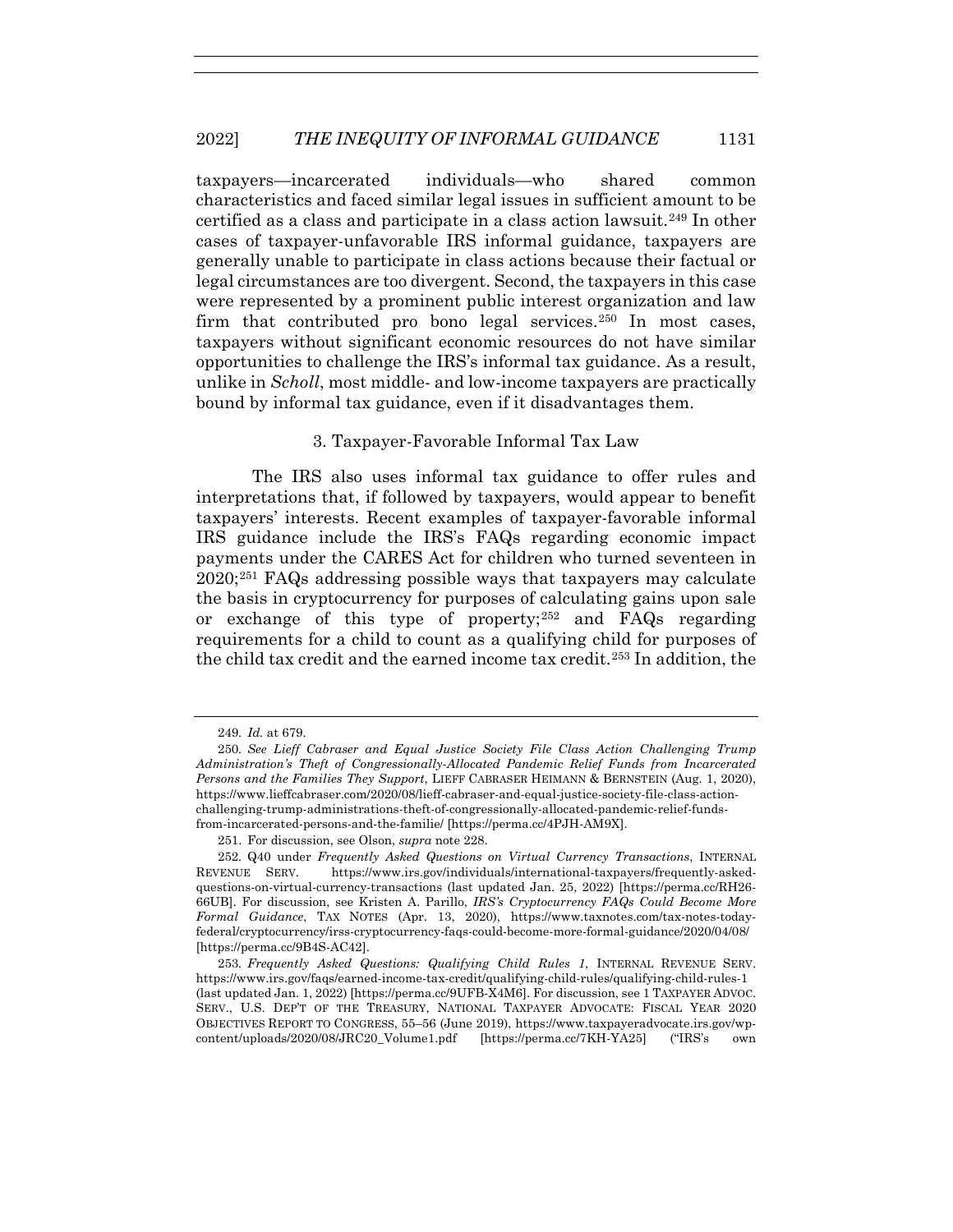taxpayers—incarcerated individuals—who shared common characteristics and faced similar legal issues in sufficient amount to be certified as a class and participate in a class action lawsuit.[249] In other cases of taxpayer-unfavorable IRS informal guidance, taxpayers are generally unable to participate in class actions because their factual or legal circumstances are too divergent. Second, the taxpayers in this case were represented by a prominent public interest organization and law firm that contributed pro bono legal services.[250] In most cases, taxpayers without significant economic resources do not have similar opportunities to challenge the IRS's informal tax guidance. As a result, unlike in *Scholl*, most middle- and low-income taxpayers are practically bound by informal tax guidance, even if it disadvantages them.

### 3. Taxpayer-Favorable Informal Tax Law

The IRS also uses informal tax guidance to offer rules and interpretations that, if followed by taxpayers, would appear to benefit taxpayers' interests. Recent examples of taxpayer-favorable informal IRS guidance include the IRS's FAQs regarding economic impact payments under the CARES Act for children who turned seventeen in 2020;[251] FAQs addressing possible ways that taxpayers may calculate the basis in cryptocurrency for purposes of calculating gains upon sale or exchange of this type of property;[252] and FAQs regarding requirements for a child to count as a qualifying child for purposes of the child tax credit and the earned income tax credit.[253] In addition, the

---

249. *Id.* at 679.

250. *See Lieff Cabraser and Equal Justice Society File Class Action Challenging Trump Administration's Theft of Congressionally-Allocated Pandemic Relief Funds from Incarcerated Persons and the Families They Support*, LIEFF CABRASER HEIMANN & BERNSTEIN (Aug. 1, 2020), https://www.lieffcabraser.com/2020/08/lieff-cabraser-and-equal-justice-society-file-class-action-challenging-trump-administrations-theft-of-congressionally-allocated-pandemic-relief-funds-from-incarcerated-persons-and-the-familie/ [https://perma.cc/4PJH-AM9X].

251. For discussion, see Olson, *supra* note 228.

252. Q40 under *Frequently Asked Questions on Virtual Currency Transactions*, INTERNAL REVENUE SERV. https://www.irs.gov/individuals/international-taxpayers/frequently-asked-questions-on-virtual-currency-transactions (last updated Jan. 25, 2022) [https://perma.cc/RH26-66UB]. For discussion, see Kristen A. Parillo, *IRS's Cryptocurrency FAQs Could Become More Formal Guidance*, TAX NOTES (Apr. 13, 2020), https://www.taxnotes.com/tax-notes-today-federal/cryptocurrency/irss-cryptocurrency-faqs-could-become-more-formal-guidance/2020/04/08/ [https://perma.cc/9B4S-AC42].

253. *Frequently Asked Questions: Qualifying Child Rules 1*, INTERNAL REVENUE SERV. https://www.irs.gov/faqs/earned-income-tax-credit/qualifying-child-rules/qualifying-child-rules-1 (last updated Jan. 1, 2022) [https://perma.cc/9UFB-X4M6]. For discussion, see 1 TAXPAYER ADVOC. SERV., U.S. DEP'T OF THE TREASURY, NATIONAL TAXPAYER ADVOCATE: FISCAL YEAR 2020 OBJECTIVES REPORT TO CONGRESS, 55–56 (June 2019), https://www.taxpayeradvocate.irs.gov/wp-content/uploads/2020/08/JRC20_Volume1.pdf [https://perma.cc/7KH-YA25] ("IRS's own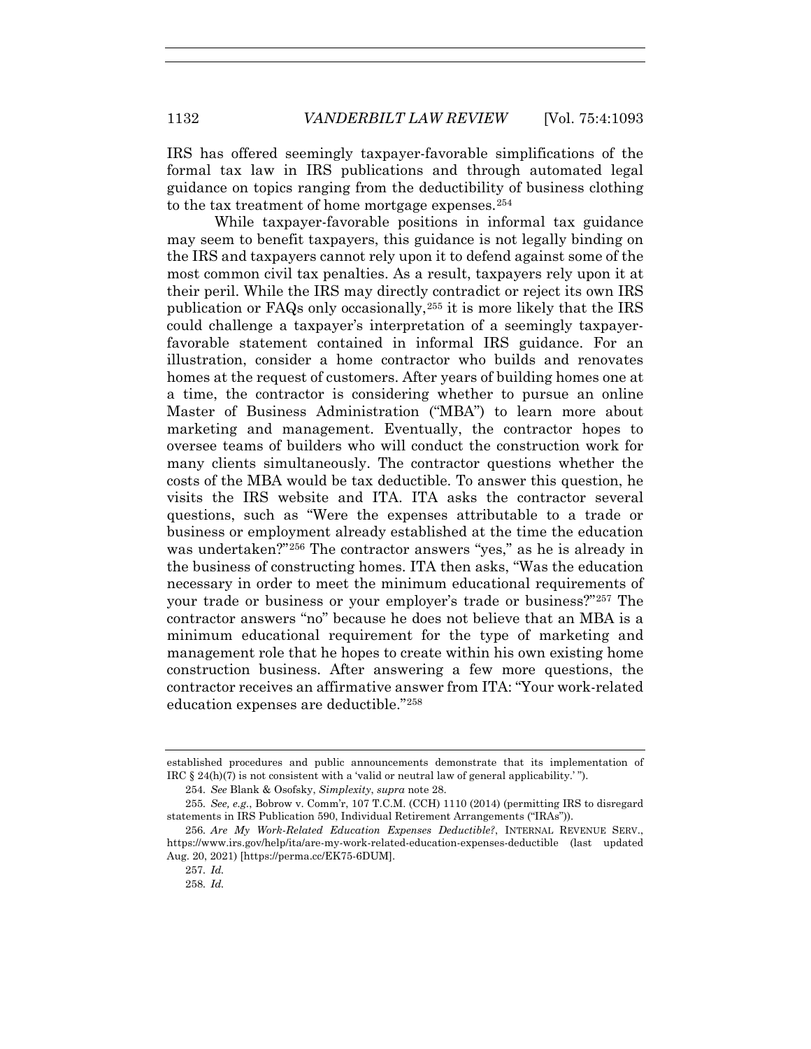IRS has offered seemingly taxpayer-favorable simplifications of the formal tax law in IRS publications and through automated legal guidance on topics ranging from the deductibility of business clothing to the tax treatment of home mortgage expenses.[254]

While taxpayer-favorable positions in informal tax guidance may seem to benefit taxpayers, this guidance is not legally binding on the IRS and taxpayers cannot rely upon it to defend against some of the most common civil tax penalties. As a result, taxpayers rely upon it at their peril. While the IRS may directly contradict or reject its own IRS publication or FAQs only occasionally,[255] it is more likely that the IRS could challenge a taxpayer's interpretation of a seemingly taxpayer-favorable statement contained in informal IRS guidance. For an illustration, consider a home contractor who builds and renovates homes at the request of customers. After years of building homes one at a time, the contractor is considering whether to pursue an online Master of Business Administration ("MBA") to learn more about marketing and management. Eventually, the contractor hopes to oversee teams of builders who will conduct the construction work for many clients simultaneously. The contractor questions whether the costs of the MBA would be tax deductible. To answer this question, he visits the IRS website and ITA. ITA asks the contractor several questions, such as "Were the expenses attributable to a trade or business or employment already established at the time the education was undertaken?"[256] The contractor answers "yes," as he is already in the business of constructing homes. ITA then asks, "Was the education necessary in order to meet the minimum educational requirements of your trade or business or your employer's trade or business?"[257] The contractor answers "no" because he does not believe that an MBA is a minimum educational requirement for the type of marketing and management role that he hopes to create within his own existing home construction business. After answering a few more questions, the contractor receives an affirmative answer from ITA: "Your work-related education expenses are deductible."[258]

---

established procedures and public announcements demonstrate that its implementation of IRC § 24(h)(7) is not consistent with a 'valid or neutral law of general applicability.' ").

254. *See* Blank & Osofsky, *Simplexity*, *supra* note 28.

255. *See, e.g.*, Bobrow v. Comm'r, 107 T.C.M. (CCH) 1110 (2014) (permitting IRS to disregard statements in IRS Publication 590, Individual Retirement Arrangements ("IRAs")).

256. *Are My Work-Related Education Expenses Deductible?*, INTERNAL REVENUE SERV., https://www.irs.gov/help/ita/are-my-work-related-education-expenses-deductible (last updated Aug. 20, 2021) [https://perma.cc/EK75-6DUM].

257. *Id.*

258. *Id.*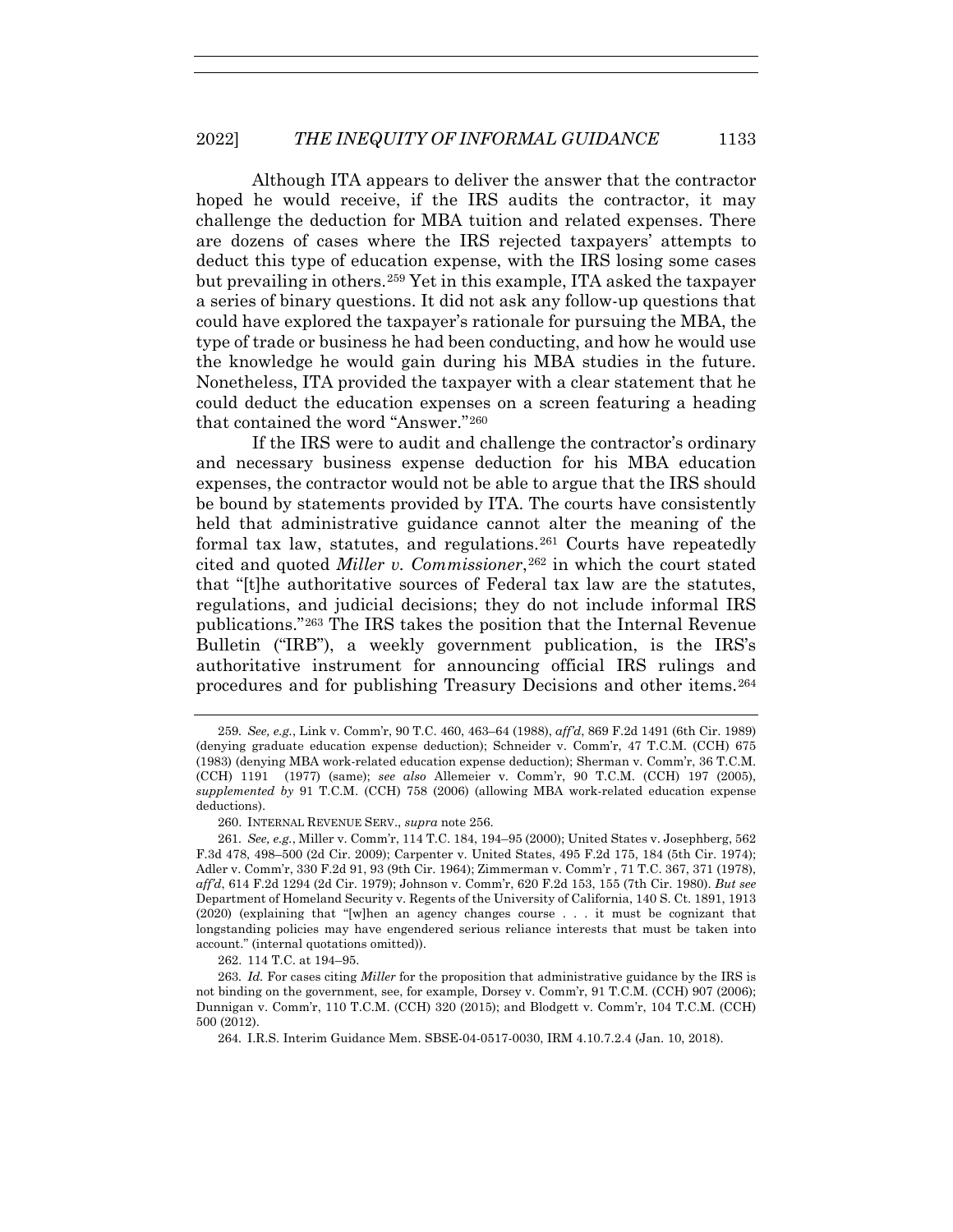Although ITA appears to deliver the answer that the contractor hoped he would receive, if the IRS audits the contractor, it may challenge the deduction for MBA tuition and related expenses. There are dozens of cases where the IRS rejected taxpayers' attempts to deduct this type of education expense, with the IRS losing some cases but prevailing in others.[259] Yet in this example, ITA asked the taxpayer a series of binary questions. It did not ask any follow-up questions that could have explored the taxpayer's rationale for pursuing the MBA, the type of trade or business he had been conducting, and how he would use the knowledge he would gain during his MBA studies in the future. Nonetheless, ITA provided the taxpayer with a clear statement that he could deduct the education expenses on a screen featuring a heading that contained the word "Answer."[260]

If the IRS were to audit and challenge the contractor's ordinary and necessary business expense deduction for his MBA education expenses, the contractor would not be able to argue that the IRS should be bound by statements provided by ITA. The courts have consistently held that administrative guidance cannot alter the meaning of the formal tax law, statutes, and regulations.[261] Courts have repeatedly cited and quoted *Miller v. Commissioner*,[262] in which the court stated that "[t]he authoritative sources of Federal tax law are the statutes, regulations, and judicial decisions; they do not include informal IRS publications."[263] The IRS takes the position that the Internal Revenue Bulletin ("IRB"), a weekly government publication, is the IRS's authoritative instrument for announcing official IRS rulings and procedures and for publishing Treasury Decisions and other items.[264]

---

259. *See, e.g.*, Link v. Comm'r, 90 T.C. 460, 463–64 (1988), *aff'd*, 869 F.2d 1491 (6th Cir. 1989) (denying graduate education expense deduction); Schneider v. Comm'r, 47 T.C.M. (CCH) 675 (1983) (denying MBA work-related education expense deduction); Sherman v. Comm'r, 36 T.C.M. (CCH) 1191 (1977) (same); *see also* Allemeier v. Comm'r, 90 T.C.M. (CCH) 197 (2005), *supplemented by* 91 T.C.M. (CCH) 758 (2006) (allowing MBA work-related education expense deductions).

260. INTERNAL REVENUE SERV., *supra* note 256.

261. *See, e.g.*, Miller v. Comm'r, 114 T.C. 184, 194–95 (2000); United States v. Josephberg, 562 F.3d 478, 498–500 (2d Cir. 2009); Carpenter v. United States, 495 F.2d 175, 184 (5th Cir. 1974); Adler v. Comm'r, 330 F.2d 91, 93 (9th Cir. 1964); Zimmerman v. Comm'r , 71 T.C. 367, 371 (1978), *aff'd*, 614 F.2d 1294 (2d Cir. 1979); Johnson v. Comm'r, 620 F.2d 153, 155 (7th Cir. 1980). *But see* Department of Homeland Security v. Regents of the University of California, 140 S. Ct. 1891, 1913 (2020) (explaining that "[w]hen an agency changes course . . . it must be cognizant that longstanding policies may have engendered serious reliance interests that must be taken into account." (internal quotations omitted)).

262. 114 T.C. at 194–95.

263. *Id.* For cases citing *Miller* for the proposition that administrative guidance by the IRS is not binding on the government, see, for example, Dorsey v. Comm'r, 91 T.C.M. (CCH) 907 (2006); Dunnigan v. Comm'r, 110 T.C.M. (CCH) 320 (2015); and Blodgett v. Comm'r, 104 T.C.M. (CCH) 500 (2012).

264. I.R.S. Interim Guidance Mem. SBSE-04-0517-0030, IRM 4.10.7.2.4 (Jan. 10, 2018).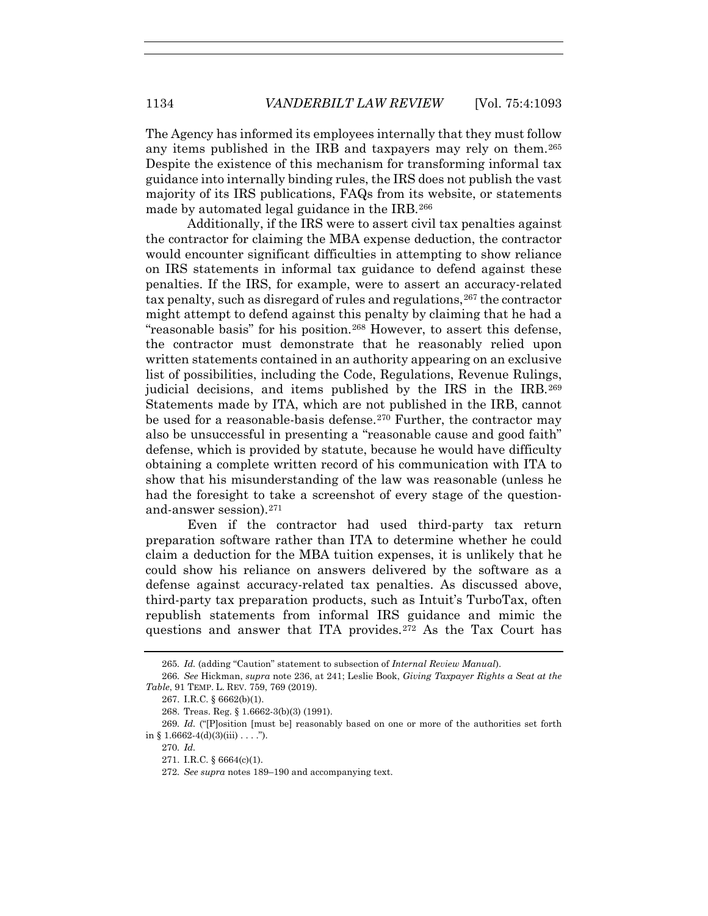The Agency has informed its employees internally that they must follow any items published in the IRB and taxpayers may rely on them.[265] Despite the existence of this mechanism for transforming informal tax guidance into internally binding rules, the IRS does not publish the vast majority of its IRS publications, FAQs from its website, or statements made by automated legal guidance in the IRB.[266]

Additionally, if the IRS were to assert civil tax penalties against the contractor for claiming the MBA expense deduction, the contractor would encounter significant difficulties in attempting to show reliance on IRS statements in informal tax guidance to defend against these penalties. If the IRS, for example, were to assert an accuracy-related tax penalty, such as disregard of rules and regulations,[267] the contractor might attempt to defend against this penalty by claiming that he had a "reasonable basis" for his position.[268] However, to assert this defense, the contractor must demonstrate that he reasonably relied upon written statements contained in an authority appearing on an exclusive list of possibilities, including the Code, Regulations, Revenue Rulings, judicial decisions, and items published by the IRS in the IRB.[269] Statements made by ITA, which are not published in the IRB, cannot be used for a reasonable-basis defense.[270] Further, the contractor may also be unsuccessful in presenting a "reasonable cause and good faith" defense, which is provided by statute, because he would have difficulty obtaining a complete written record of his communication with ITA to show that his misunderstanding of the law was reasonable (unless he had the foresight to take a screenshot of every stage of the question-and-answer session).[271]

Even if the contractor had used third-party tax return preparation software rather than ITA to determine whether he could claim a deduction for the MBA tuition expenses, it is unlikely that he could show his reliance on answers delivered by the software as a defense against accuracy-related tax penalties. As discussed above, third-party tax preparation products, such as Intuit's TurboTax, often republish statements from informal IRS guidance and mimic the questions and answer that ITA provides.[272] As the Tax Court has

---

265. *Id.* (adding "Caution" statement to subsection of *Internal Review Manual*).

266. *See* Hickman, *supra* note 236, at 241; Leslie Book, *Giving Taxpayer Rights a Seat at the Table*, 91 TEMP. L. REV. 759, 769 (2019).

267. I.R.C. § 6662(b)(1).

268. Treas. Reg. § 1.6662-3(b)(3) (1991).

269. *Id.* ("[P]osition [must be] reasonably based on one or more of the authorities set forth in § 1.6662-4(d)(3)(iii) . . . .").

270. *Id.*

271. I.R.C. § 6664(c)(1).

272. *See supra* notes 189–190 and accompanying text.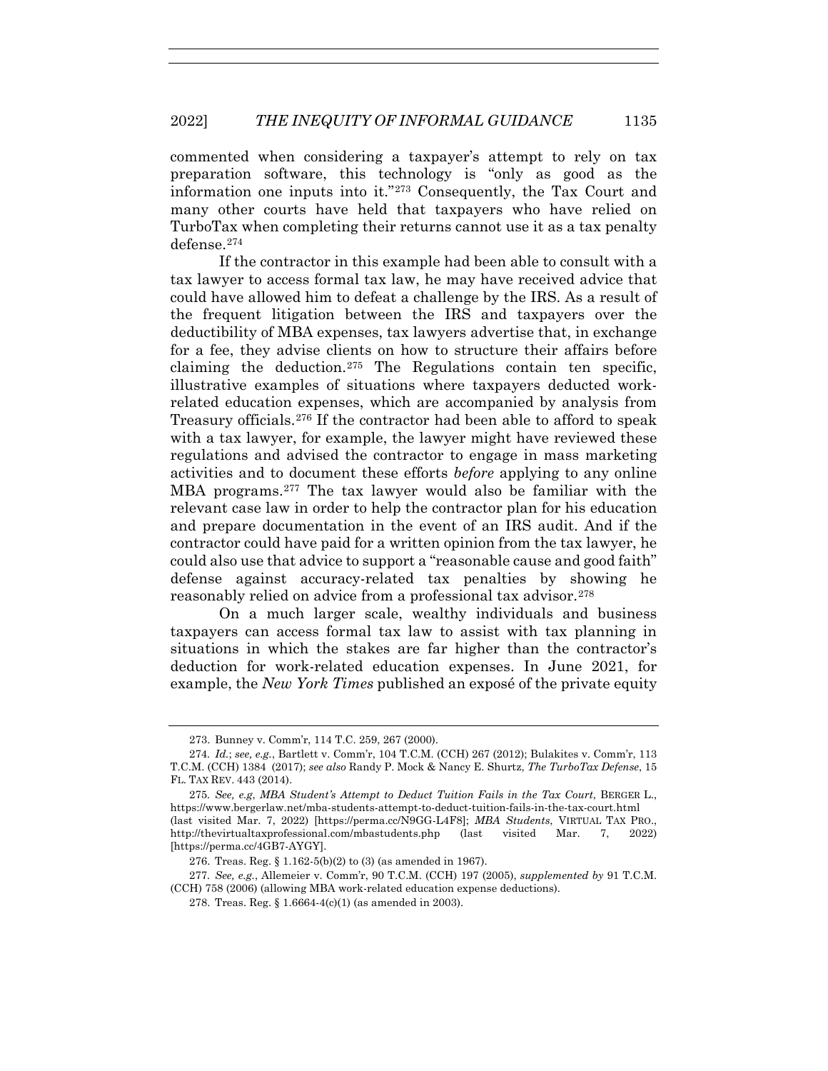commented when considering a taxpayer's attempt to rely on tax preparation software, this technology is "only as good as the information one inputs into it."[273] Consequently, the Tax Court and many other courts have held that taxpayers who have relied on TurboTax when completing their returns cannot use it as a tax penalty defense.[274]

If the contractor in this example had been able to consult with a tax lawyer to access formal tax law, he may have received advice that could have allowed him to defeat a challenge by the IRS. As a result of the frequent litigation between the IRS and taxpayers over the deductibility of MBA expenses, tax lawyers advertise that, in exchange for a fee, they advise clients on how to structure their affairs before claiming the deduction.[275] The Regulations contain ten specific, illustrative examples of situations where taxpayers deducted work-related education expenses, which are accompanied by analysis from Treasury officials.[276] If the contractor had been able to afford to speak with a tax lawyer, for example, the lawyer might have reviewed these regulations and advised the contractor to engage in mass marketing activities and to document these efforts *before* applying to any online MBA programs.[277] The tax lawyer would also be familiar with the relevant case law in order to help the contractor plan for his education and prepare documentation in the event of an IRS audit. And if the contractor could have paid for a written opinion from the tax lawyer, he could also use that advice to support a "reasonable cause and good faith" defense against accuracy-related tax penalties by showing he reasonably relied on advice from a professional tax advisor.[278]

On a much larger scale, wealthy individuals and business taxpayers can access formal tax law to assist with tax planning in situations in which the stakes are far higher than the contractor's deduction for work-related education expenses. In June 2021, for example, the *New York Times* published an exposé of the private equity

---

273. Bunney v. Comm'r, 114 T.C. 259, 267 (2000).

274. *Id.*; *see, e.g.*, Bartlett v. Comm'r, 104 T.C.M. (CCH) 267 (2012); Bulakites v. Comm'r, 113 T.C.M. (CCH) 1384 (2017); *see also* Randy P. Mock & Nancy E. Shurtz, *The TurboTax Defense*, 15 FL. TAX REV. 443 (2014).

275. *See, e.g*, *MBA Student's Attempt to Deduct Tuition Fails in the Tax Court*, BERGER L., https://www.bergerlaw.net/mba-students-attempt-to-deduct-tuition-fails-in-the-tax-court.html (last visited Mar. 7, 2022) [https://perma.cc/N9GG-L4F8]; *MBA Students*, VIRTUAL TAX PRO., http://thevirtualtaxprofessional.com/mbastudents.php (last visited Mar. 7, 2022) [https://perma.cc/4GB7-AYGY].

276. Treas. Reg. § 1.162-5(b)(2) to (3) (as amended in 1967).

277. *See, e.g.*, Allemeier v. Comm'r, 90 T.C.M. (CCH) 197 (2005), *supplemented by* 91 T.C.M. (CCH) 758 (2006) (allowing MBA work-related education expense deductions).

278. Treas. Reg. § 1.6664-4(c)(1) (as amended in 2003).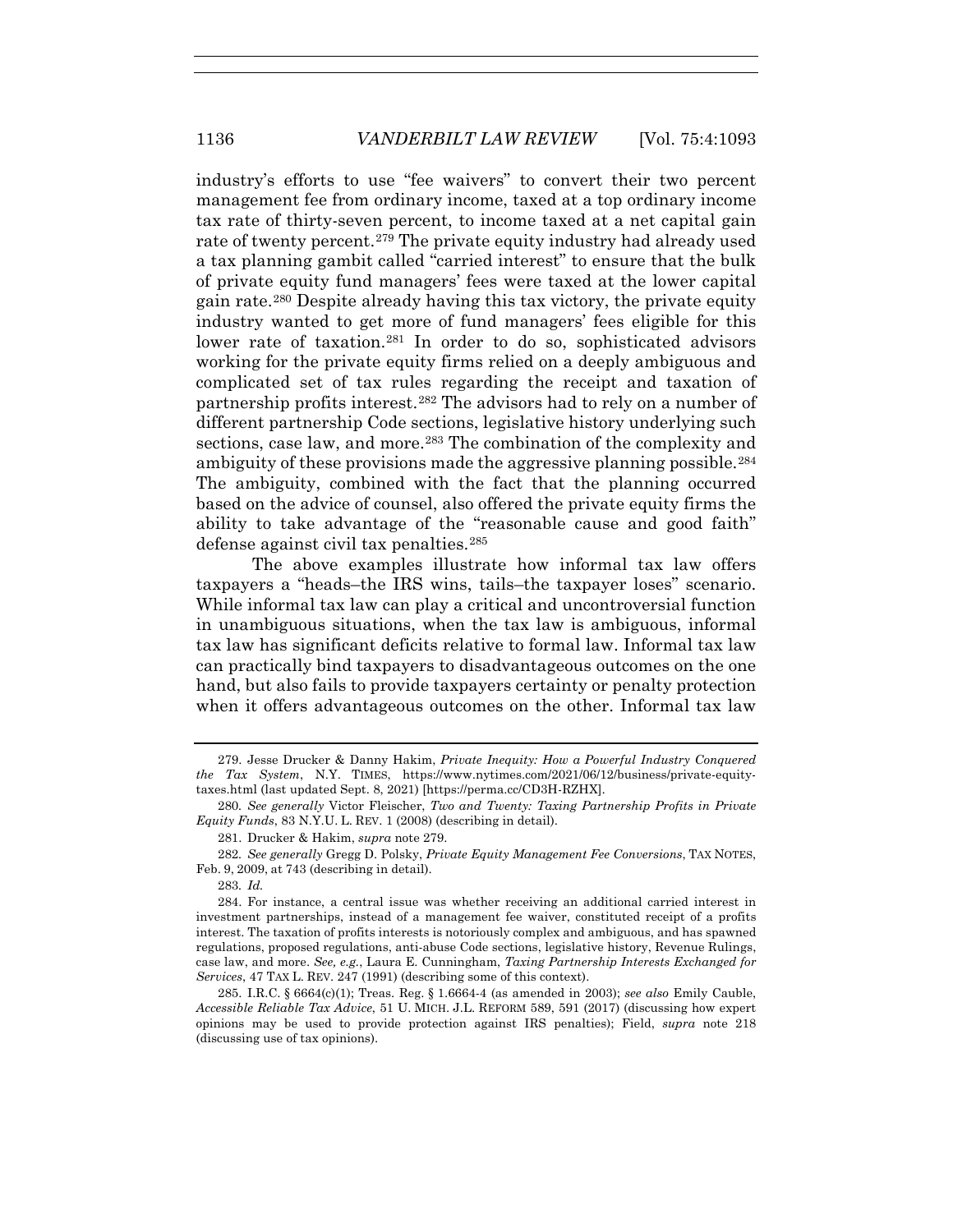industry's efforts to use "fee waivers" to convert their two percent management fee from ordinary income, taxed at a top ordinary income tax rate of thirty-seven percent, to income taxed at a net capital gain rate of twenty percent.[279] The private equity industry had already used a tax planning gambit called "carried interest" to ensure that the bulk of private equity fund managers' fees were taxed at the lower capital gain rate.[280] Despite already having this tax victory, the private equity industry wanted to get more of fund managers' fees eligible for this lower rate of taxation.[281] In order to do so, sophisticated advisors working for the private equity firms relied on a deeply ambiguous and complicated set of tax rules regarding the receipt and taxation of partnership profits interest.[282] The advisors had to rely on a number of different partnership Code sections, legislative history underlying such sections, case law, and more.[283] The combination of the complexity and ambiguity of these provisions made the aggressive planning possible.[284] The ambiguity, combined with the fact that the planning occurred based on the advice of counsel, also offered the private equity firms the ability to take advantage of the "reasonable cause and good faith" defense against civil tax penalties.[285]

The above examples illustrate how informal tax law offers taxpayers a "heads–the IRS wins, tails–the taxpayer loses" scenario. While informal tax law can play a critical and uncontroversial function in unambiguous situations, when the tax law is ambiguous, informal tax law has significant deficits relative to formal law. Informal tax law can practically bind taxpayers to disadvantageous outcomes on the one hand, but also fails to provide taxpayers certainty or penalty protection when it offers advantageous outcomes on the other. Informal tax law

---

279. Jesse Drucker & Danny Hakim, *Private Inequity: How a Powerful Industry Conquered the Tax System*, N.Y. TIMES, https://www.nytimes.com/2021/06/12/business/private-equity-taxes.html (last updated Sept. 8, 2021) [https://perma.cc/CD3H-RZHX].

280. *See generally* Victor Fleischer, *Two and Twenty: Taxing Partnership Profits in Private Equity Funds*, 83 N.Y.U. L. REV. 1 (2008) (describing in detail).

281. Drucker & Hakim, *supra* note 279.

282. *See generally* Gregg D. Polsky, *Private Equity Management Fee Conversions*, TAX NOTES, Feb. 9, 2009, at 743 (describing in detail).

283. *Id.*

284. For instance, a central issue was whether receiving an additional carried interest in investment partnerships, instead of a management fee waiver, constituted receipt of a profits interest. The taxation of profits interests is notoriously complex and ambiguous, and has spawned regulations, proposed regulations, anti-abuse Code sections, legislative history, Revenue Rulings, case law, and more. *See, e.g.*, Laura E. Cunningham, *Taxing Partnership Interests Exchanged for Services*, 47 TAX L. REV. 247 (1991) (describing some of this context).

285. I.R.C. § 6664(c)(1); Treas. Reg. § 1.6664-4 (as amended in 2003); *see also* Emily Cauble, *Accessible Reliable Tax Advice*, 51 U. MICH. J.L. REFORM 589, 591 (2017) (discussing how expert opinions may be used to provide protection against IRS penalties); Field, *supra* note 218 (discussing use of tax opinions).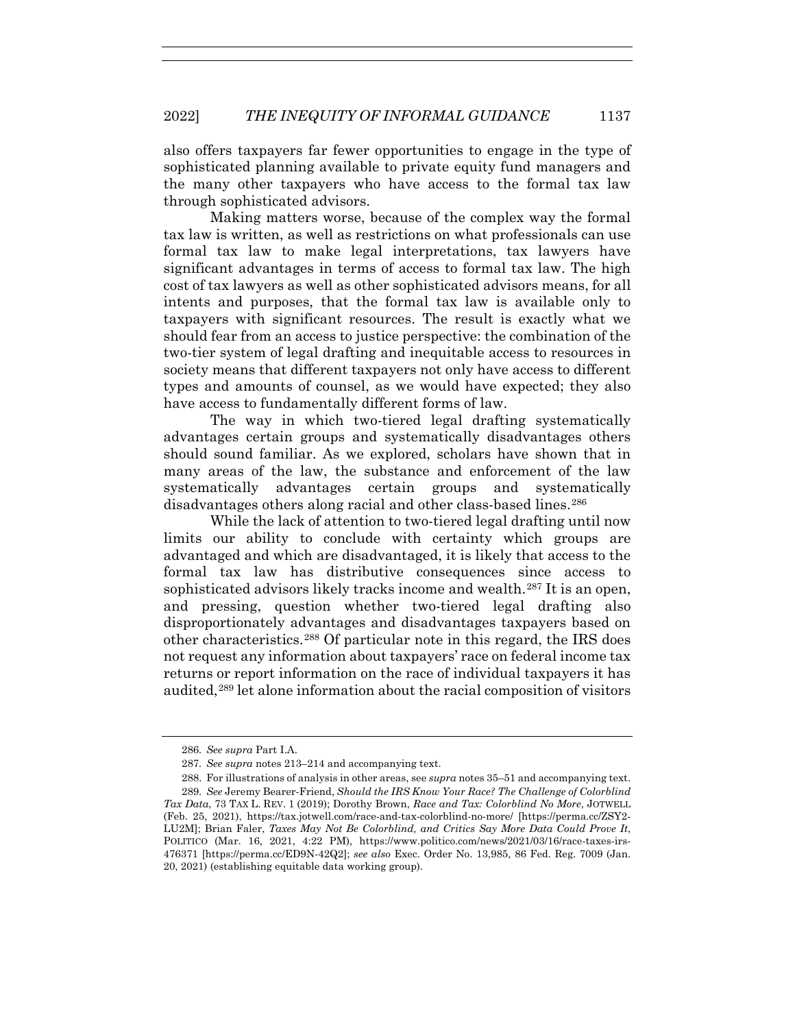also offers taxpayers far fewer opportunities to engage in the type of sophisticated planning available to private equity fund managers and the many other taxpayers who have access to the formal tax law through sophisticated advisors.

Making matters worse, because of the complex way the formal tax law is written, as well as restrictions on what professionals can use formal tax law to make legal interpretations, tax lawyers have significant advantages in terms of access to formal tax law. The high cost of tax lawyers as well as other sophisticated advisors means, for all intents and purposes, that the formal tax law is available only to taxpayers with significant resources. The result is exactly what we should fear from an access to justice perspective: the combination of the two-tier system of legal drafting and inequitable access to resources in society means that different taxpayers not only have access to different types and amounts of counsel, as we would have expected; they also have access to fundamentally different forms of law.

The way in which two-tiered legal drafting systematically advantages certain groups and systematically disadvantages others should sound familiar. As we explored, scholars have shown that in many areas of the law, the substance and enforcement of the law systematically advantages certain groups and systematically disadvantages others along racial and other class-based lines.[286]

While the lack of attention to two-tiered legal drafting until now limits our ability to conclude with certainty which groups are advantaged and which are disadvantaged, it is likely that access to the formal tax law has distributive consequences since access to sophisticated advisors likely tracks income and wealth.[287] It is an open, and pressing, question whether two-tiered legal drafting also disproportionately advantages and disadvantages taxpayers based on other characteristics.[288] Of particular note in this regard, the IRS does not request any information about taxpayers' race on federal income tax returns or report information on the race of individual taxpayers it has audited,[289] let alone information about the racial composition of visitors

286. *See supra* Part I.A.

287. *See supra* notes 213–214 and accompanying text.

288. For illustrations of analysis in other areas, see *supra* notes 35–51 and accompanying text.

289. *See* Jeremy Bearer-Friend, *Should the IRS Know Your Race? The Challenge of Colorblind Tax Data*, 73 TAX L. REV. 1 (2019); Dorothy Brown, *Race and Tax: Colorblind No More*, JOTWELL (Feb. 25, 2021), https://tax.jotwell.com/race-and-tax-colorblind-no-more/ [https://perma.cc/ZSY2-LU2M]; Brian Faler, *Taxes May Not Be Colorblind, and Critics Say More Data Could Prove It*, POLITICO (Mar. 16, 2021, 4:22 PM), https://www.politico.com/news/2021/03/16/race-taxes-irs-476371 [https://perma.cc/ED9N-42Q2]; *see also* Exec. Order No. 13,985, 86 Fed. Reg. 7009 (Jan. 20, 2021) (establishing equitable data working group).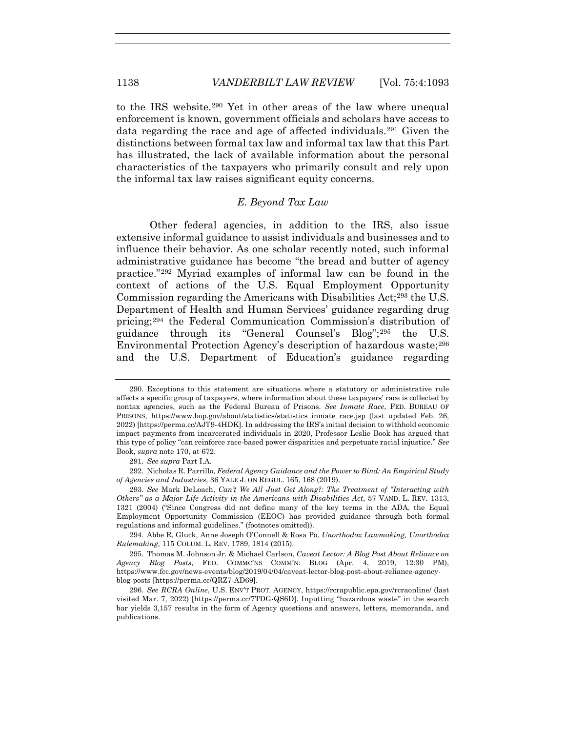to the IRS website.[290] Yet in other areas of the law where unequal enforcement is known, government officials and scholars have access to data regarding the race and age of affected individuals.[291] Given the distinctions between formal tax law and informal tax law that this Part has illustrated, the lack of available information about the personal characteristics of the taxpayers who primarily consult and rely upon the informal tax law raises significant equity concerns.

### *E. Beyond Tax Law*

Other federal agencies, in addition to the IRS, also issue extensive informal guidance to assist individuals and businesses and to influence their behavior. As one scholar recently noted, such informal administrative guidance has become "the bread and butter of agency practice."[292] Myriad examples of informal law can be found in the context of actions of the U.S. Equal Employment Opportunity Commission regarding the Americans with Disabilities Act;[293] the U.S. Department of Health and Human Services' guidance regarding drug pricing;[294] the Federal Communication Commission's distribution of guidance through its "General Counsel's Blog";[295] the U.S. Environmental Protection Agency's description of hazardous waste;[296] and the U.S. Department of Education's guidance regarding

---

290. Exceptions to this statement are situations where a statutory or administrative rule affects a specific group of taxpayers, where information about these taxpayers' race is collected by nontax agencies, such as the Federal Bureau of Prisons. *See Inmate Race*, FED. BUREAU OF PRISONS, https://www.bop.gov/about/statistics/statistics_inmate_race.jsp (last updated Feb. 26, 2022) [https://perma.cc/AJT9-4HDK]. In addressing the IRS's initial decision to withhold economic impact payments from incarcerated individuals in 2020, Professor Leslie Book has argued that this type of policy "can reinforce race-based power disparities and perpetuate racial injustice." *See* Book, *supra* note 170, at 672.

291. *See supra* Part I.A.

292. Nicholas R. Parrillo, *Federal Agency Guidance and the Power to Bind: An Empirical Study of Agencies and Industries*, 36 YALE J. ON REGUL. 165, 168 (2019).

293. *See* Mark DeLoach, *Can't We All Just Get Along?: The Treatment of "Interacting with Others" as a Major Life Activity in the Americans with Disabilities Act*, 57 VAND. L. REV. 1313, 1321 (2004) ("Since Congress did not define many of the key terms in the ADA, the Equal Employment Opportunity Commission (EEOC) has provided guidance through both formal regulations and informal guidelines." (footnotes omitted)).

294. Abbe R. Gluck, Anne Joseph O'Connell & Rosa Po, *Unorthodox Lawmaking, Unorthodox Rulemaking*, 115 COLUM. L. REV. 1789, 1814 (2015).

295. Thomas M. Johnson Jr. & Michael Carlson, *Caveat Lector: A Blog Post About Reliance on Agency Blog Posts*, FED. COMMC'NS COMM'N: BLOG (Apr. 4, 2019, 12:30 PM), https://www.fcc.gov/news-events/blog/2019/04/04/caveat-lector-blog-post-about-reliance-agency-blog-posts [https://perma.cc/QRZ7-AD69].

296. *See RCRA Online*, U.S. ENV'T PROT. AGENCY, https://rcrapublic.epa.gov/rcraonline/ (last visited Mar. 7, 2022) [https://perma.cc/7TDG-QS6D]. Inputting "hazardous waste" in the search bar yields 3,157 results in the form of Agency questions and answers, letters, memoranda, and publications.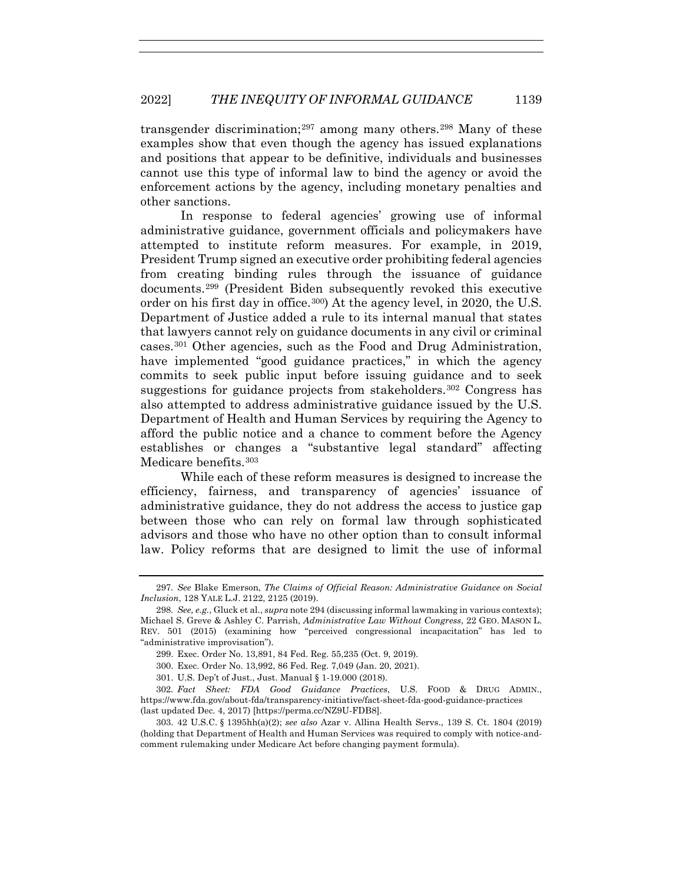transgender discrimination;[297] among many others.[298] Many of these examples show that even though the agency has issued explanations and positions that appear to be definitive, individuals and businesses cannot use this type of informal law to bind the agency or avoid the enforcement actions by the agency, including monetary penalties and other sanctions.

In response to federal agencies' growing use of informal administrative guidance, government officials and policymakers have attempted to institute reform measures. For example, in 2019, President Trump signed an executive order prohibiting federal agencies from creating binding rules through the issuance of guidance documents.[299] (President Biden subsequently revoked this executive order on his first day in office.[300]) At the agency level, in 2020, the U.S. Department of Justice added a rule to its internal manual that states that lawyers cannot rely on guidance documents in any civil or criminal cases.[301] Other agencies, such as the Food and Drug Administration, have implemented "good guidance practices," in which the agency commits to seek public input before issuing guidance and to seek suggestions for guidance projects from stakeholders.[302] Congress has also attempted to address administrative guidance issued by the U.S. Department of Health and Human Services by requiring the Agency to afford the public notice and a chance to comment before the Agency establishes or changes a "substantive legal standard" affecting Medicare benefits.[303]

While each of these reform measures is designed to increase the efficiency, fairness, and transparency of agencies' issuance of administrative guidance, they do not address the access to justice gap between those who can rely on formal law through sophisticated advisors and those who have no other option than to consult informal law. Policy reforms that are designed to limit the use of informal

---

297. *See* Blake Emerson, *The Claims of Official Reason: Administrative Guidance on Social Inclusion*, 128 YALE L.J. 2122, 2125 (2019).

298. *See, e.g.*, Gluck et al., *supra* note 294 (discussing informal lawmaking in various contexts); Michael S. Greve & Ashley C. Parrish, *Administrative Law Without Congress*, 22 GEO. MASON L. REV. 501 (2015) (examining how "perceived congressional incapacitation" has led to "administrative improvisation").

299. Exec. Order No. 13,891, 84 Fed. Reg. 55,235 (Oct. 9, 2019).

300. Exec. Order No. 13,992, 86 Fed. Reg. 7,049 (Jan. 20, 2021).

301. U.S. Dep't of Just., Just. Manual § 1-19.000 (2018).

302. *Fact Sheet: FDA Good Guidance Practices*, U.S. FOOD & DRUG ADMIN., https://www.fda.gov/about-fda/transparency-initiative/fact-sheet-fda-good-guidance-practices (last updated Dec. 4, 2017) [https://perma.cc/NZ9U-FDB8].

303. 42 U.S.C. § 1395hh(a)(2); *see also* Azar v. Allina Health Servs., 139 S. Ct. 1804 (2019) (holding that Department of Health and Human Services was required to comply with notice-and-comment rulemaking under Medicare Act before changing payment formula).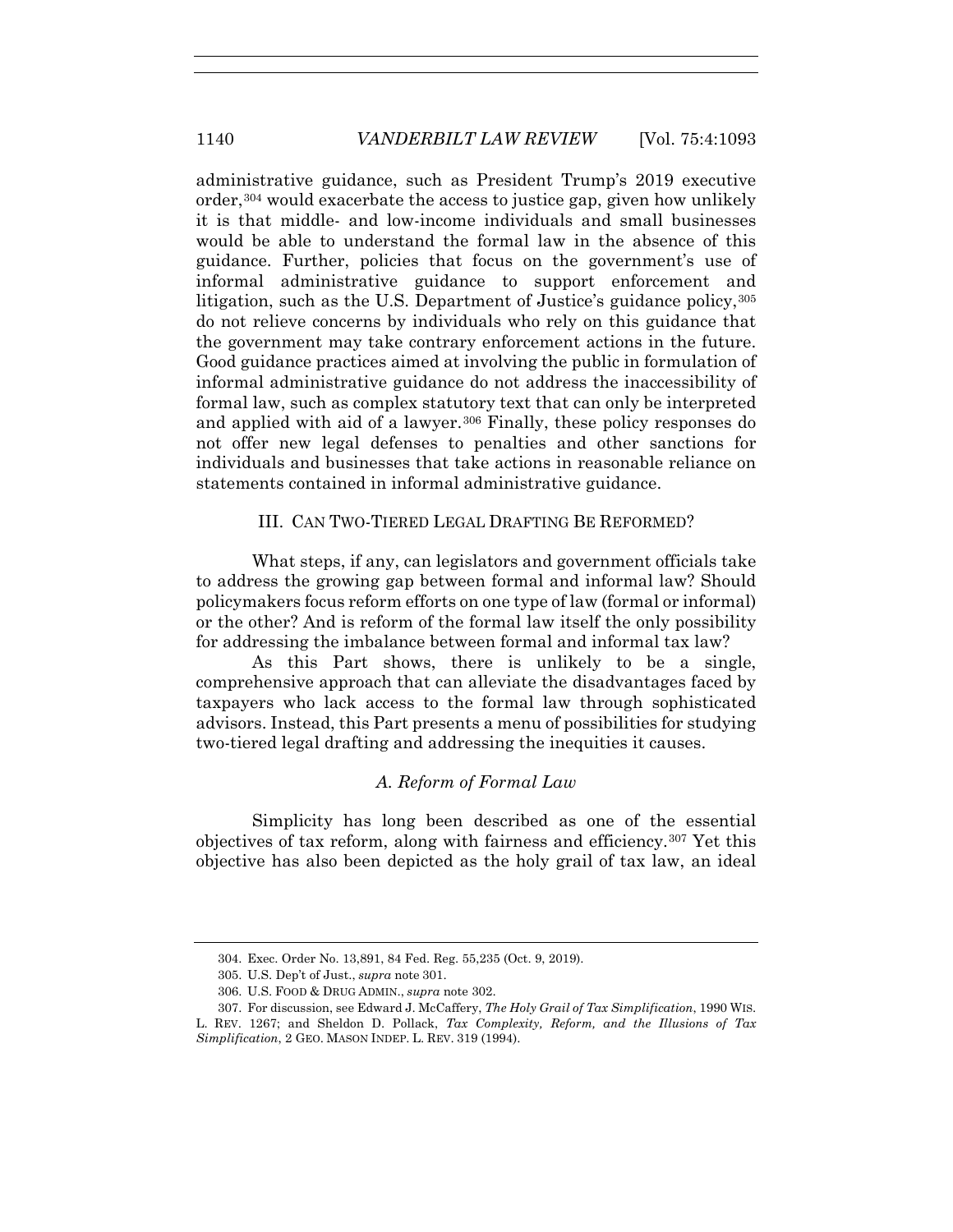administrative guidance, such as President Trump's 2019 executive order,[304] would exacerbate the access to justice gap, given how unlikely it is that middle- and low-income individuals and small businesses would be able to understand the formal law in the absence of this guidance. Further, policies that focus on the government's use of informal administrative guidance to support enforcement and litigation, such as the U.S. Department of Justice's guidance policy,[305] do not relieve concerns by individuals who rely on this guidance that the government may take contrary enforcement actions in the future. Good guidance practices aimed at involving the public in formulation of informal administrative guidance do not address the inaccessibility of formal law, such as complex statutory text that can only be interpreted and applied with aid of a lawyer.[306] Finally, these policy responses do not offer new legal defenses to penalties and other sanctions for individuals and businesses that take actions in reasonable reliance on statements contained in informal administrative guidance.

## III. CAN TWO-TIERED LEGAL DRAFTING BE REFORMED?

What steps, if any, can legislators and government officials take to address the growing gap between formal and informal law? Should policymakers focus reform efforts on one type of law (formal or informal) or the other? And is reform of the formal law itself the only possibility for addressing the imbalance between formal and informal tax law?

As this Part shows, there is unlikely to be a single, comprehensive approach that can alleviate the disadvantages faced by taxpayers who lack access to the formal law through sophisticated advisors. Instead, this Part presents a menu of possibilities for studying two-tiered legal drafting and addressing the inequities it causes.

### *A. Reform of Formal Law*

Simplicity has long been described as one of the essential objectives of tax reform, along with fairness and efficiency.[307] Yet this objective has also been depicted as the holy grail of tax law, an ideal

---

304. Exec. Order No. 13,891, 84 Fed. Reg. 55,235 (Oct. 9, 2019).

305. U.S. Dep't of Just., *supra* note 301.

306. U.S. FOOD & DRUG ADMIN., *supra* note 302.

307. For discussion, see Edward J. McCaffery, *The Holy Grail of Tax Simplification*, 1990 WIS. L. REV. 1267; and Sheldon D. Pollack, *Tax Complexity, Reform, and the Illusions of Tax Simplification*, 2 GEO. MASON INDEP. L. REV. 319 (1994).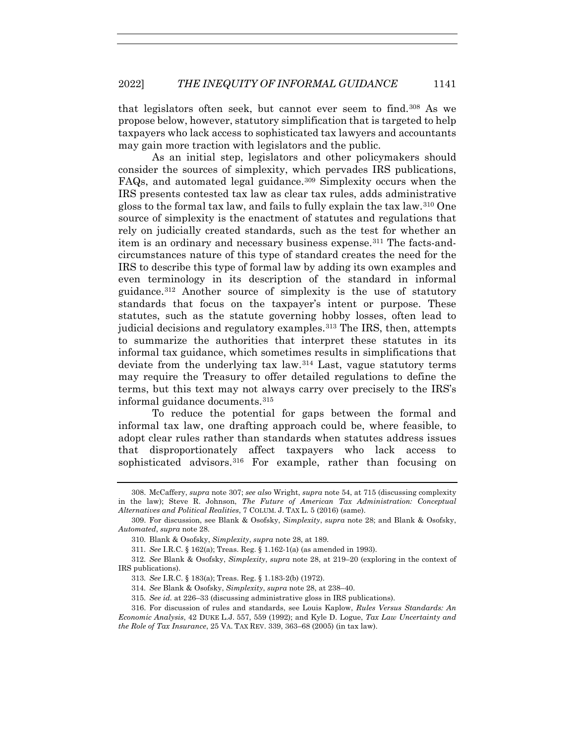that legislators often seek, but cannot ever seem to find.[308] As we propose below, however, statutory simplification that is targeted to help taxpayers who lack access to sophisticated tax lawyers and accountants may gain more traction with legislators and the public.

As an initial step, legislators and other policymakers should consider the sources of simplexity, which pervades IRS publications, FAQs, and automated legal guidance.[309] Simplexity occurs when the IRS presents contested tax law as clear tax rules, adds administrative gloss to the formal tax law, and fails to fully explain the tax law.[310] One source of simplexity is the enactment of statutes and regulations that rely on judicially created standards, such as the test for whether an item is an ordinary and necessary business expense.[311] The facts-and-circumstances nature of this type of standard creates the need for the IRS to describe this type of formal law by adding its own examples and even terminology in its description of the standard in informal guidance.[312] Another source of simplexity is the use of statutory standards that focus on the taxpayer's intent or purpose. These statutes, such as the statute governing hobby losses, often lead to judicial decisions and regulatory examples.[313] The IRS, then, attempts to summarize the authorities that interpret these statutes in its informal tax guidance, which sometimes results in simplifications that deviate from the underlying tax law.[314] Last, vague statutory terms may require the Treasury to offer detailed regulations to define the terms, but this text may not always carry over precisely to the IRS's informal guidance documents.[315]

To reduce the potential for gaps between the formal and informal tax law, one drafting approach could be, where feasible, to adopt clear rules rather than standards when statutes address issues that disproportionately affect taxpayers who lack access to sophisticated advisors.[316] For example, rather than focusing on

---

308. McCaffery, *supra* note 307; *see also* Wright, *supra* note 54, at 715 (discussing complexity in the law); Steve R. Johnson, *The Future of American Tax Administration: Conceptual Alternatives and Political Realities*, 7 COLUM. J. TAX L. 5 (2016) (same).

309. For discussion, see Blank & Osofsky, *Simplexity*, *supra* note 28; and Blank & Osofsky, *Automated*, *supra* note 28.

310. Blank & Osofsky, *Simplexity*, *supra* note 28, at 189.

311. *See* I.R.C. § 162(a); Treas. Reg. § 1.162-1(a) (as amended in 1993).

312. *See* Blank & Osofsky, *Simplexity*, *supra* note 28, at 219–20 (exploring in the context of IRS publications).

313. *See* I.R.C. § 183(a); Treas. Reg. § 1.183-2(b) (1972).

314. *See* Blank & Osofsky, *Simplexity*, *supra* note 28, at 238–40.

315. *See id.* at 226–33 (discussing administrative gloss in IRS publications).

316. For discussion of rules and standards, see Louis Kaplow, *Rules Versus Standards: An Economic Analysis*, 42 DUKE L.J. 557, 559 (1992); and Kyle D. Logue, *Tax Law Uncertainty and the Role of Tax Insurance*, 25 VA. TAX REV. 339, 363–68 (2005) (in tax law).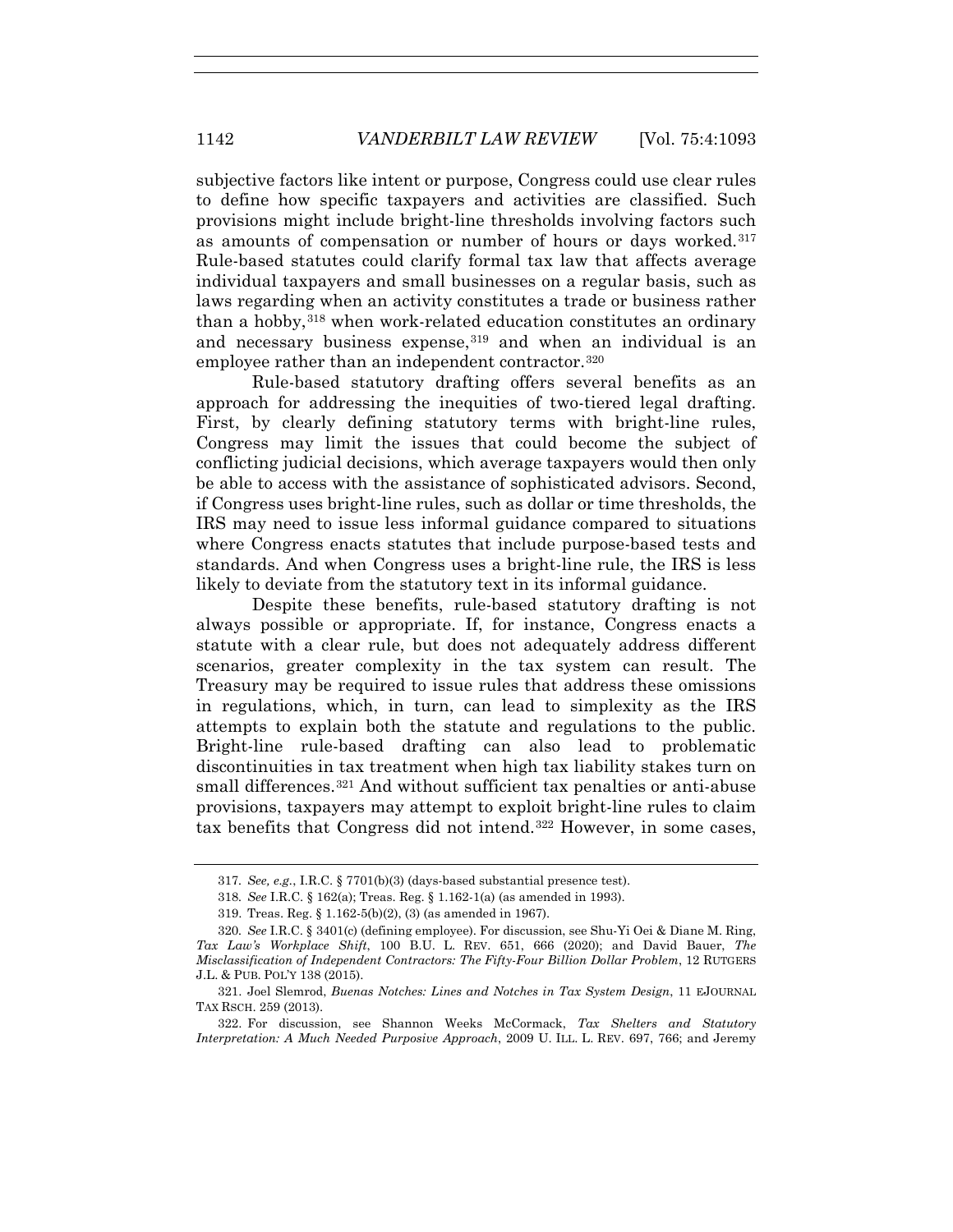subjective factors like intent or purpose, Congress could use clear rules to define how specific taxpayers and activities are classified. Such provisions might include bright-line thresholds involving factors such as amounts of compensation or number of hours or days worked.[317] Rule-based statutes could clarify formal tax law that affects average individual taxpayers and small businesses on a regular basis, such as laws regarding when an activity constitutes a trade or business rather than a hobby,[318] when work-related education constitutes an ordinary and necessary business expense,[319] and when an individual is an employee rather than an independent contractor.[320]

Rule-based statutory drafting offers several benefits as an approach for addressing the inequities of two-tiered legal drafting. First, by clearly defining statutory terms with bright-line rules, Congress may limit the issues that could become the subject of conflicting judicial decisions, which average taxpayers would then only be able to access with the assistance of sophisticated advisors. Second, if Congress uses bright-line rules, such as dollar or time thresholds, the IRS may need to issue less informal guidance compared to situations where Congress enacts statutes that include purpose-based tests and standards. And when Congress uses a bright-line rule, the IRS is less likely to deviate from the statutory text in its informal guidance.

Despite these benefits, rule-based statutory drafting is not always possible or appropriate. If, for instance, Congress enacts a statute with a clear rule, but does not adequately address different scenarios, greater complexity in the tax system can result. The Treasury may be required to issue rules that address these omissions in regulations, which, in turn, can lead to simplexity as the IRS attempts to explain both the statute and regulations to the public. Bright-line rule-based drafting can also lead to problematic discontinuities in tax treatment when high tax liability stakes turn on small differences.[321] And without sufficient tax penalties or anti-abuse provisions, taxpayers may attempt to exploit bright-line rules to claim tax benefits that Congress did not intend.[322] However, in some cases,

317. *See, e.g.*, I.R.C. § 7701(b)(3) (days-based substantial presence test).

318. *See* I.R.C. § 162(a); Treas. Reg. § 1.162-1(a) (as amended in 1993).

319. Treas. Reg. § 1.162-5(b)(2), (3) (as amended in 1967).

320. *See* I.R.C. § 3401(c) (defining employee). For discussion, see Shu-Yi Oei & Diane M. Ring, *Tax Law's Workplace Shift*, 100 B.U. L. REV. 651, 666 (2020); and David Bauer, *The Misclassification of Independent Contractors: The Fifty-Four Billion Dollar Problem*, 12 RUTGERS J.L. & PUB. POL'Y 138 (2015).

321. Joel Slemrod, *Buenas Notches: Lines and Notches in Tax System Design*, 11 EJOURNAL TAX RSCH. 259 (2013).

322. For discussion, see Shannon Weeks McCormack, *Tax Shelters and Statutory Interpretation: A Much Needed Purposive Approach*, 2009 U. ILL. L. REV. 697, 766; and Jeremy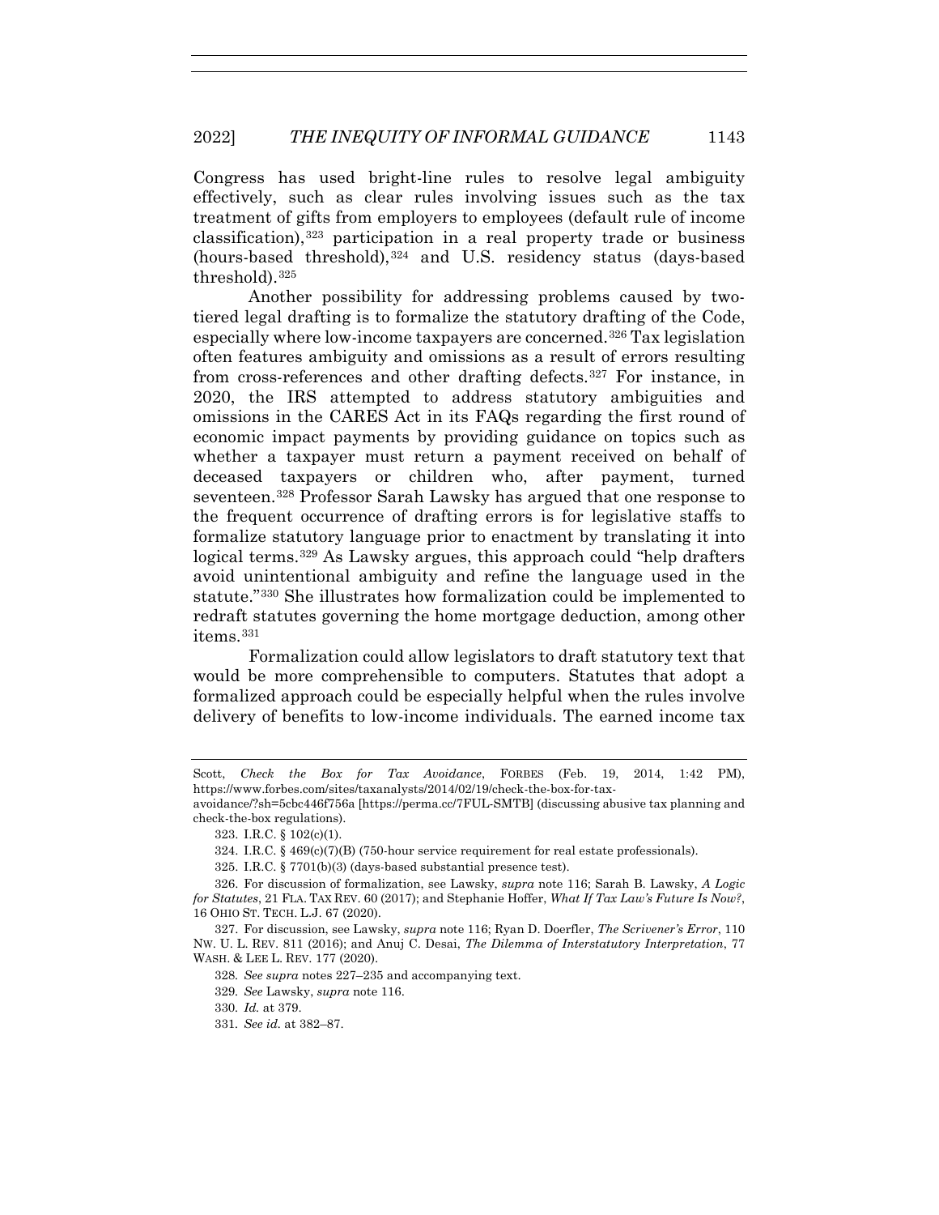Congress has used bright-line rules to resolve legal ambiguity effectively, such as clear rules involving issues such as the tax treatment of gifts from employers to employees (default rule of income classification),[323] participation in a real property trade or business (hours-based threshold),[324] and U.S. residency status (days-based threshold).[325]

Another possibility for addressing problems caused by two-tiered legal drafting is to formalize the statutory drafting of the Code, especially where low-income taxpayers are concerned.[326] Tax legislation often features ambiguity and omissions as a result of errors resulting from cross-references and other drafting defects.[327] For instance, in 2020, the IRS attempted to address statutory ambiguities and omissions in the CARES Act in its FAQs regarding the first round of economic impact payments by providing guidance on topics such as whether a taxpayer must return a payment received on behalf of deceased taxpayers or children who, after payment, turned seventeen.[328] Professor Sarah Lawsky has argued that one response to the frequent occurrence of drafting errors is for legislative staffs to formalize statutory language prior to enactment by translating it into logical terms.[329] As Lawsky argues, this approach could "help drafters avoid unintentional ambiguity and refine the language used in the statute."[330] She illustrates how formalization could be implemented to redraft statutes governing the home mortgage deduction, among other items.[331]

Formalization could allow legislators to draft statutory text that would be more comprehensible to computers. Statutes that adopt a formalized approach could be especially helpful when the rules involve delivery of benefits to low-income individuals. The earned income tax

---

Scott, *Check the Box for Tax Avoidance*, FORBES (Feb. 19, 2014, 1:42 PM), https://www.forbes.com/sites/taxanalysts/2014/02/19/check-the-box-for-tax-avoidance/?sh=5cbc446f756a [https://perma.cc/7FUL-SMTB] (discussing abusive tax planning and check-the-box regulations).

323. I.R.C. § 102(c)(1).

324. I.R.C. § 469(c)(7)(B) (750-hour service requirement for real estate professionals).

325. I.R.C. § 7701(b)(3) (days-based substantial presence test).

326. For discussion of formalization, see Lawsky, *supra* note 116; Sarah B. Lawsky, *A Logic for Statutes*, 21 FLA. TAX REV. 60 (2017); and Stephanie Hoffer, *What If Tax Law's Future Is Now?*, 16 OHIO ST. TECH. L.J. 67 (2020).

327. For discussion, see Lawsky, *supra* note 116; Ryan D. Doerfler, *The Scrivener's Error*, 110 NW. U. L. REV. 811 (2016); and Anuj C. Desai, *The Dilemma of Interstatutory Interpretation*, 77 WASH. & LEE L. REV. 177 (2020).

328. *See supra* notes 227–235 and accompanying text.

329. *See* Lawsky, *supra* note 116.

330. *Id.* at 379.

331. *See id.* at 382–87.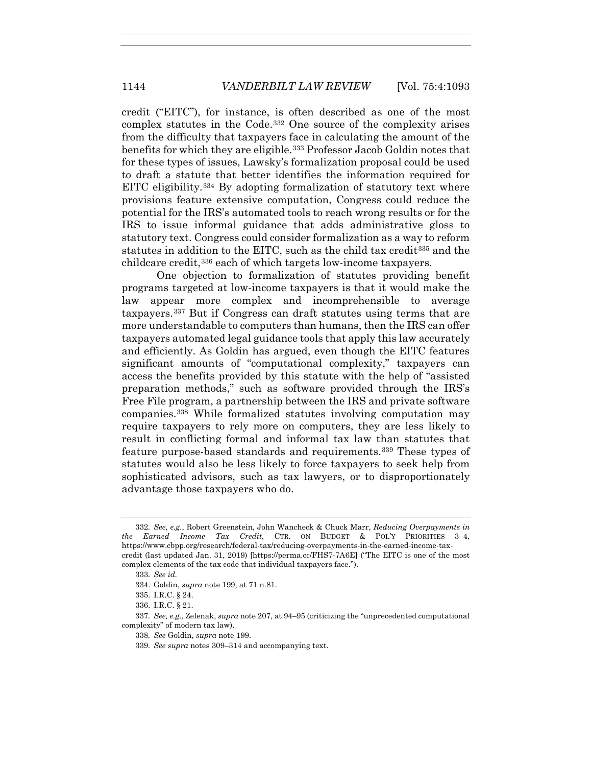credit ("EITC"), for instance, is often described as one of the most complex statutes in the Code.[332] One source of the complexity arises from the difficulty that taxpayers face in calculating the amount of the benefits for which they are eligible.[333] Professor Jacob Goldin notes that for these types of issues, Lawsky's formalization proposal could be used to draft a statute that better identifies the information required for EITC eligibility.[334] By adopting formalization of statutory text where provisions feature extensive computation, Congress could reduce the potential for the IRS's automated tools to reach wrong results or for the IRS to issue informal guidance that adds administrative gloss to statutory text. Congress could consider formalization as a way to reform statutes in addition to the EITC, such as the child tax credit[335] and the childcare credit,[336] each of which targets low-income taxpayers.

One objection to formalization of statutes providing benefit programs targeted at low-income taxpayers is that it would make the law appear more complex and incomprehensible to average taxpayers.[337] But if Congress can draft statutes using terms that are more understandable to computers than humans, then the IRS can offer taxpayers automated legal guidance tools that apply this law accurately and efficiently. As Goldin has argued, even though the EITC features significant amounts of "computational complexity," taxpayers can access the benefits provided by this statute with the help of "assisted preparation methods," such as software provided through the IRS's Free File program, a partnership between the IRS and private software companies.[338] While formalized statutes involving computation may require taxpayers to rely more on computers, they are less likely to result in conflicting formal and informal tax law than statutes that feature purpose-based standards and requirements.[339] These types of statutes would also be less likely to force taxpayers to seek help from sophisticated advisors, such as tax lawyers, or to disproportionately advantage those taxpayers who do.

---

332. *See, e.g.*, Robert Greenstein, John Wancheck & Chuck Marr, *Reducing Overpayments in the Earned Income Tax Credit*, CTR. ON BUDGET & POL'Y PRIORITIES 3–4, https://www.cbpp.org/research/federal-tax/reducing-overpayments-in-the-earned-income-tax-credit (last updated Jan. 31, 2019) [https://perma.cc/FHS7-7A6E] ("The EITC is one of the most complex elements of the tax code that individual taxpayers face.").

333. *See id.*

334. Goldin, *supra* note 199, at 71 n.81.

335. I.R.C. § 24.

336. I.R.C. § 21.

337. *See, e.g.*, Zelenak, *supra* note 207, at 94–95 (criticizing the "unprecedented computational complexity" of modern tax law).

338. *See* Goldin, *supra* note 199.

339. *See supra* notes 309–314 and accompanying text.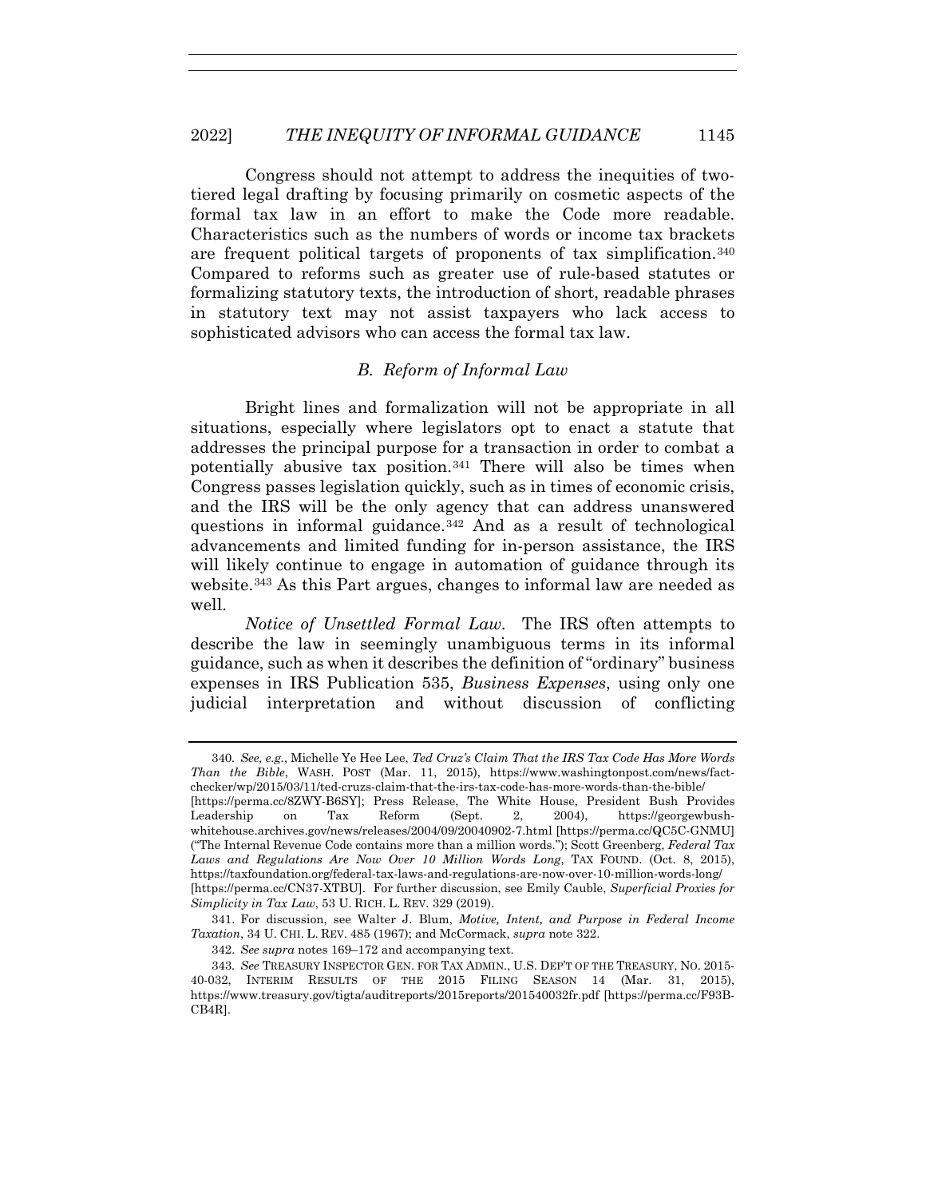Congress should not attempt to address the inequities of two-tiered legal drafting by focusing primarily on cosmetic aspects of the formal tax law in an effort to make the Code more readable. Characteristics such as the numbers of words or income tax brackets are frequent political targets of proponents of tax simplification.[340] Compared to reforms such as greater use of rule-based statutes or formalizing statutory texts, the introduction of short, readable phrases in statutory text may not assist taxpayers who lack access to sophisticated advisors who can access the formal tax law.

### *B. Reform of Informal Law*

Bright lines and formalization will not be appropriate in all situations, especially where legislators opt to enact a statute that addresses the principal purpose for a transaction in order to combat a potentially abusive tax position.[341] There will also be times when Congress passes legislation quickly, such as in times of economic crisis, and the IRS will be the only agency that can address unanswered questions in informal guidance.[342] And as a result of technological advancements and limited funding for in-person assistance, the IRS will likely continue to engage in automation of guidance through its website.[343] As this Part argues, changes to informal law are needed as well.

*Notice of Unsettled Formal Law*. The IRS often attempts to describe the law in seemingly unambiguous terms in its informal guidance, such as when it describes the definition of "ordinary" business expenses in IRS Publication 535, *Business Expenses*, using only one judicial interpretation and without discussion of conflicting

---

340. *See, e.g.*, Michelle Ye Hee Lee, *Ted Cruz's Claim That the IRS Tax Code Has More Words Than the Bible*, WASH. POST (Mar. 11, 2015), https://www.washingtonpost.com/news/fact-checker/wp/2015/03/11/ted-cruzs-claim-that-the-irs-tax-code-has-more-words-than-the-bible/ [https://perma.cc/8ZWY-B6SY]; Press Release, The White House, President Bush Provides Leadership on Tax Reform (Sept. 2, 2004), https://georgewbush-whitehouse.archives.gov/news/releases/2004/09/20040902-7.html [https://perma.cc/QC5C-GNMU] ("The Internal Revenue Code contains more than a million words."); Scott Greenberg, *Federal Tax Laws and Regulations Are Now Over 10 Million Words Long*, TAX FOUND. (Oct. 8, 2015), https://taxfoundation.org/federal-tax-laws-and-regulations-are-now-over-10-million-words-long/ [https://perma.cc/CN37-XTBU]. For further discussion, see Emily Cauble, *Superficial Proxies for Simplicity in Tax Law*, 53 U. RICH. L. REV. 329 (2019).

341. For discussion, see Walter J. Blum, *Motive, Intent, and Purpose in Federal Income Taxation*, 34 U. CHI. L. REV. 485 (1967); and McCormack, *supra* note 322.

342. *See supra* notes 169–172 and accompanying text.

343. *See* TREASURY INSPECTOR GEN. FOR TAX ADMIN., U.S. DEP'T OF THE TREASURY, NO. 2015-40-032, INTERIM RESULTS OF THE 2015 FILING SEASON 14 (Mar. 31, 2015), https://www.treasury.gov/tigta/auditreports/2015reports/201540032fr.pdf [https://perma.cc/F93B-CB4R].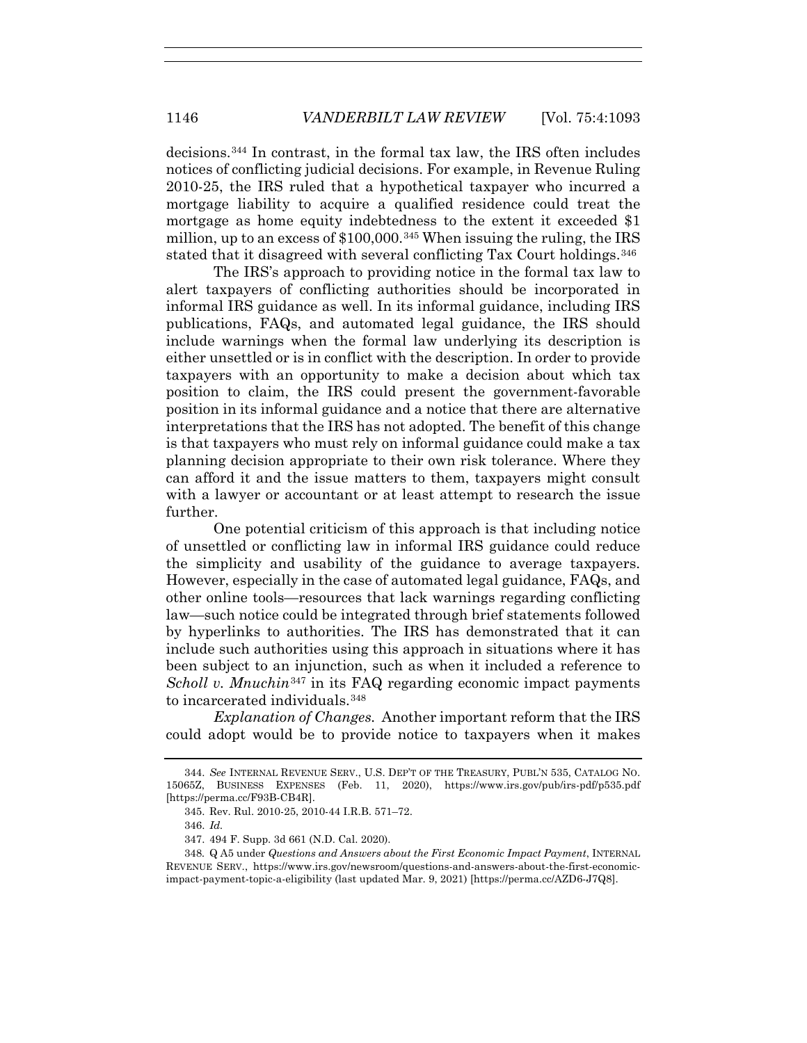decisions.[344] In contrast, in the formal tax law, the IRS often includes notices of conflicting judicial decisions. For example, in Revenue Ruling 2010-25, the IRS ruled that a hypothetical taxpayer who incurred a mortgage liability to acquire a qualified residence could treat the mortgage as home equity indebtedness to the extent it exceeded $1 million, up to an excess of $100,000.[345] When issuing the ruling, the IRS stated that it disagreed with several conflicting Tax Court holdings.[346]

The IRS's approach to providing notice in the formal tax law to alert taxpayers of conflicting authorities should be incorporated in informal IRS guidance as well. In its informal guidance, including IRS publications, FAQs, and automated legal guidance, the IRS should include warnings when the formal law underlying its description is either unsettled or is in conflict with the description. In order to provide taxpayers with an opportunity to make a decision about which tax position to claim, the IRS could present the government-favorable position in its informal guidance and a notice that there are alternative interpretations that the IRS has not adopted. The benefit of this change is that taxpayers who must rely on informal guidance could make a tax planning decision appropriate to their own risk tolerance. Where they can afford it and the issue matters to them, taxpayers might consult with a lawyer or accountant or at least attempt to research the issue further.

One potential criticism of this approach is that including notice of unsettled or conflicting law in informal IRS guidance could reduce the simplicity and usability of the guidance to average taxpayers. However, especially in the case of automated legal guidance, FAQs, and other online tools—resources that lack warnings regarding conflicting law—such notice could be integrated through brief statements followed by hyperlinks to authorities. The IRS has demonstrated that it can include such authorities using this approach in situations where it has been subject to an injunction, such as when it included a reference to *Scholl v. Mnuchin*[347] in its FAQ regarding economic impact payments to incarcerated individuals.[348]

*Explanation of Changes.* Another important reform that the IRS could adopt would be to provide notice to taxpayers when it makes

---

344. *See* INTERNAL REVENUE SERV., U.S. DEP'T OF THE TREASURY, PUBL'N 535, CATALOG NO. 15065Z, BUSINESS EXPENSES (Feb. 11, 2020), https://www.irs.gov/pub/irs-pdf/p535.pdf [https://perma.cc/F93B-CB4R].

345. Rev. Rul. 2010-25, 2010-44 I.R.B. 571–72.

346. *Id.*

347. 494 F. Supp. 3d 661 (N.D. Cal. 2020).

348. Q A5 under *Questions and Answers about the First Economic Impact Payment*, INTERNAL REVENUE SERV., https://www.irs.gov/newsroom/questions-and-answers-about-the-first-economic-impact-payment-topic-a-eligibility (last updated Mar. 9, 2021) [https://perma.cc/AZD6-J7Q8].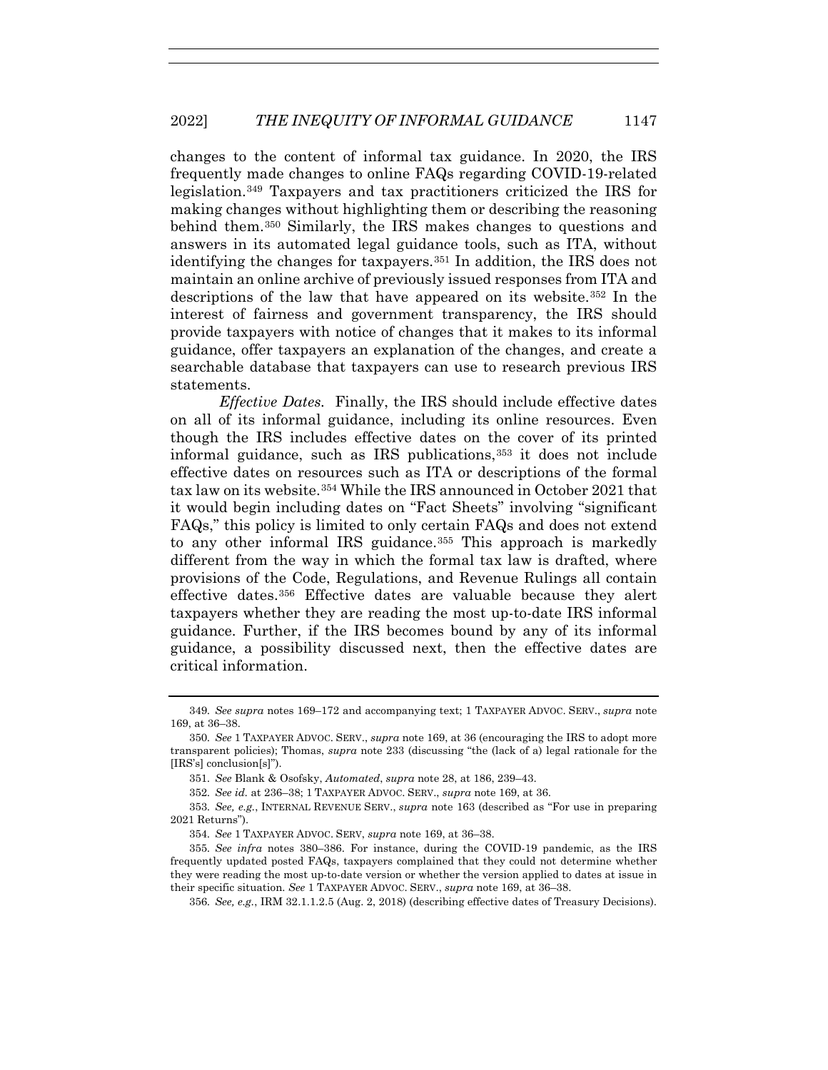changes to the content of informal tax guidance. In 2020, the IRS frequently made changes to online FAQs regarding COVID-19-related legislation.[349] Taxpayers and tax practitioners criticized the IRS for making changes without highlighting them or describing the reasoning behind them.[350] Similarly, the IRS makes changes to questions and answers in its automated legal guidance tools, such as ITA, without identifying the changes for taxpayers.[351] In addition, the IRS does not maintain an online archive of previously issued responses from ITA and descriptions of the law that have appeared on its website.[352] In the interest of fairness and government transparency, the IRS should provide taxpayers with notice of changes that it makes to its informal guidance, offer taxpayers an explanation of the changes, and create a searchable database that taxpayers can use to research previous IRS statements.

*Effective Dates.* Finally, the IRS should include effective dates on all of its informal guidance, including its online resources. Even though the IRS includes effective dates on the cover of its printed informal guidance, such as IRS publications,[353] it does not include effective dates on resources such as ITA or descriptions of the formal tax law on its website.[354] While the IRS announced in October 2021 that it would begin including dates on "Fact Sheets" involving "significant FAQs," this policy is limited to only certain FAQs and does not extend to any other informal IRS guidance.[355] This approach is markedly different from the way in which the formal tax law is drafted, where provisions of the Code, Regulations, and Revenue Rulings all contain effective dates.[356] Effective dates are valuable because they alert taxpayers whether they are reading the most up-to-date IRS informal guidance. Further, if the IRS becomes bound by any of its informal guidance, a possibility discussed next, then the effective dates are critical information.

---

349. *See supra* notes 169–172 and accompanying text; 1 TAXPAYER ADVOC. SERV., *supra* note 169, at 36–38.

350. *See* 1 TAXPAYER ADVOC. SERV., *supra* note 169, at 36 (encouraging the IRS to adopt more transparent policies); Thomas, *supra* note 233 (discussing "the (lack of a) legal rationale for the [IRS's] conclusion[s]").

351. *See* Blank & Osofsky, *Automated*, *supra* note 28, at 186, 239–43.

352. *See id.* at 236–38; 1 TAXPAYER ADVOC. SERV., *supra* note 169, at 36.

353. *See, e.g.*, INTERNAL REVENUE SERV., *supra* note 163 (described as "For use in preparing 2021 Returns").

354. *See* 1 TAXPAYER ADVOC. SERV, *supra* note 169, at 36–38.

355. *See infra* notes 380–386. For instance, during the COVID-19 pandemic, as the IRS frequently updated posted FAQs, taxpayers complained that they could not determine whether they were reading the most up-to-date version or whether the version applied to dates at issue in their specific situation. *See* 1 TAXPAYER ADVOC. SERV., *supra* note 169, at 36–38.

356. *See, e.g.*, IRM 32.1.1.2.5 (Aug. 2, 2018) (describing effective dates of Treasury Decisions).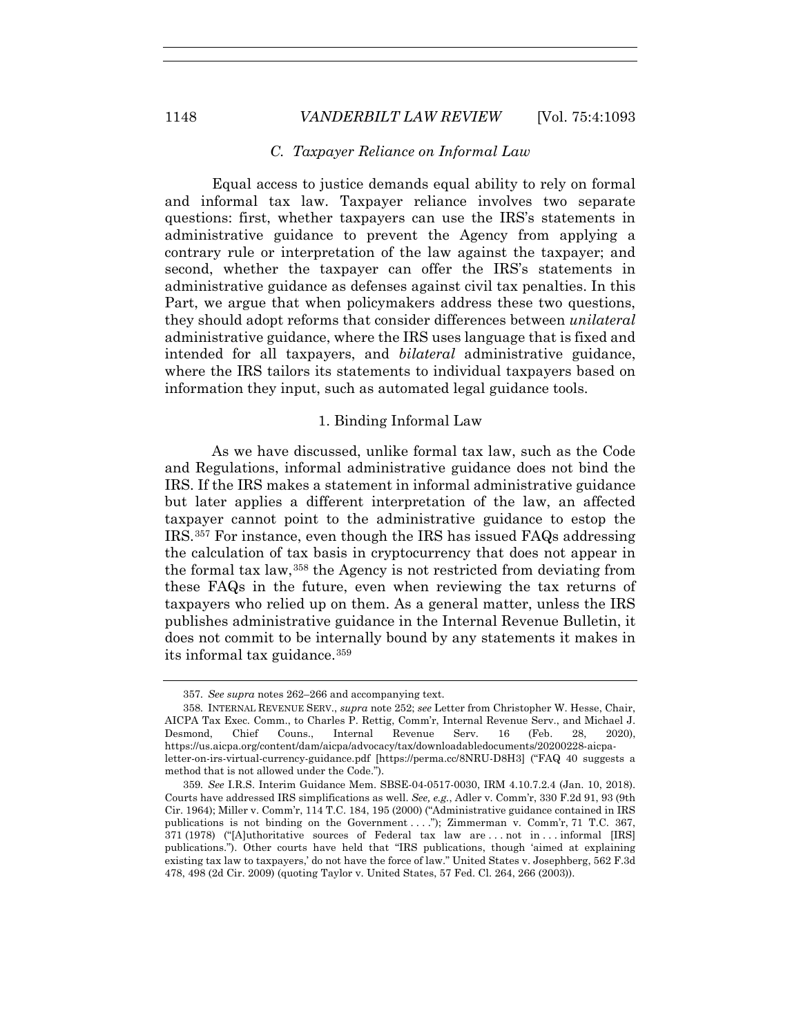### C. Taxpayer Reliance on Informal Law

Equal access to justice demands equal ability to rely on formal and informal tax law. Taxpayer reliance involves two separate questions: first, whether taxpayers can use the IRS's statements in administrative guidance to prevent the Agency from applying a contrary rule or interpretation of the law against the taxpayer; and second, whether the taxpayer can offer the IRS's statements in administrative guidance as defenses against civil tax penalties. In this Part, we argue that when policymakers address these two questions, they should adopt reforms that consider differences between *unilateral* administrative guidance, where the IRS uses language that is fixed and intended for all taxpayers, and *bilateral* administrative guidance, where the IRS tailors its statements to individual taxpayers based on information they input, such as automated legal guidance tools.

#### 1. Binding Informal Law

As we have discussed, unlike formal tax law, such as the Code and Regulations, informal administrative guidance does not bind the IRS. If the IRS makes a statement in informal administrative guidance but later applies a different interpretation of the law, an affected taxpayer cannot point to the administrative guidance to estop the IRS.[357] For instance, even though the IRS has issued FAQs addressing the calculation of tax basis in cryptocurrency that does not appear in the formal tax law,[358] the Agency is not restricted from deviating from these FAQs in the future, even when reviewing the tax returns of taxpayers who relied up on them. As a general matter, unless the IRS publishes administrative guidance in the Internal Revenue Bulletin, it does not commit to be internally bound by any statements it makes in its informal tax guidance.[359]

---

357. *See supra* notes 262–266 and accompanying text.

358. INTERNAL REVENUE SERV., *supra* note 252; *see* Letter from Christopher W. Hesse, Chair, AICPA Tax Exec. Comm., to Charles P. Rettig, Comm'r, Internal Revenue Serv., and Michael J. Desmond, Chief Couns., Internal Revenue Serv. 16 (Feb. 28, 2020), https://us.aicpa.org/content/dam/aicpa/advocacy/tax/downloadabledocuments/20200228-aicpa-letter-on-irs-virtual-currency-guidance.pdf [https://perma.cc/8NRU-D8H3] ("FAQ 40 suggests a method that is not allowed under the Code.").

359. *See* I.R.S. Interim Guidance Mem. SBSE-04-0517-0030, IRM 4.10.7.2.4 (Jan. 10, 2018). Courts have addressed IRS simplifications as well. *See, e.g.*, Adler v. Comm'r, 330 F.2d 91, 93 (9th Cir. 1964); Miller v. Comm'r, 114 T.C. 184, 195 (2000) ("Administrative guidance contained in IRS publications is not binding on the Government . . . ."); Zimmerman v. Comm'r, 71 T.C. 367, 371 (1978) ("[A]uthoritative sources of Federal tax law are . . . not in . . . informal [IRS] publications."). Other courts have held that "IRS publications, though 'aimed at explaining existing tax law to taxpayers,' do not have the force of law." United States v. Josephberg, 562 F.3d 478, 498 (2d Cir. 2009) (quoting Taylor v. United States, 57 Fed. Cl. 264, 266 (2003)).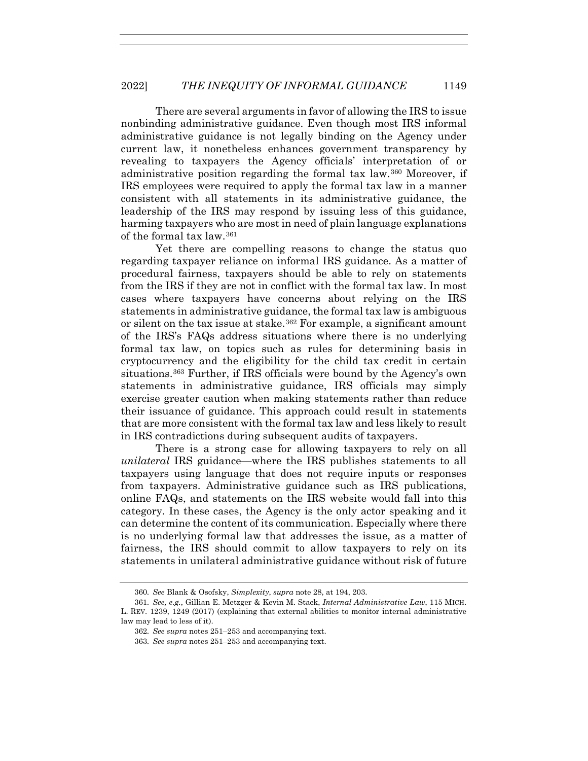There are several arguments in favor of allowing the IRS to issue nonbinding administrative guidance. Even though most IRS informal administrative guidance is not legally binding on the Agency under current law, it nonetheless enhances government transparency by revealing to taxpayers the Agency officials' interpretation of or administrative position regarding the formal tax law.[360] Moreover, if IRS employees were required to apply the formal tax law in a manner consistent with all statements in its administrative guidance, the leadership of the IRS may respond by issuing less of this guidance, harming taxpayers who are most in need of plain language explanations of the formal tax law.[361]

Yet there are compelling reasons to change the status quo regarding taxpayer reliance on informal IRS guidance. As a matter of procedural fairness, taxpayers should be able to rely on statements from the IRS if they are not in conflict with the formal tax law. In most cases where taxpayers have concerns about relying on the IRS statements in administrative guidance, the formal tax law is ambiguous or silent on the tax issue at stake.[362] For example, a significant amount of the IRS's FAQs address situations where there is no underlying formal tax law, on topics such as rules for determining basis in cryptocurrency and the eligibility for the child tax credit in certain situations.[363] Further, if IRS officials were bound by the Agency's own statements in administrative guidance, IRS officials may simply exercise greater caution when making statements rather than reduce their issuance of guidance. This approach could result in statements that are more consistent with the formal tax law and less likely to result in IRS contradictions during subsequent audits of taxpayers.

There is a strong case for allowing taxpayers to rely on all *unilateral* IRS guidance—where the IRS publishes statements to all taxpayers using language that does not require inputs or responses from taxpayers. Administrative guidance such as IRS publications, online FAQs, and statements on the IRS website would fall into this category. In these cases, the Agency is the only actor speaking and it can determine the content of its communication. Especially where there is no underlying formal law that addresses the issue, as a matter of fairness, the IRS should commit to allow taxpayers to rely on its statements in unilateral administrative guidance without risk of future

---

360. *See* Blank & Osofsky, *Simplexity*, *supra* note 28, at 194, 203.

361. *See, e.g.*, Gillian E. Metzger & Kevin M. Stack, *Internal Administrative Law*, 115 MICH. L. REV. 1239, 1249 (2017) (explaining that external abilities to monitor internal administrative law may lead to less of it).

362. *See supra* notes 251–253 and accompanying text.

363. *See supra* notes 251–253 and accompanying text.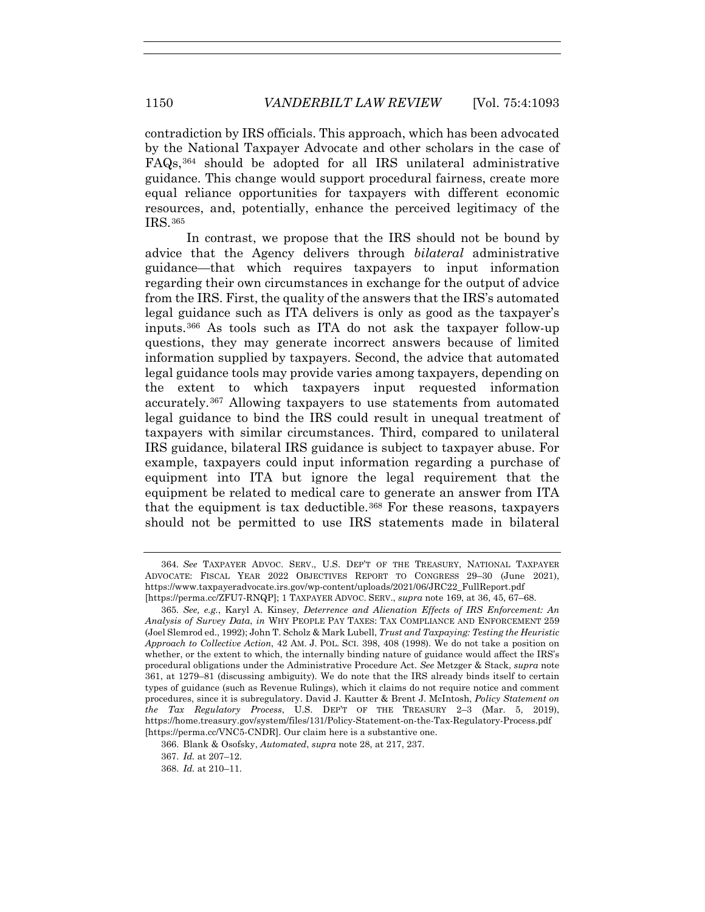contradiction by IRS officials. This approach, which has been advocated by the National Taxpayer Advocate and other scholars in the case of FAQs,[364] should be adopted for all IRS unilateral administrative guidance. This change would support procedural fairness, create more equal reliance opportunities for taxpayers with different economic resources, and, potentially, enhance the perceived legitimacy of the IRS.[365]

In contrast, we propose that the IRS should not be bound by advice that the Agency delivers through *bilateral* administrative guidance—that which requires taxpayers to input information regarding their own circumstances in exchange for the output of advice from the IRS. First, the quality of the answers that the IRS's automated legal guidance such as ITA delivers is only as good as the taxpayer's inputs.[366] As tools such as ITA do not ask the taxpayer follow-up questions, they may generate incorrect answers because of limited information supplied by taxpayers. Second, the advice that automated legal guidance tools may provide varies among taxpayers, depending on the extent to which taxpayers input requested information accurately.[367] Allowing taxpayers to use statements from automated legal guidance to bind the IRS could result in unequal treatment of taxpayers with similar circumstances. Third, compared to unilateral IRS guidance, bilateral IRS guidance is subject to taxpayer abuse. For example, taxpayers could input information regarding a purchase of equipment into ITA but ignore the legal requirement that the equipment be related to medical care to generate an answer from ITA that the equipment is tax deductible.[368] For these reasons, taxpayers should not be permitted to use IRS statements made in bilateral

---

364. *See* TAXPAYER ADVOC. SERV., U.S. DEP'T OF THE TREASURY, NATIONAL TAXPAYER ADVOCATE: FISCAL YEAR 2022 OBJECTIVES REPORT TO CONGRESS 29–30 (June 2021), https://www.taxpayeradvocate.irs.gov/wp-content/uploads/2021/06/JRC22_FullReport.pdf [https://perma.cc/ZFU7-RNQP]; 1 TAXPAYER ADVOC. SERV., *supra* note 169, at 36, 45, 67–68.

365. *See, e.g.*, Karyl A. Kinsey, *Deterrence and Alienation Effects of IRS Enforcement: An Analysis of Survey Data*, *in* WHY PEOPLE PAY TAXES: TAX COMPLIANCE AND ENFORCEMENT 259 (Joel Slemrod ed., 1992); John T. Scholz & Mark Lubell, *Trust and Taxpaying: Testing the Heuristic Approach to Collective Action*, 42 AM. J. POL. SCI. 398, 408 (1998). We do not take a position on whether, or the extent to which, the internally binding nature of guidance would affect the IRS's procedural obligations under the Administrative Procedure Act. *See* Metzger & Stack, *supra* note 361, at 1279–81 (discussing ambiguity). We do note that the IRS already binds itself to certain types of guidance (such as Revenue Rulings), which it claims do not require notice and comment procedures, since it is subregulatory. David J. Kautter & Brent J. McIntosh, *Policy Statement on the Tax Regulatory Process*, U.S. DEP'T OF THE TREASURY 2–3 (Mar. 5, 2019), https://home.treasury.gov/system/files/131/Policy-Statement-on-the-Tax-Regulatory-Process.pdf [https://perma.cc/VNC5-CNDR]. Our claim here is a substantive one.

366. Blank & Osofsky, *Automated*, *supra* note 28, at 217, 237.

367. *Id.* at 207–12.

368. *Id.* at 210–11.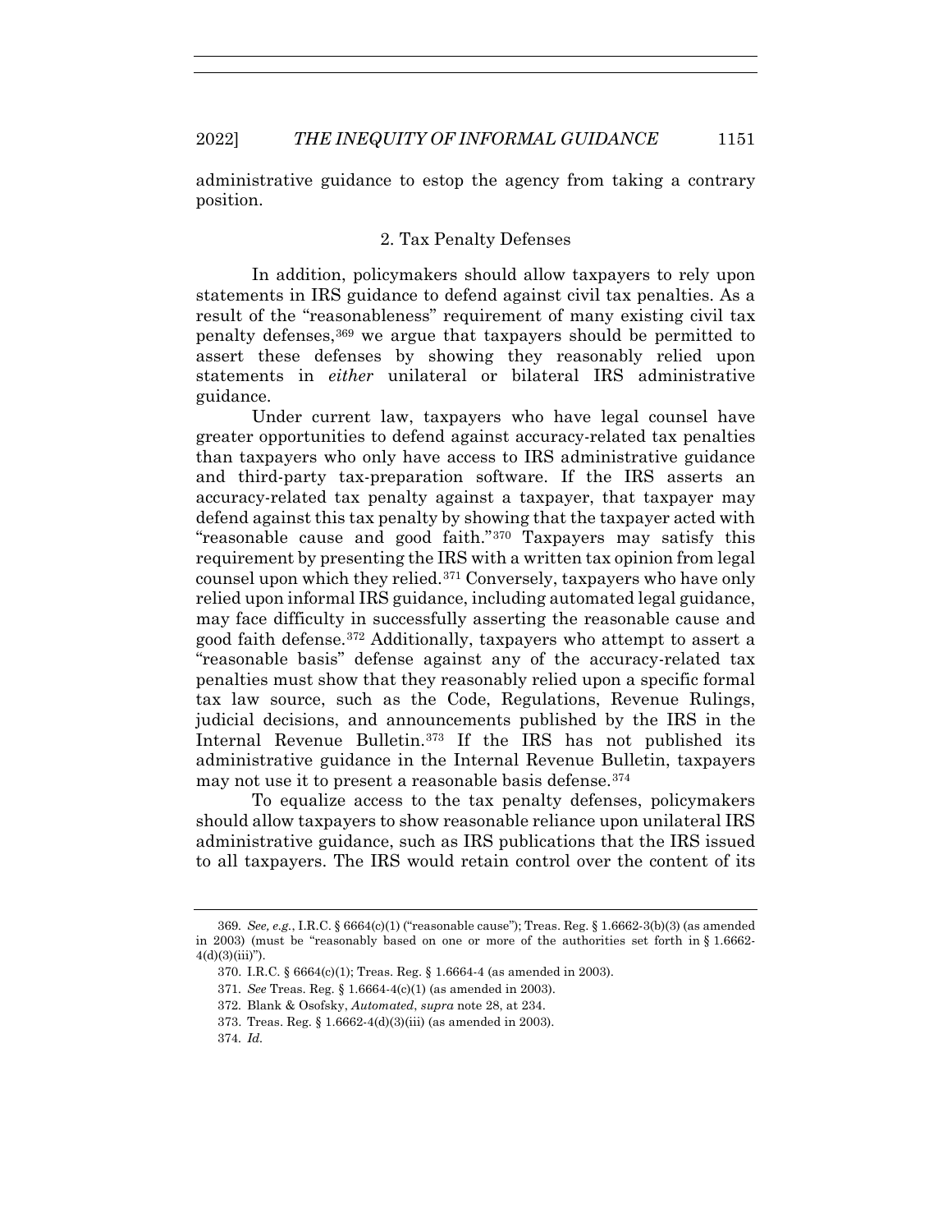administrative guidance to estop the agency from taking a contrary position.

### 2. Tax Penalty Defenses

In addition, policymakers should allow taxpayers to rely upon statements in IRS guidance to defend against civil tax penalties. As a result of the "reasonableness" requirement of many existing civil tax penalty defenses,[369] we argue that taxpayers should be permitted to assert these defenses by showing they reasonably relied upon statements in *either* unilateral or bilateral IRS administrative guidance.

Under current law, taxpayers who have legal counsel have greater opportunities to defend against accuracy-related tax penalties than taxpayers who only have access to IRS administrative guidance and third-party tax-preparation software. If the IRS asserts an accuracy-related tax penalty against a taxpayer, that taxpayer may defend against this tax penalty by showing that the taxpayer acted with "reasonable cause and good faith."[370] Taxpayers may satisfy this requirement by presenting the IRS with a written tax opinion from legal counsel upon which they relied.[371] Conversely, taxpayers who have only relied upon informal IRS guidance, including automated legal guidance, may face difficulty in successfully asserting the reasonable cause and good faith defense.[372] Additionally, taxpayers who attempt to assert a "reasonable basis" defense against any of the accuracy-related tax penalties must show that they reasonably relied upon a specific formal tax law source, such as the Code, Regulations, Revenue Rulings, judicial decisions, and announcements published by the IRS in the Internal Revenue Bulletin.[373] If the IRS has not published its administrative guidance in the Internal Revenue Bulletin, taxpayers may not use it to present a reasonable basis defense.[374]

To equalize access to the tax penalty defenses, policymakers should allow taxpayers to show reasonable reliance upon unilateral IRS administrative guidance, such as IRS publications that the IRS issued to all taxpayers. The IRS would retain control over the content of its

---

369. *See, e.g.*, I.R.C. § 6664(c)(1) ("reasonable cause"); Treas. Reg. § 1.6662-3(b)(3) (as amended in 2003) (must be "reasonably based on one or more of the authorities set forth in § 1.6662-4(d)(3)(iii)").

370. I.R.C. § 6664(c)(1); Treas. Reg. § 1.6664-4 (as amended in 2003).

371. *See* Treas. Reg. § 1.6664-4(c)(1) (as amended in 2003).

372. Blank & Osofsky, *Automated*, *supra* note 28, at 234.

373. Treas. Reg. § 1.6662-4(d)(3)(iii) (as amended in 2003).

374. *Id.*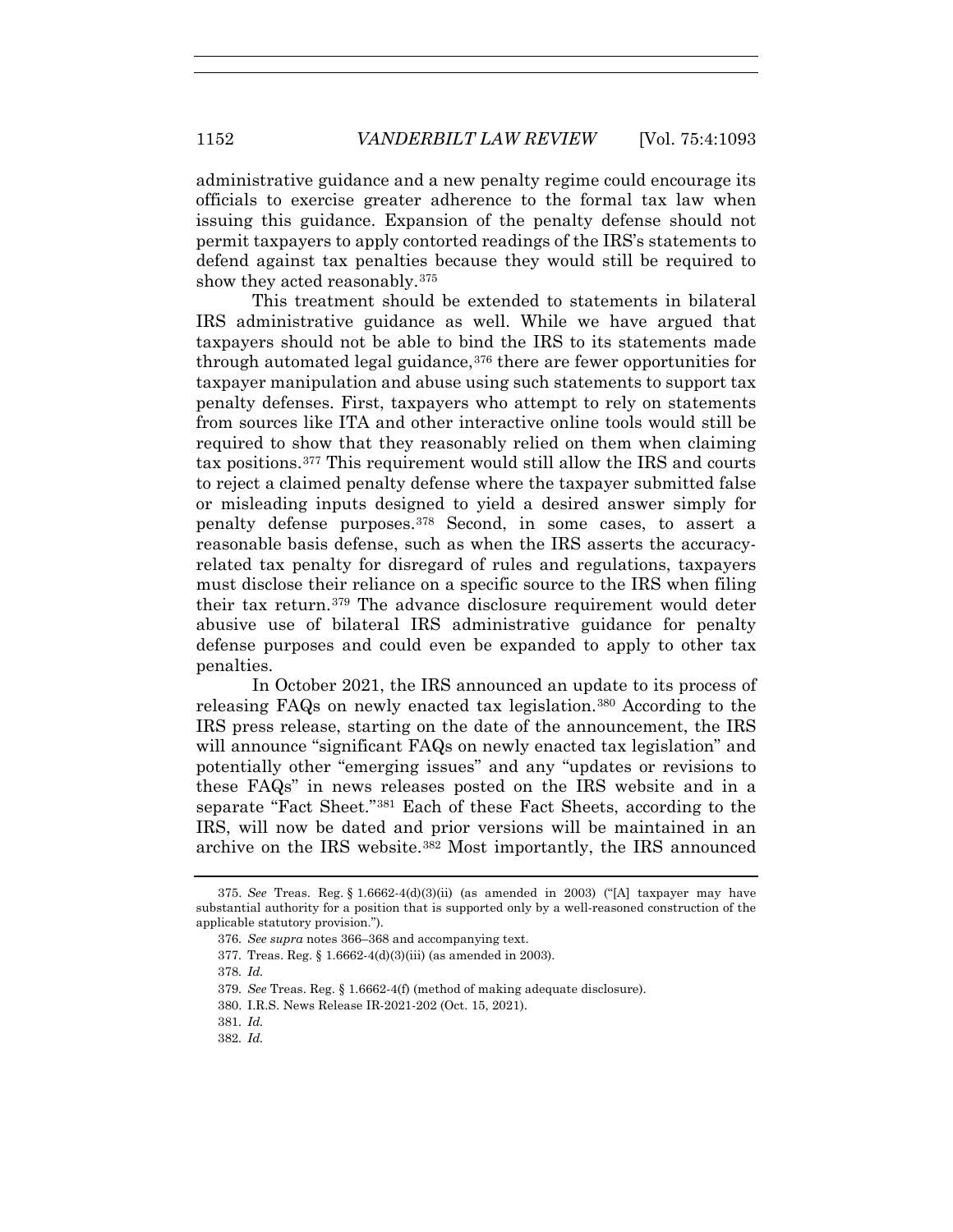administrative guidance and a new penalty regime could encourage its officials to exercise greater adherence to the formal tax law when issuing this guidance. Expansion of the penalty defense should not permit taxpayers to apply contorted readings of the IRS's statements to defend against tax penalties because they would still be required to show they acted reasonably.[375]

This treatment should be extended to statements in bilateral IRS administrative guidance as well. While we have argued that taxpayers should not be able to bind the IRS to its statements made through automated legal guidance,[376] there are fewer opportunities for taxpayer manipulation and abuse using such statements to support tax penalty defenses. First, taxpayers who attempt to rely on statements from sources like ITA and other interactive online tools would still be required to show that they reasonably relied on them when claiming tax positions.[377] This requirement would still allow the IRS and courts to reject a claimed penalty defense where the taxpayer submitted false or misleading inputs designed to yield a desired answer simply for penalty defense purposes.[378] Second, in some cases, to assert a reasonable basis defense, such as when the IRS asserts the accuracy-related tax penalty for disregard of rules and regulations, taxpayers must disclose their reliance on a specific source to the IRS when filing their tax return.[379] The advance disclosure requirement would deter abusive use of bilateral IRS administrative guidance for penalty defense purposes and could even be expanded to apply to other tax penalties.

In October 2021, the IRS announced an update to its process of releasing FAQs on newly enacted tax legislation.[380] According to the IRS press release, starting on the date of the announcement, the IRS will announce "significant FAQs on newly enacted tax legislation" and potentially other "emerging issues" and any "updates or revisions to these FAQs" in news releases posted on the IRS website and in a separate "Fact Sheet."[381] Each of these Fact Sheets, according to the IRS, will now be dated and prior versions will be maintained in an archive on the IRS website.[382] Most importantly, the IRS announced

---

375. *See* Treas. Reg. § 1.6662-4(d)(3)(ii) (as amended in 2003) ("[A] taxpayer may have substantial authority for a position that is supported only by a well-reasoned construction of the applicable statutory provision.").

376. *See supra* notes 366–368 and accompanying text.

377. Treas. Reg. § 1.6662-4(d)(3)(iii) (as amended in 2003).

378. *Id.*

379. *See* Treas. Reg. § 1.6662-4(f) (method of making adequate disclosure).

380. I.R.S. News Release IR-2021-202 (Oct. 15, 2021).

381. *Id.*

382. *Id.*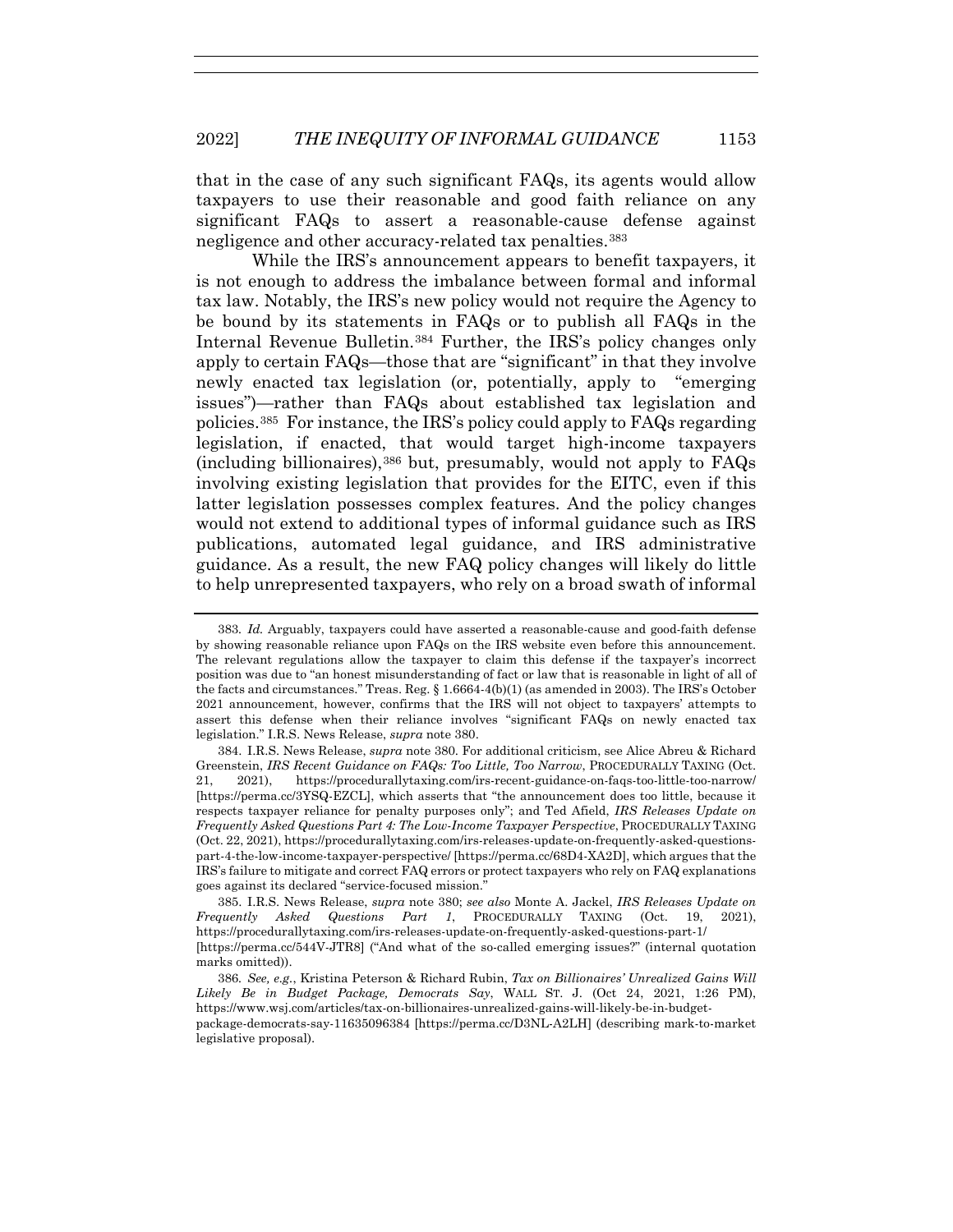that in the case of any such significant FAQs, its agents would allow taxpayers to use their reasonable and good faith reliance on any significant FAQs to assert a reasonable-cause defense against negligence and other accuracy-related tax penalties.[383]

While the IRS's announcement appears to benefit taxpayers, it is not enough to address the imbalance between formal and informal tax law. Notably, the IRS's new policy would not require the Agency to be bound by its statements in FAQs or to publish all FAQs in the Internal Revenue Bulletin.[384] Further, the IRS's policy changes only apply to certain FAQs—those that are "significant" in that they involve newly enacted tax legislation (or, potentially, apply to "emerging issues")—rather than FAQs about established tax legislation and policies.[385] For instance, the IRS's policy could apply to FAQs regarding legislation, if enacted, that would target high-income taxpayers (including billionaires),[386] but, presumably, would not apply to FAQs involving existing legislation that provides for the EITC, even if this latter legislation possesses complex features. And the policy changes would not extend to additional types of informal guidance such as IRS publications, automated legal guidance, and IRS administrative guidance. As a result, the new FAQ policy changes will likely do little to help unrepresented taxpayers, who rely on a broad swath of informal

---

383. *Id.* Arguably, taxpayers could have asserted a reasonable-cause and good-faith defense by showing reasonable reliance upon FAQs on the IRS website even before this announcement. The relevant regulations allow the taxpayer to claim this defense if the taxpayer's incorrect position was due to "an honest misunderstanding of fact or law that is reasonable in light of all of the facts and circumstances." Treas. Reg. § 1.6664-4(b)(1) (as amended in 2003). The IRS's October 2021 announcement, however, confirms that the IRS will not object to taxpayers' attempts to assert this defense when their reliance involves "significant FAQs on newly enacted tax legislation." I.R.S. News Release, *supra* note 380.

384. I.R.S. News Release, *supra* note 380. For additional criticism, see Alice Abreu & Richard Greenstein, *IRS Recent Guidance on FAQs: Too Little, Too Narrow*, PROCEDURALLY TAXING (Oct. 21, 2021), https://procedurallytaxing.com/irs-recent-guidance-on-faqs-too-little-too-narrow/ [https://perma.cc/3YSQ-EZCL], which asserts that "the announcement does too little, because it respects taxpayer reliance for penalty purposes only"; and Ted Afield, *IRS Releases Update on Frequently Asked Questions Part 4: The Low-Income Taxpayer Perspective*, PROCEDURALLY TAXING (Oct. 22, 2021), https://procedurallytaxing.com/irs-releases-update-on-frequently-asked-questions-part-4-the-low-income-taxpayer-perspective/ [https://perma.cc/68D4-XA2D], which argues that the IRS's failure to mitigate and correct FAQ errors or protect taxpayers who rely on FAQ explanations goes against its declared "service-focused mission."

385. I.R.S. News Release, *supra* note 380; *see also* Monte A. Jackel, *IRS Releases Update on Frequently Asked Questions Part 1*, PROCEDURALLY TAXING (Oct. 19, 2021), https://procedurallytaxing.com/irs-releases-update-on-frequently-asked-questions-part-1/ [https://perma.cc/544V-JTR8] ("And what of the so-called emerging issues?" (internal quotation marks omitted)).

386. *See, e.g.*, Kristina Peterson & Richard Rubin, *Tax on Billionaires' Unrealized Gains Will Likely Be in Budget Package, Democrats Say*, WALL ST. J. (Oct 24, 2021, 1:26 PM), https://www.wsj.com/articles/tax-on-billionaires-unrealized-gains-will-likely-be-in-budget-package-democrats-say-11635096384 [https://perma.cc/D3NL-A2LH] (describing mark-to-market legislative proposal).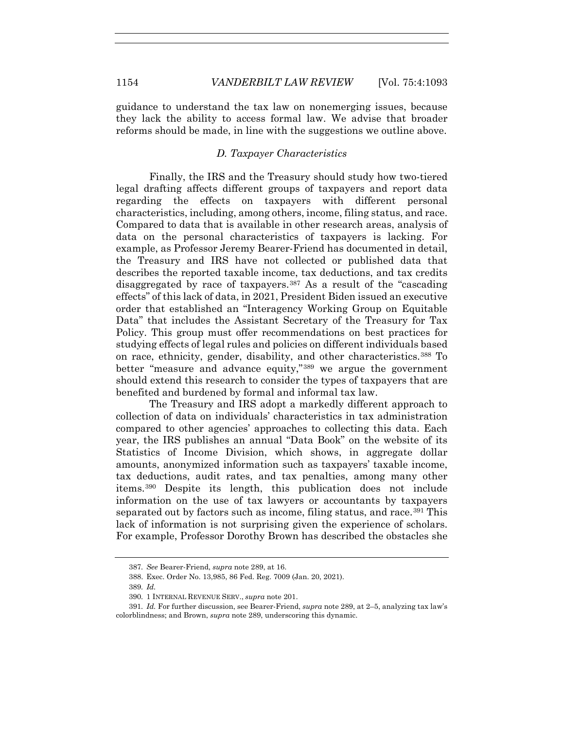guidance to understand the tax law on nonemerging issues, because they lack the ability to access formal law. We advise that broader reforms should be made, in line with the suggestions we outline above.

### *D. Taxpayer Characteristics*

Finally, the IRS and the Treasury should study how two-tiered legal drafting affects different groups of taxpayers and report data regarding the effects on taxpayers with different personal characteristics, including, among others, income, filing status, and race. Compared to data that is available in other research areas, analysis of data on the personal characteristics of taxpayers is lacking. For example, as Professor Jeremy Bearer-Friend has documented in detail, the Treasury and IRS have not collected or published data that describes the reported taxable income, tax deductions, and tax credits disaggregated by race of taxpayers.[387] As a result of the "cascading effects" of this lack of data, in 2021, President Biden issued an executive order that established an "Interagency Working Group on Equitable Data" that includes the Assistant Secretary of the Treasury for Tax Policy. This group must offer recommendations on best practices for studying effects of legal rules and policies on different individuals based on race, ethnicity, gender, disability, and other characteristics.[388] To better "measure and advance equity,"[389] we argue the government should extend this research to consider the types of taxpayers that are benefited and burdened by formal and informal tax law.

The Treasury and IRS adopt a markedly different approach to collection of data on individuals' characteristics in tax administration compared to other agencies' approaches to collecting this data. Each year, the IRS publishes an annual "Data Book" on the website of its Statistics of Income Division, which shows, in aggregate dollar amounts, anonymized information such as taxpayers' taxable income, tax deductions, audit rates, and tax penalties, among many other items.[390] Despite its length, this publication does not include information on the use of tax lawyers or accountants by taxpayers separated out by factors such as income, filing status, and race.[391] This lack of information is not surprising given the experience of scholars. For example, Professor Dorothy Brown has described the obstacles she

---

387. *See* Bearer-Friend, *supra* note 289, at 16.

388. Exec. Order No. 13,985, 86 Fed. Reg. 7009 (Jan. 20, 2021).

389. *Id.*

390. 1 INTERNAL REVENUE SERV., *supra* note 201.

391. *Id.* For further discussion, see Bearer-Friend, *supra* note 289, at 2–5, analyzing tax law's colorblindness; and Brown, *supra* note 289, underscoring this dynamic.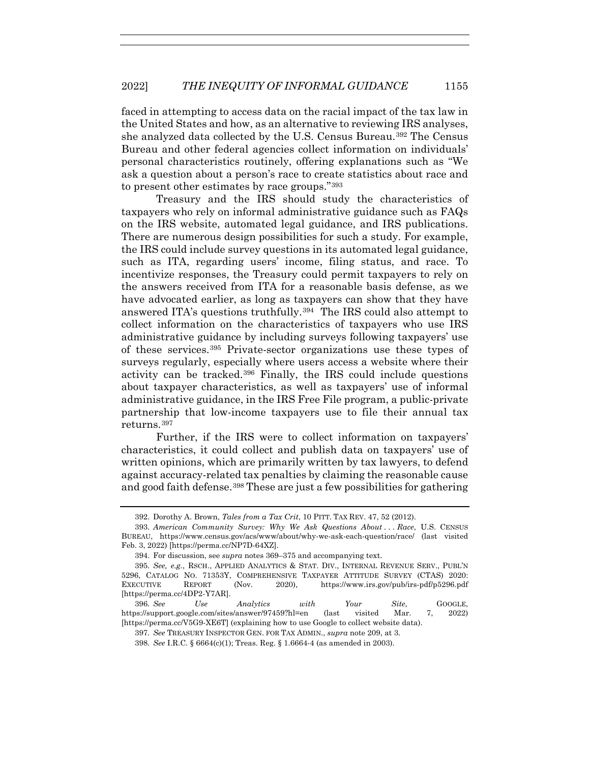faced in attempting to access data on the racial impact of the tax law in the United States and how, as an alternative to reviewing IRS analyses, she analyzed data collected by the U.S. Census Bureau.[392] The Census Bureau and other federal agencies collect information on individuals' personal characteristics routinely, offering explanations such as "We ask a question about a person's race to create statistics about race and to present other estimates by race groups."[393]

Treasury and the IRS should study the characteristics of taxpayers who rely on informal administrative guidance such as FAQs on the IRS website, automated legal guidance, and IRS publications. There are numerous design possibilities for such a study. For example, the IRS could include survey questions in its automated legal guidance, such as ITA, regarding users' income, filing status, and race. To incentivize responses, the Treasury could permit taxpayers to rely on the answers received from ITA for a reasonable basis defense, as we have advocated earlier, as long as taxpayers can show that they have answered ITA's questions truthfully.[394] The IRS could also attempt to collect information on the characteristics of taxpayers who use IRS administrative guidance by including surveys following taxpayers' use of these services.[395] Private-sector organizations use these types of surveys regularly, especially where users access a website where their activity can be tracked.[396] Finally, the IRS could include questions about taxpayer characteristics, as well as taxpayers' use of informal administrative guidance, in the IRS Free File program, a public-private partnership that low-income taxpayers use to file their annual tax returns.[397]

Further, if the IRS were to collect information on taxpayers' characteristics, it could collect and publish data on taxpayers' use of written opinions, which are primarily written by tax lawyers, to defend against accuracy-related tax penalties by claiming the reasonable cause and good faith defense.[398] These are just a few possibilities for gathering

---

392. Dorothy A. Brown, *Tales from a Tax Crit*, 10 PITT. TAX REV. 47, 52 (2012).

393. *American Community Survey: Why We Ask Questions About . . . Race*, U.S. CENSUS BUREAU, https://www.census.gov/acs/www/about/why-we-ask-each-question/race/ (last visited Feb. 3, 2022) [https://perma.cc/NP7D-64XZ].

394. For discussion, see *supra* notes 369–375 and accompanying text.

395. *See, e.g.*, RSCH., APPLIED ANALYTICS & STAT. DIV., INTERNAL REVENUE SERV., PUBL'N 5296, CATALOG NO. 71353Y, COMPREHENSIVE TAXPAYER ATTITUDE SURVEY (CTAS) 2020: EXECUTIVE REPORT (Nov. 2020), https://www.irs.gov/pub/irs-pdf/p5296.pdf [https://perma.cc/4DP2-Y7AR].

396. *See Use Analytics with Your Site*, GOOGLE, https://support.google.com/sites/answer/97459?hl=en (last visited Mar. 7, 2022) [https://perma.cc/V5G9-XE6T] (explaining how to use Google to collect website data).

397. *See* TREASURY INSPECTOR GEN. FOR TAX ADMIN., *supra* note 209, at 3.

398. *See* I.R.C. § 6664(c)(1); Treas. Reg. § 1.6664-4 (as amended in 2003).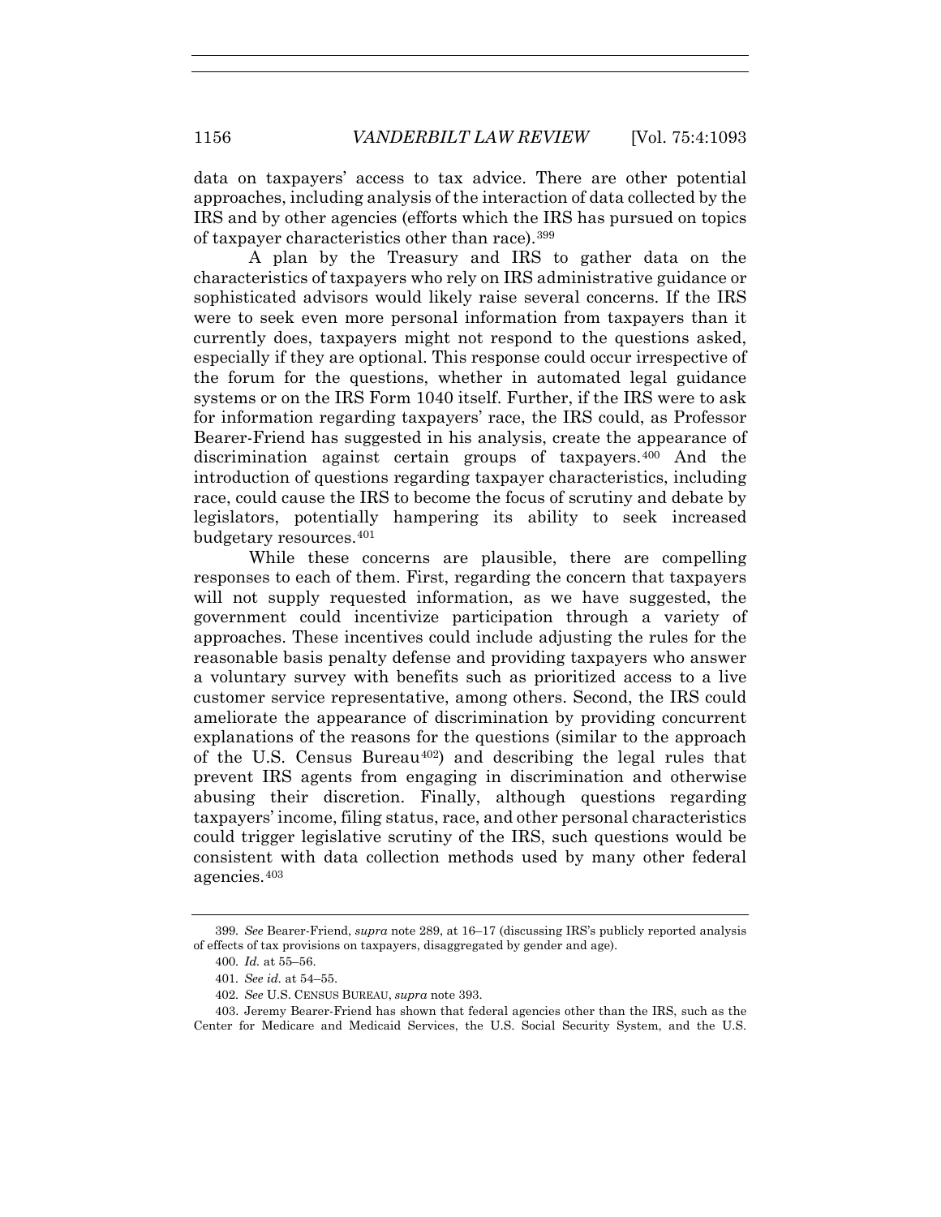data on taxpayers' access to tax advice. There are other potential approaches, including analysis of the interaction of data collected by the IRS and by other agencies (efforts which the IRS has pursued on topics of taxpayer characteristics other than race).[399]

A plan by the Treasury and IRS to gather data on the characteristics of taxpayers who rely on IRS administrative guidance or sophisticated advisors would likely raise several concerns. If the IRS were to seek even more personal information from taxpayers than it currently does, taxpayers might not respond to the questions asked, especially if they are optional. This response could occur irrespective of the forum for the questions, whether in automated legal guidance systems or on the IRS Form 1040 itself. Further, if the IRS were to ask for information regarding taxpayers' race, the IRS could, as Professor Bearer-Friend has suggested in his analysis, create the appearance of discrimination against certain groups of taxpayers.[400] And the introduction of questions regarding taxpayer characteristics, including race, could cause the IRS to become the focus of scrutiny and debate by legislators, potentially hampering its ability to seek increased budgetary resources.[401]

While these concerns are plausible, there are compelling responses to each of them. First, regarding the concern that taxpayers will not supply requested information, as we have suggested, the government could incentivize participation through a variety of approaches. These incentives could include adjusting the rules for the reasonable basis penalty defense and providing taxpayers who answer a voluntary survey with benefits such as prioritized access to a live customer service representative, among others. Second, the IRS could ameliorate the appearance of discrimination by providing concurrent explanations of the reasons for the questions (similar to the approach of the U.S. Census Bureau[402]) and describing the legal rules that prevent IRS agents from engaging in discrimination and otherwise abusing their discretion. Finally, although questions regarding taxpayers' income, filing status, race, and other personal characteristics could trigger legislative scrutiny of the IRS, such questions would be consistent with data collection methods used by many other federal agencies.[403]

---

399. *See* Bearer-Friend, *supra* note 289, at 16–17 (discussing IRS's publicly reported analysis of effects of tax provisions on taxpayers, disaggregated by gender and age).

400. *Id.* at 55–56.

401. *See id.* at 54–55.

402. *See* U.S. CENSUS BUREAU, *supra* note 393.

403. Jeremy Bearer-Friend has shown that federal agencies other than the IRS, such as the Center for Medicare and Medicaid Services, the U.S. Social Security System, and the U.S.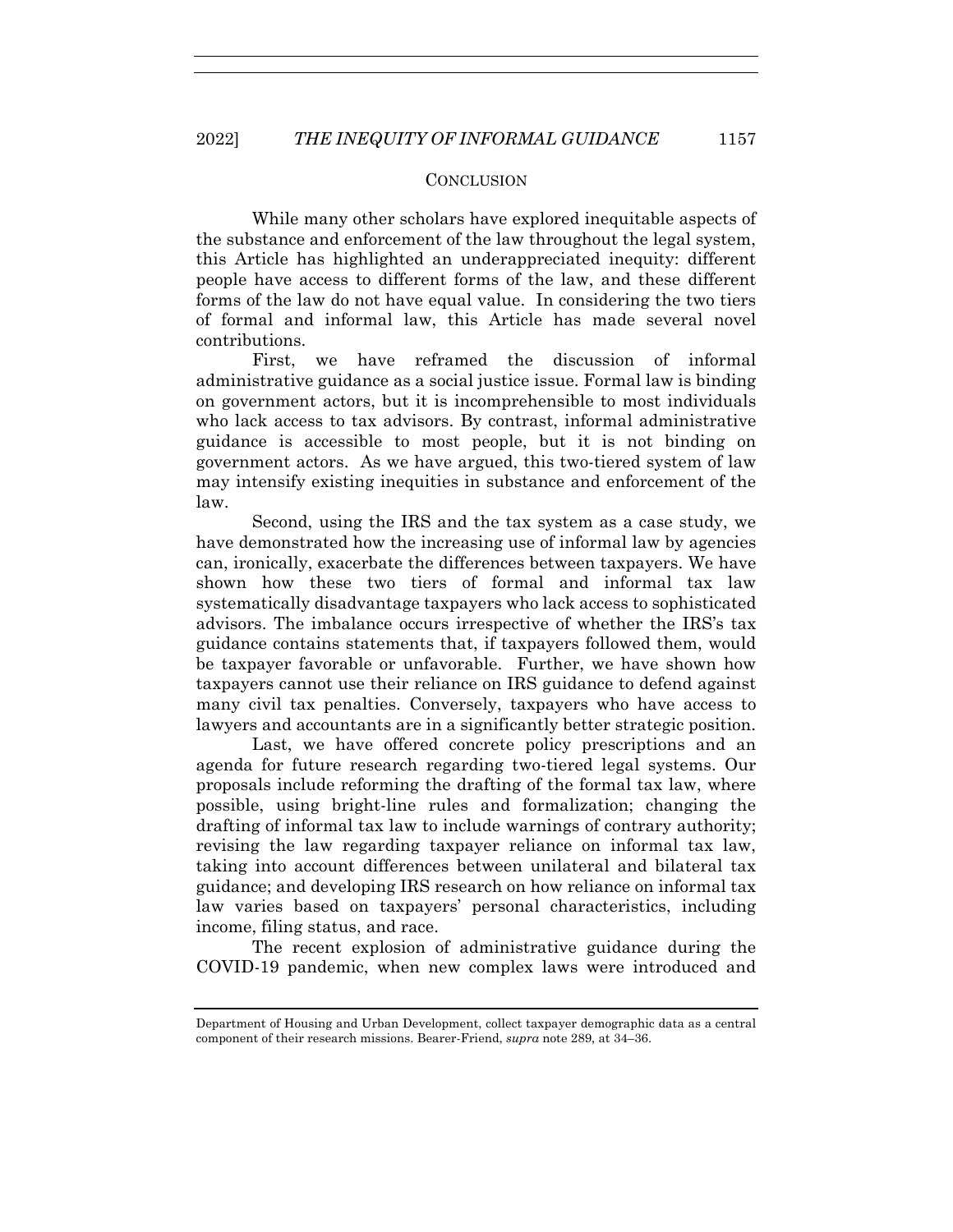## CONCLUSION

While many other scholars have explored inequitable aspects of the substance and enforcement of the law throughout the legal system, this Article has highlighted an underappreciated inequity: different people have access to different forms of the law, and these different forms of the law do not have equal value. In considering the two tiers of formal and informal law, this Article has made several novel contributions.

First, we have reframed the discussion of informal administrative guidance as a social justice issue. Formal law is binding on government actors, but it is incomprehensible to most individuals who lack access to tax advisors. By contrast, informal administrative guidance is accessible to most people, but it is not binding on government actors. As we have argued, this two-tiered system of law may intensify existing inequities in substance and enforcement of the law.

Second, using the IRS and the tax system as a case study, we have demonstrated how the increasing use of informal law by agencies can, ironically, exacerbate the differences between taxpayers. We have shown how these two tiers of formal and informal tax law systematically disadvantage taxpayers who lack access to sophisticated advisors. The imbalance occurs irrespective of whether the IRS's tax guidance contains statements that, if taxpayers followed them, would be taxpayer favorable or unfavorable. Further, we have shown how taxpayers cannot use their reliance on IRS guidance to defend against many civil tax penalties. Conversely, taxpayers who have access to lawyers and accountants are in a significantly better strategic position.

Last, we have offered concrete policy prescriptions and an agenda for future research regarding two-tiered legal systems. Our proposals include reforming the drafting of the formal tax law, where possible, using bright-line rules and formalization; changing the drafting of informal tax law to include warnings of contrary authority; revising the law regarding taxpayer reliance on informal tax law, taking into account differences between unilateral and bilateral tax guidance; and developing IRS research on how reliance on informal tax law varies based on taxpayers' personal characteristics, including income, filing status, and race.

The recent explosion of administrative guidance during the COVID-19 pandemic, when new complex laws were introduced and

Department of Housing and Urban Development, collect taxpayer demographic data as a central component of their research missions. Bearer-Friend, *supra* note 289, at 34–36.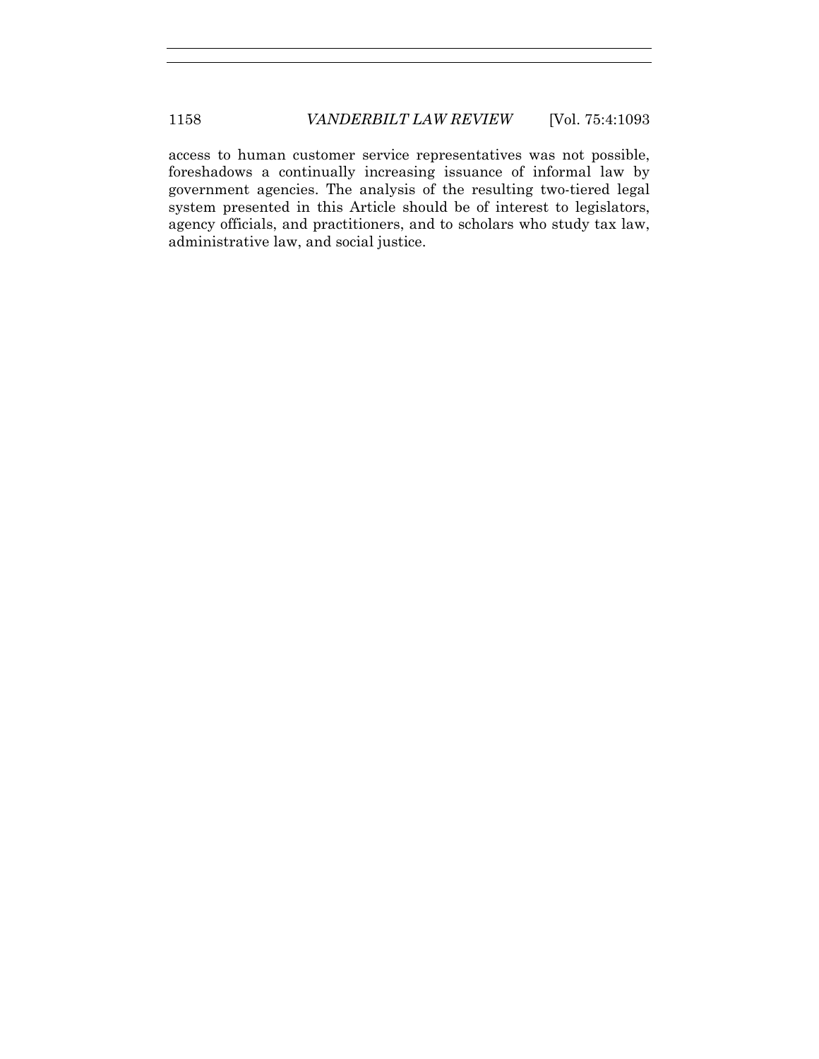access to human customer service representatives was not possible, foreshadows a continually increasing issuance of informal law by government agencies. The analysis of the resulting two-tiered legal system presented in this Article should be of interest to legislators, agency officials, and practitioners, and to scholars who study tax law, administrative law, and social justice.